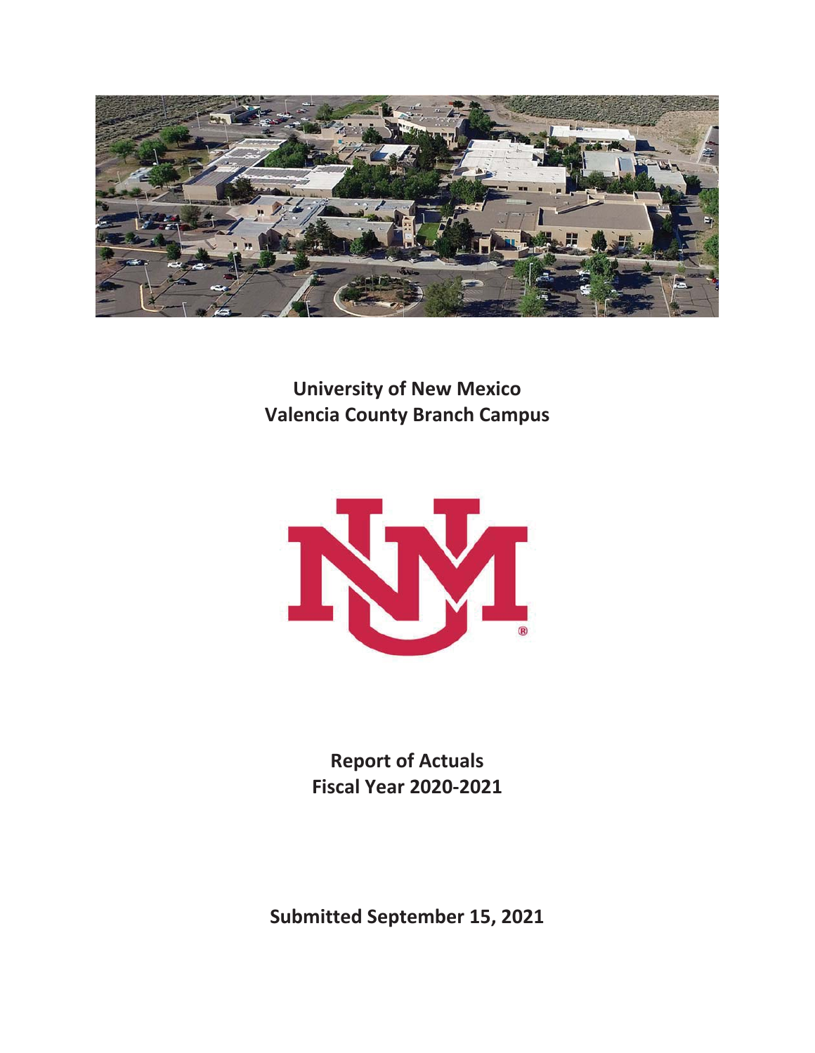**University of New Mexico**
**Valencia County Branch Campus**

**Report of Actuals**
**Fiscal Year 2020-2021**

**Submitted September 15, 2021**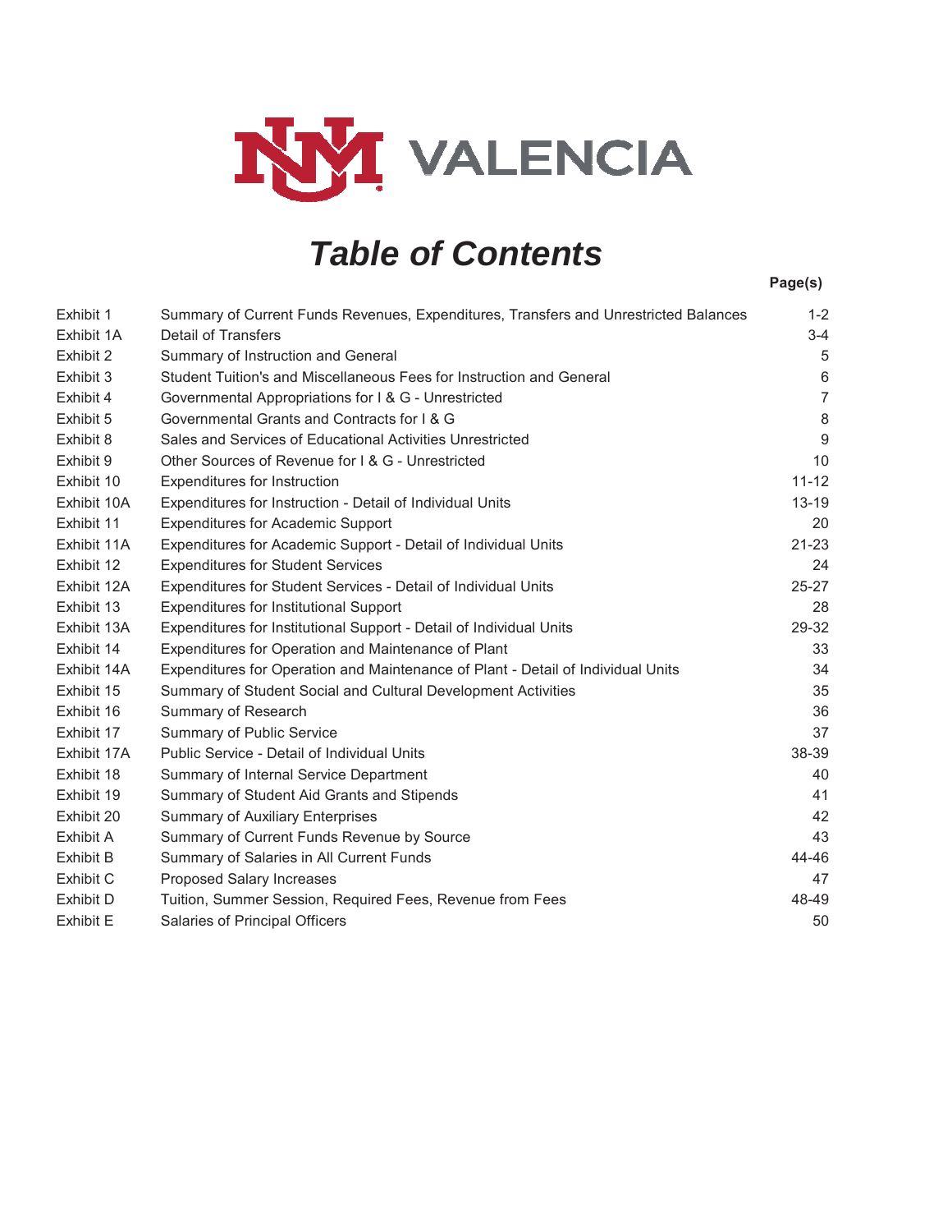UNM VALENCIA

# *Table of Contents*

| | | Page(s) |
|---|---|---|
| Exhibit 1 | Summary of Current Funds Revenues, Expenditures, Transfers and Unrestricted Balances | 1-2 |
| Exhibit 1A | Detail of Transfers | 3-4 |
| Exhibit 2 | Summary of Instruction and General | 5 |
| Exhibit 3 | Student Tuition's and Miscellaneous Fees for Instruction and General | 6 |
| Exhibit 4 | Governmental Appropriations for I & G - Unrestricted | 7 |
| Exhibit 5 | Governmental Grants and Contracts for I & G | 8 |
| Exhibit 8 | Sales and Services of Educational Activities Unrestricted | 9 |
| Exhibit 9 | Other Sources of Revenue for I & G - Unrestricted | 10 |
| Exhibit 10 | Expenditures for Instruction | 11-12 |
| Exhibit 10A | Expenditures for Instruction - Detail of Individual Units | 13-19 |
| Exhibit 11 | Expenditures for Academic Support | 20 |
| Exhibit 11A | Expenditures for Academic Support - Detail of Individual Units | 21-23 |
| Exhibit 12 | Expenditures for Student Services | 24 |
| Exhibit 12A | Expenditures for Student Services - Detail of Individual Units | 25-27 |
| Exhibit 13 | Expenditures for Institutional Support | 28 |
| Exhibit 13A | Expenditures for Institutional Support - Detail of Individual Units | 29-32 |
| Exhibit 14 | Expenditures for Operation and Maintenance of Plant | 33 |
| Exhibit 14A | Expenditures for Operation and Maintenance of Plant - Detail of Individual Units | 34 |
| Exhibit 15 | Summary of Student Social and Cultural Development Activities | 35 |
| Exhibit 16 | Summary of Research | 36 |
| Exhibit 17 | Summary of Public Service | 37 |
| Exhibit 17A | Public Service - Detail of Individual Units | 38-39 |
| Exhibit 18 | Summary of Internal Service Department | 40 |
| Exhibit 19 | Summary of Student Aid Grants and Stipends | 41 |
| Exhibit 20 | Summary of Auxiliary Enterprises | 42 |
| Exhibit A | Summary of Current Funds Revenue by Source | 43 |
| Exhibit B | Summary of Salaries in All Current Funds | 44-46 |
| Exhibit C | Proposed Salary Increases | 47 |
| Exhibit D | Tuition, Summer Session, Required Fees, Revenue from Fees | 48-49 |
| Exhibit E | Salaries of Principal Officers | 50 |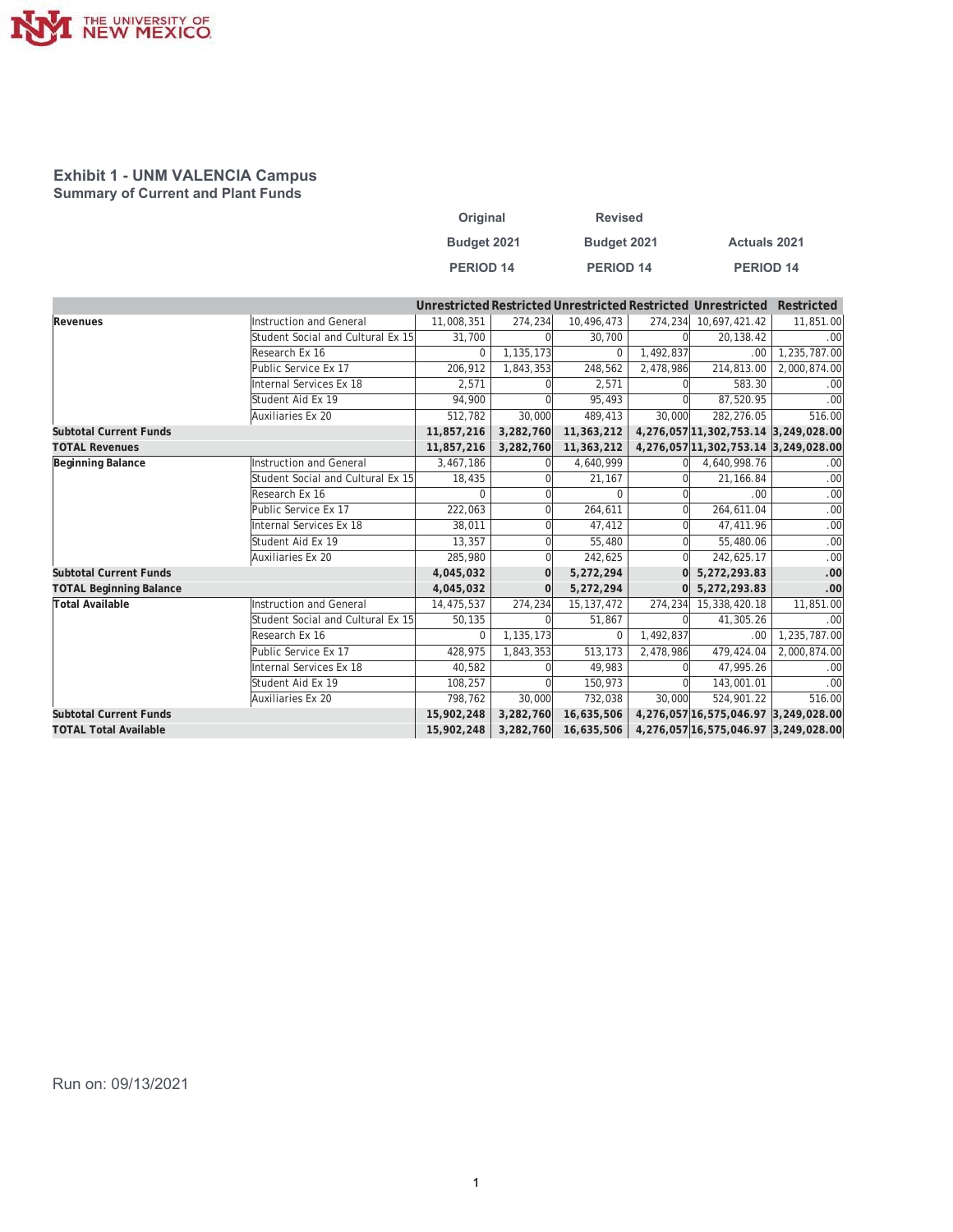## Exhibit 1 - UNM VALENCIA Campus

### Summary of Current and Plant Funds

| | | Original Budget 2021 PERIOD 14 | | Revised Budget 2021 PERIOD 14 | | Actuals 2021 PERIOD 14 | |
|---|---|---|---|---|---|---|---|
| | | Unrestricted | Restricted | Unrestricted | Restricted | Unrestricted | Restricted |
| **Revenues** | Instruction and General | 11,008,351 | 274,234 | 10,496,473 | 274,234 | 10,697,421.42 | 11,851.00 |
| | Student Social and Cultural Ex 15 | 31,700 | 0 | 30,700 | 0 | 20,138.42 | .00 |
| | Research Ex 16 | 0 | 1,135,173 | 0 | 1,492,837 | .00 | 1,235,787.00 |
| | Public Service Ex 17 | 206,912 | 1,843,353 | 248,562 | 2,478,986 | 214,813.00 | 2,000,874.00 |
| | Internal Services Ex 18 | 2,571 | 0 | 2,571 | 0 | 583.30 | .00 |
| | Student Aid Ex 19 | 94,900 | 0 | 95,493 | 0 | 87,520.95 | .00 |
| | Auxiliaries Ex 20 | 512,782 | 30,000 | 489,413 | 30,000 | 282,276.05 | 516.00 |
| **Subtotal Current Funds** | | **11,857,216** | **3,282,760** | **11,363,212** | **4,276,057** | **11,302,753.14** | **3,249,028.00** |
| **TOTAL Revenues** | | **11,857,216** | **3,282,760** | **11,363,212** | **4,276,057** | **11,302,753.14** | **3,249,028.00** |
| **Beginning Balance** | Instruction and General | 3,467,186 | 0 | 4,640,999 | 0 | 4,640,998.76 | .00 |
| | Student Social and Cultural Ex 15 | 18,435 | 0 | 21,167 | 0 | 21,166.84 | .00 |
| | Research Ex 16 | 0 | 0 | 0 | 0 | .00 | .00 |
| | Public Service Ex 17 | 222,063 | 0 | 264,611 | 0 | 264,611.04 | .00 |
| | Internal Services Ex 18 | 38,011 | 0 | 47,412 | 0 | 47,411.96 | .00 |
| | Student Aid Ex 19 | 13,357 | 0 | 55,480 | 0 | 55,480.06 | .00 |
| | Auxiliaries Ex 20 | 285,980 | 0 | 242,625 | 0 | 242,625.17 | .00 |
| **Subtotal Current Funds** | | **4,045,032** | **0** | **5,272,294** | **0** | **5,272,293.83** | **.00** |
| **TOTAL Beginning Balance** | | **4,045,032** | **0** | **5,272,294** | **0** | **5,272,293.83** | **.00** |
| **Total Available** | Instruction and General | 14,475,537 | 274,234 | 15,137,472 | 274,234 | 15,338,420.18 | 11,851.00 |
| | Student Social and Cultural Ex 15 | 50,135 | 0 | 51,867 | 0 | 41,305.26 | .00 |
| | Research Ex 16 | 0 | 1,135,173 | 0 | 1,492,837 | .00 | 1,235,787.00 |
| | Public Service Ex 17 | 428,975 | 1,843,353 | 513,173 | 2,478,986 | 479,424.04 | 2,000,874.00 |
| | Internal Services Ex 18 | 40,582 | 0 | 49,983 | 0 | 47,995.26 | .00 |
| | Student Aid Ex 19 | 108,257 | 0 | 150,973 | 0 | 143,001.01 | .00 |
| | Auxiliaries Ex 20 | 798,762 | 30,000 | 732,038 | 30,000 | 524,901.22 | 516.00 |
| **Subtotal Current Funds** | | **15,902,248** | **3,282,760** | **16,635,506** | **4,276,057** | **16,575,046.97** | **3,249,028.00** |
| **TOTAL Total Available** | | **15,902,248** | **3,282,760** | **16,635,506** | **4,276,057** | **16,575,046.97** | **3,249,028.00** |

Run on: 09/13/2021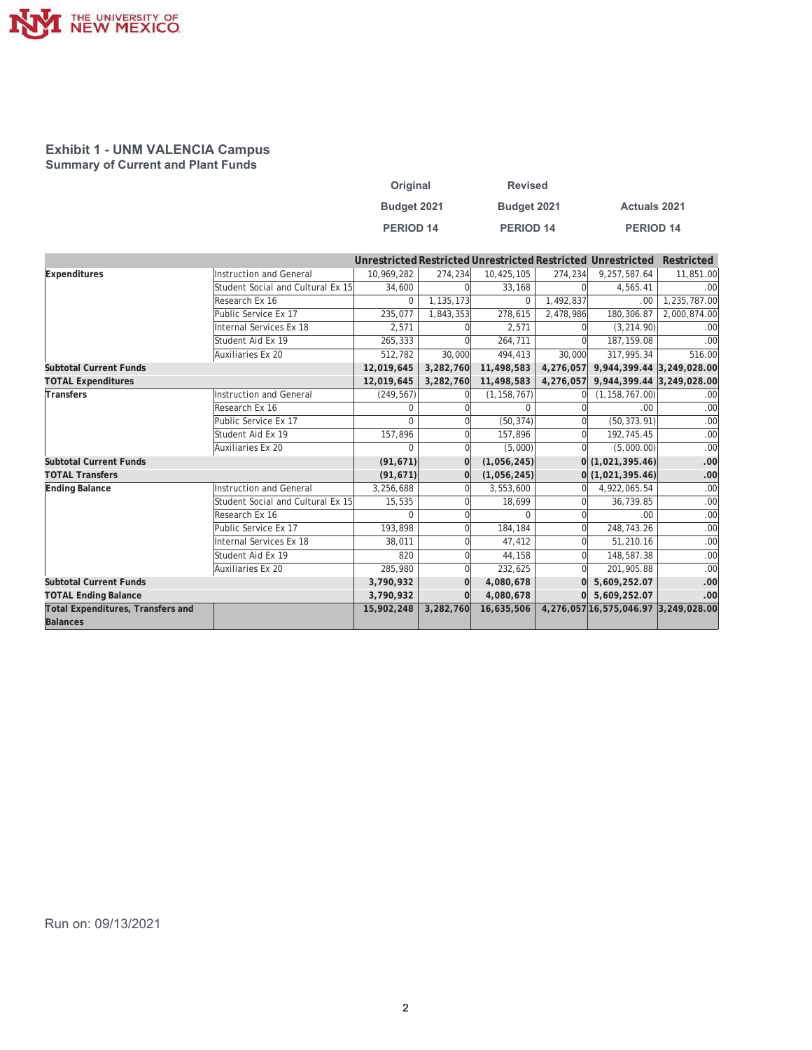# Exhibit 1 - UNM VALENCIA Campus

## Summary of Current and Plant Funds

| | | Original Budget 2021 PERIOD 14 | | Revised Budget 2021 PERIOD 14 | | Actuals 2021 PERIOD 14 | |
|---|---|---|---|---|---|---|---|
| | | Unrestricted | Restricted | Unrestricted | Restricted | Unrestricted | Restricted |
| **Expenditures** | Instruction and General | 10,969,282 | 274,234 | 10,425,105 | 274,234 | 9,257,587.64 | 11,851.00 |
| | Student Social and Cultural Ex 15 | 34,600 | 0 | 33,168 | 0 | 4,565.41 | .00 |
| | Research Ex 16 | 0 | 1,135,173 | 0 | 1,492,837 | .00 | 1,235,787.00 |
| | Public Service Ex 17 | 235,077 | 1,843,353 | 278,615 | 2,478,986 | 180,306.87 | 2,000,874.00 |
| | Internal Services Ex 18 | 2,571 | 0 | 2,571 | 0 | (3,214.90) | .00 |
| | Student Aid Ex 19 | 265,333 | 0 | 264,711 | 0 | 187,159.08 | .00 |
| | Auxiliaries Ex 20 | 512,782 | 30,000 | 494,413 | 30,000 | 317,995.34 | 516.00 |
| **Subtotal Current Funds** | | **12,019,645** | **3,282,760** | **11,498,583** | **4,276,057** | **9,944,399.44** | **3,249,028.00** |
| **TOTAL Expenditures** | | **12,019,645** | **3,282,760** | **11,498,583** | **4,276,057** | **9,944,399.44** | **3,249,028.00** |
| **Transfers** | Instruction and General | (249,567) | 0 | (1,158,767) | 0 | (1,158,767.00) | .00 |
| | Research Ex 16 | 0 | 0 | 0 | 0 | .00 | .00 |
| | Public Service Ex 17 | 0 | 0 | (50,374) | 0 | (50,373.91) | .00 |
| | Student Aid Ex 19 | 157,896 | 0 | 157,896 | 0 | 192,745.45 | .00 |
| | Auxiliaries Ex 20 | 0 | 0 | (5,000) | 0 | (5,000.00) | .00 |
| **Subtotal Current Funds** | | **(91,671)** | **0** | **(1,056,245)** | **0** | **(1,021,395.46)** | **.00** |
| **TOTAL Transfers** | | **(91,671)** | **0** | **(1,056,245)** | **0** | **(1,021,395.46)** | **.00** |
| **Ending Balance** | Instruction and General | 3,256,688 | 0 | 3,553,600 | 0 | 4,922,065.54 | .00 |
| | Student Social and Cultural Ex 15 | 15,535 | 0 | 18,699 | 0 | 36,739.85 | .00 |
| | Research Ex 16 | 0 | 0 | 0 | 0 | .00 | .00 |
| | Public Service Ex 17 | 193,898 | 0 | 184,184 | 0 | 248,743.26 | .00 |
| | Internal Services Ex 18 | 38,011 | 0 | 47,412 | 0 | 51,210.16 | .00 |
| | Student Aid Ex 19 | 820 | 0 | 44,158 | 0 | 148,587.38 | .00 |
| | Auxiliaries Ex 20 | 285,980 | 0 | 232,625 | 0 | 201,905.88 | .00 |
| **Subtotal Current Funds** | | **3,790,932** | **0** | **4,080,678** | **0** | **5,609,252.07** | **.00** |
| **TOTAL Ending Balance** | | **3,790,932** | **0** | **4,080,678** | **0** | **5,609,252.07** | **.00** |
| **Total Expenditures, Transfers and Balances** | | **15,902,248** | **3,282,760** | **16,635,506** | **4,276,057** | **16,575,046.97** | **3,249,028.00** |

Run on: 09/13/2021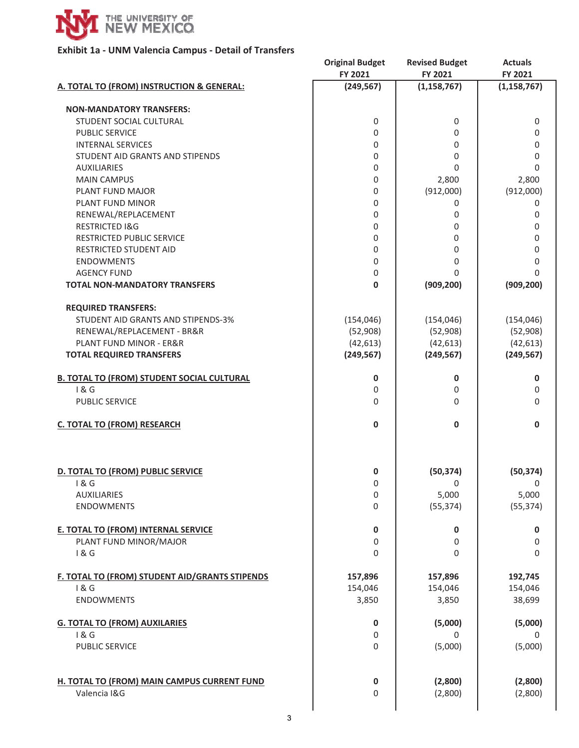THE UNIVERSITY OF NEW MEXICO

## Exhibit 1a - UNM Valencia Campus - Detail of Transfers

| | Original Budget FY 2021 | Revised Budget FY 2021 | Actuals FY 2021 |
|---|---|---|---|
| **A. TOTAL TO (FROM) INSTRUCTION & GENERAL:** | **(249,567)** | **(1,158,767)** | **(1,158,767)** |
| **NON-MANDATORY TRANSFERS:** | | | |
| STUDENT SOCIAL CULTURAL | 0 | 0 | 0 |
| PUBLIC SERVICE | 0 | 0 | 0 |
| INTERNAL SERVICES | 0 | 0 | 0 |
| STUDENT AID GRANTS AND STIPENDS | 0 | 0 | 0 |
| AUXILIARIES | 0 | 0 | 0 |
| MAIN CAMPUS | 0 | 2,800 | 2,800 |
| PLANT FUND MAJOR | 0 | (912,000) | (912,000) |
| PLANT FUND MINOR | 0 | 0 | 0 |
| RENEWAL/REPLACEMENT | 0 | 0 | 0 |
| RESTRICTED I&G | 0 | 0 | 0 |
| RESTRICTED PUBLIC SERVICE | 0 | 0 | 0 |
| RESTRICTED STUDENT AID | 0 | 0 | 0 |
| ENDOWMENTS | 0 | 0 | 0 |
| AGENCY FUND | 0 | 0 | 0 |
| **TOTAL NON-MANDATORY TRANSFERS** | **0** | **(909,200)** | **(909,200)** |
| **REQUIRED TRANSFERS:** | | | |
| STUDENT AID GRANTS AND STIPENDS-3% | (154,046) | (154,046) | (154,046) |
| RENEWAL/REPLACEMENT - BR&R | (52,908) | (52,908) | (52,908) |
| PLANT FUND MINOR - ER&R | (42,613) | (42,613) | (42,613) |
| **TOTAL REQUIRED TRANSFERS** | **(249,567)** | **(249,567)** | **(249,567)** |
| **B. TOTAL TO (FROM) STUDENT SOCIAL CULTURAL** | **0** | **0** | **0** |
| I & G | 0 | 0 | 0 |
| PUBLIC SERVICE | 0 | 0 | 0 |
| **C. TOTAL TO (FROM) RESEARCH** | **0** | **0** | **0** |
| **D. TOTAL TO (FROM) PUBLIC SERVICE** | **0** | **(50,374)** | **(50,374)** |
| I & G | 0 | 0 | 0 |
| AUXILIARIES | 0 | 5,000 | 5,000 |
| ENDOWMENTS | 0 | (55,374) | (55,374) |
| **E. TOTAL TO (FROM) INTERNAL SERVICE** | **0** | **0** | **0** |
| PLANT FUND MINOR/MAJOR | 0 | 0 | 0 |
| I & G | 0 | 0 | 0 |
| **F. TOTAL TO (FROM) STUDENT AID/GRANTS STIPENDS** | **157,896** | **157,896** | **192,745** |
| I & G | 154,046 | 154,046 | 154,046 |
| ENDOWMENTS | 3,850 | 3,850 | 38,699 |
| **G. TOTAL TO (FROM) AUXILARIES** | **0** | **(5,000)** | **(5,000)** |
| I & G | 0 | 0 | 0 |
| PUBLIC SERVICE | 0 | (5,000) | (5,000) |
| **H. TOTAL TO (FROM) MAIN CAMPUS CURRENT FUND** | **0** | **(2,800)** | **(2,800)** |
| Valencia I&G | 0 | (2,800) | (2,800) |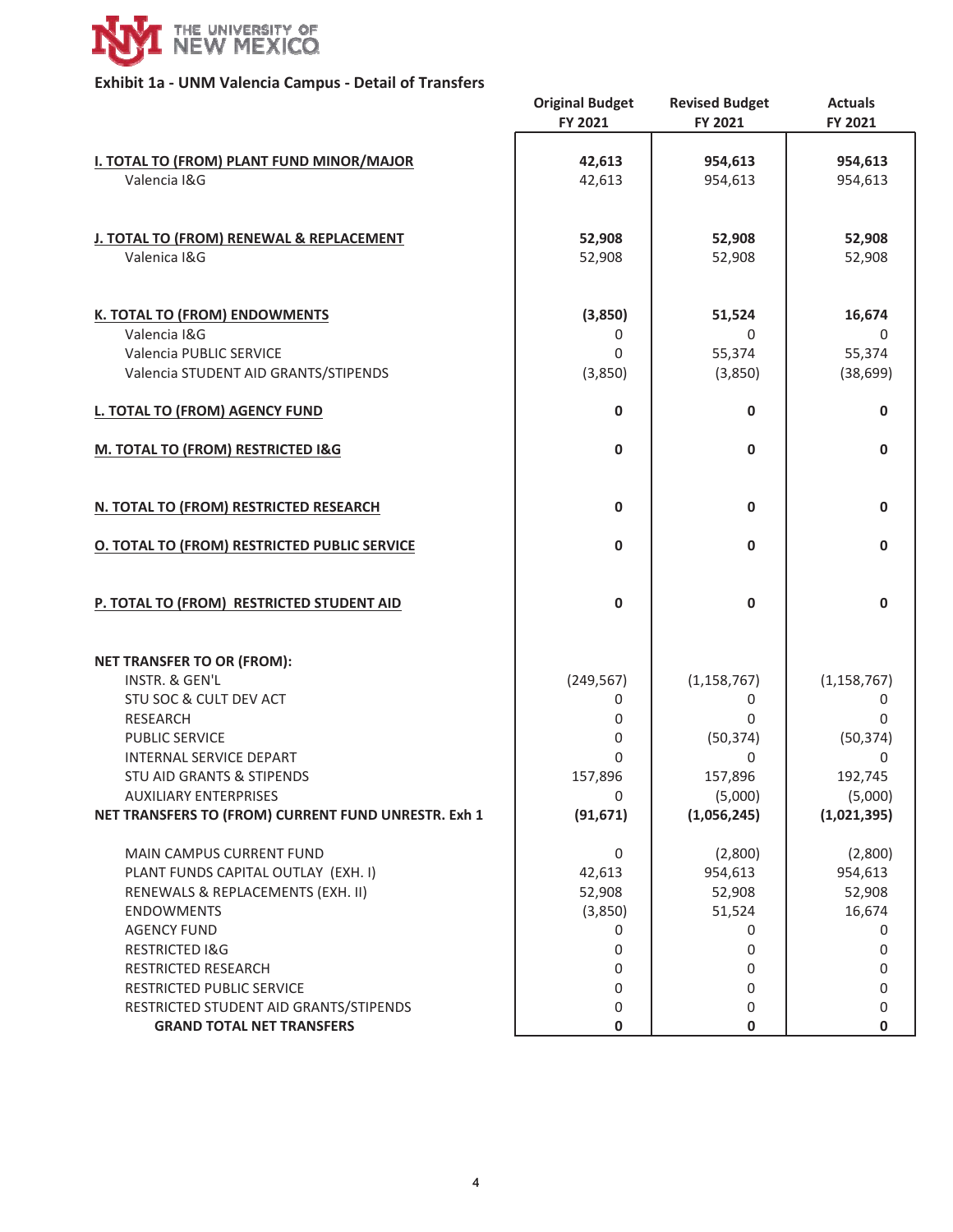THE UNIVERSITY OF NEW MEXICO

## Exhibit 1a - UNM Valencia Campus - Detail of Transfers

| | Original Budget FY 2021 | Revised Budget FY 2021 | Actuals FY 2021 |
|---|---|---|---|
| **I. TOTAL TO (FROM) PLANT FUND MINOR/MAJOR** | **42,613** | **954,613** | **954,613** |
| Valencia I&G | 42,613 | 954,613 | 954,613 |
| **J. TOTAL TO (FROM) RENEWAL & REPLACEMENT** | **52,908** | **52,908** | **52,908** |
| Valenica I&G | 52,908 | 52,908 | 52,908 |
| **K. TOTAL TO (FROM) ENDOWMENTS** | **(3,850)** | **51,524** | **16,674** |
| Valencia I&G | 0 | 0 | 0 |
| Valencia PUBLIC SERVICE | 0 | 55,374 | 55,374 |
| Valencia STUDENT AID GRANTS/STIPENDS | (3,850) | (3,850) | (38,699) |
| **L. TOTAL TO (FROM) AGENCY FUND** | **0** | **0** | **0** |
| **M. TOTAL TO (FROM) RESTRICTED I&G** | **0** | **0** | **0** |
| **N. TOTAL TO (FROM) RESTRICTED RESEARCH** | **0** | **0** | **0** |
| **O. TOTAL TO (FROM) RESTRICTED PUBLIC SERVICE** | **0** | **0** | **0** |
| **P. TOTAL TO (FROM) RESTRICTED STUDENT AID** | **0** | **0** | **0** |
| **NET TRANSFER TO OR (FROM):** | | | |
| INSTR. & GEN'L | (249,567) | (1,158,767) | (1,158,767) |
| STU SOC & CULT DEV ACT | 0 | 0 | 0 |
| RESEARCH | 0 | 0 | 0 |
| PUBLIC SERVICE | 0 | (50,374) | (50,374) |
| INTERNAL SERVICE DEPART | 0 | 0 | 0 |
| STU AID GRANTS & STIPENDS | 157,896 | 157,896 | 192,745 |
| AUXILIARY ENTERPRISES | 0 | (5,000) | (5,000) |
| **NET TRANSFERS TO (FROM) CURRENT FUND UNRESTR. Exh 1** | **(91,671)** | **(1,056,245)** | **(1,021,395)** |
| MAIN CAMPUS CURRENT FUND | 0 | (2,800) | (2,800) |
| PLANT FUNDS CAPITAL OUTLAY (EXH. I) | 42,613 | 954,613 | 954,613 |
| RENEWALS & REPLACEMENTS (EXH. II) | 52,908 | 52,908 | 52,908 |
| ENDOWMENTS | (3,850) | 51,524 | 16,674 |
| AGENCY FUND | 0 | 0 | 0 |
| RESTRICTED I&G | 0 | 0 | 0 |
| RESTRICTED RESEARCH | 0 | 0 | 0 |
| RESTRICTED PUBLIC SERVICE | 0 | 0 | 0 |
| RESTRICTED STUDENT AID GRANTS/STIPENDS | 0 | 0 | 0 |
| **GRAND TOTAL NET TRANSFERS** | **0** | **0** | **0** |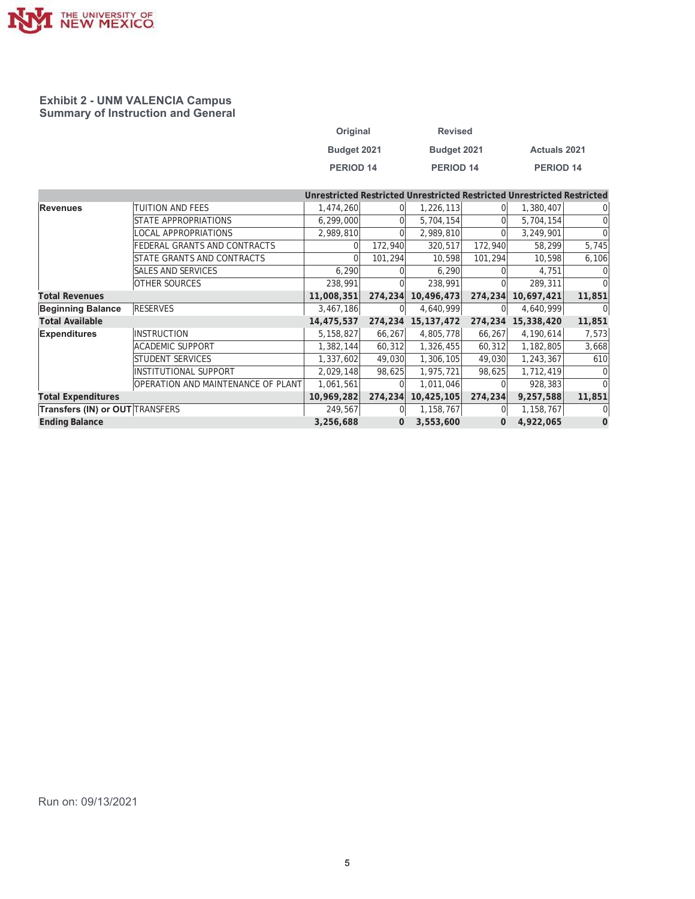## Exhibit 2 - UNM VALENCIA Campus
## Summary of Instruction and General

| | | Original Budget 2021 PERIOD 14 | | Revised Budget 2021 PERIOD 14 | | Actuals 2021 PERIOD 14 | |
|---|---|---|---|---|---|---|---|
| | | Unrestricted | Restricted | Unrestricted | Restricted | Unrestricted | Restricted |
| **Revenues** | TUITION AND FEES | 1,474,260 | 0 | 1,226,113 | 0 | 1,380,407 | 0 |
| | STATE APPROPRIATIONS | 6,299,000 | 0 | 5,704,154 | 0 | 5,704,154 | 0 |
| | LOCAL APPROPRIATIONS | 2,989,810 | 0 | 2,989,810 | 0 | 3,249,901 | 0 |
| | FEDERAL GRANTS AND CONTRACTS | 0 | 172,940 | 320,517 | 172,940 | 58,299 | 5,745 |
| | STATE GRANTS AND CONTRACTS | 0 | 101,294 | 10,598 | 101,294 | 10,598 | 6,106 |
| | SALES AND SERVICES | 6,290 | 0 | 6,290 | 0 | 4,751 | 0 |
| | OTHER SOURCES | 238,991 | 0 | 238,991 | 0 | 289,311 | 0 |
| **Total Revenues** | | **11,008,351** | **274,234** | **10,496,473** | **274,234** | **10,697,421** | **11,851** |
| **Beginning Balance** | RESERVES | 3,467,186 | 0 | 4,640,999 | 0 | 4,640,999 | 0 |
| **Total Available** | | **14,475,537** | **274,234** | **15,137,472** | **274,234** | **15,338,420** | **11,851** |
| **Expenditures** | INSTRUCTION | 5,158,827 | 66,267 | 4,805,778 | 66,267 | 4,190,614 | 7,573 |
| | ACADEMIC SUPPORT | 1,382,144 | 60,312 | 1,326,455 | 60,312 | 1,182,805 | 3,668 |
| | STUDENT SERVICES | 1,337,602 | 49,030 | 1,306,105 | 49,030 | 1,243,367 | 610 |
| | INSTITUTIONAL SUPPORT | 2,029,148 | 98,625 | 1,975,721 | 98,625 | 1,712,419 | 0 |
| | OPERATION AND MAINTENANCE OF PLANT | 1,061,561 | 0 | 1,011,046 | 0 | 928,383 | 0 |
| **Total Expenditures** | | **10,969,282** | **274,234** | **10,425,105** | **274,234** | **9,257,588** | **11,851** |
| **Transfers (IN) or OUT** | TRANSFERS | 249,567 | 0 | 1,158,767 | 0 | 1,158,767 | 0 |
| **Ending Balance** | | **3,256,688** | **0** | **3,553,600** | **0** | **4,922,065** | **0** |

Run on: 09/13/2021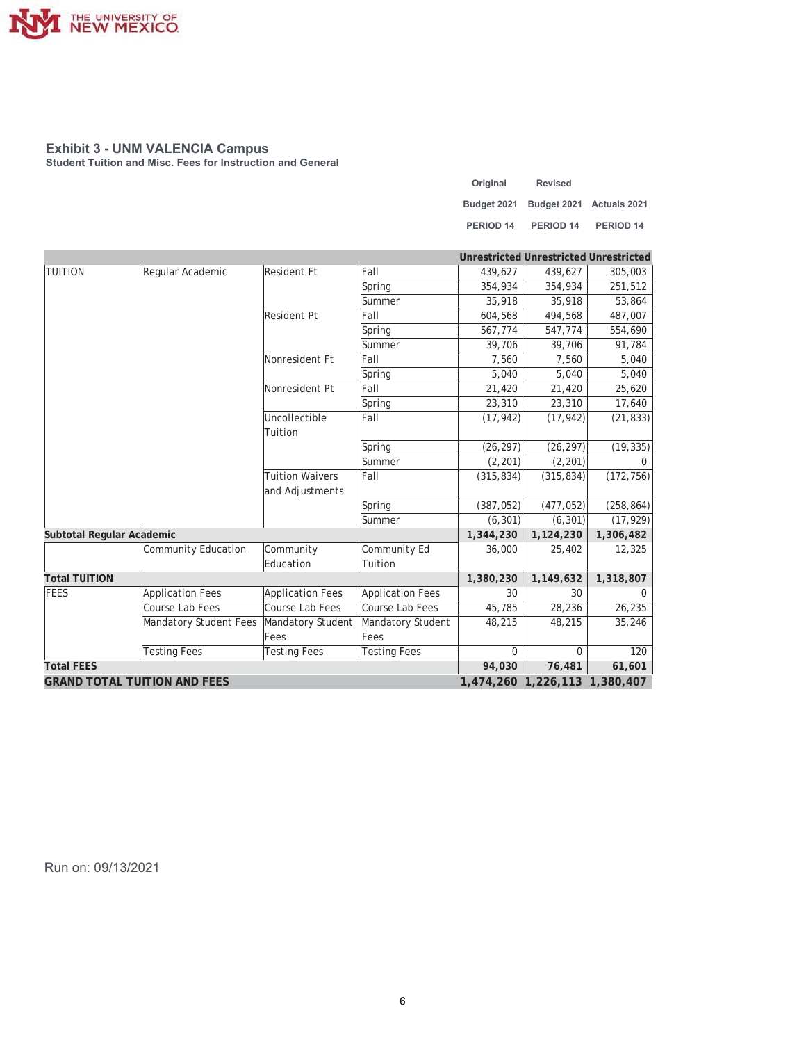## Exhibit 3 - UNM VALENCIA Campus

**Student Tuition and Misc. Fees for Instruction and General**

| | | | | Original Budget 2021 PERIOD 14 | Revised Budget 2021 PERIOD 14 | Actuals 2021 PERIOD 14 |
|---|---|---|---|---|---|---|
| | | | | **Unrestricted** | **Unrestricted** | **Unrestricted** |
| TUITION | Regular Academic | Resident Ft | Fall | 439,627 | 439,627 | 305,003 |
| | | | Spring | 354,934 | 354,934 | 251,512 |
| | | | Summer | 35,918 | 35,918 | 53,864 |
| | | Resident Pt | Fall | 604,568 | 494,568 | 487,007 |
| | | | Spring | 567,774 | 547,774 | 554,690 |
| | | | Summer | 39,706 | 39,706 | 91,784 |
| | | Nonresident Ft | Fall | 7,560 | 7,560 | 5,040 |
| | | | Spring | 5,040 | 5,040 | 5,040 |
| | | Nonresident Pt | Fall | 21,420 | 21,420 | 25,620 |
| | | | Spring | 23,310 | 23,310 | 17,640 |
| | | Uncollectible Tuition | Fall | (17,942) | (17,942) | (21,833) |
| | | | Spring | (26,297) | (26,297) | (19,335) |
| | | | Summer | (2,201) | (2,201) | 0 |
| | | Tuition Waivers and Adjustments | Fall | (315,834) | (315,834) | (172,756) |
| | | | Spring | (387,052) | (477,052) | (258,864) |
| | | | Summer | (6,301) | (6,301) | (17,929) |
| **Subtotal Regular Academic** | | | | **1,344,230** | **1,124,230** | **1,306,482** |
| | Community Education | Community Education | Community Ed Tuition | 36,000 | 25,402 | 12,325 |
| **Total TUITION** | | | | **1,380,230** | **1,149,632** | **1,318,807** |
| FEES | Application Fees | Application Fees | Application Fees | 30 | 30 | 0 |
| | Course Lab Fees | Course Lab Fees | Course Lab Fees | 45,785 | 28,236 | 26,235 |
| | Mandatory Student Fees | Mandatory Student Fees | Mandatory Student Fees | 48,215 | 48,215 | 35,246 |
| | Testing Fees | Testing Fees | Testing Fees | 0 | 0 | 120 |
| **Total FEES** | | | | **94,030** | **76,481** | **61,601** |
| **GRAND TOTAL TUITION AND FEES** | | | | **1,474,260** | **1,226,113** | **1,380,407** |

Run on: 09/13/2021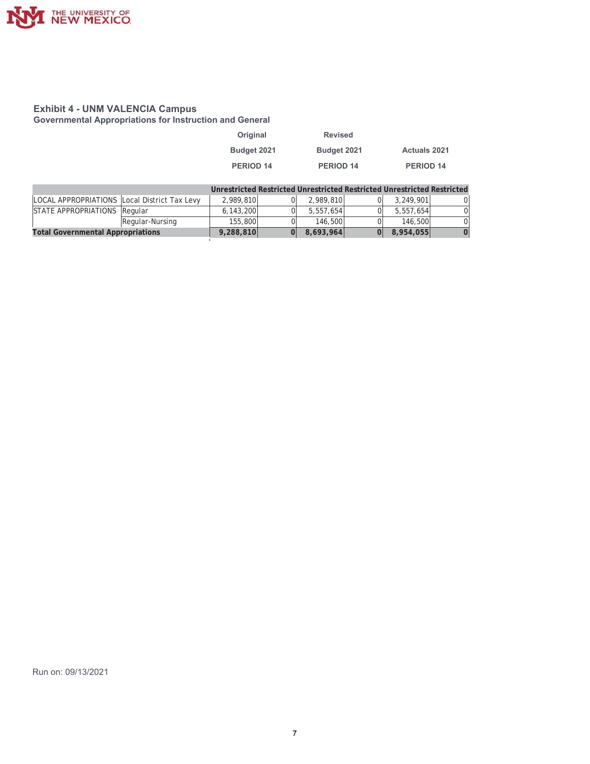## Exhibit 4 - UNM VALENCIA Campus

### Governmental Appropriations for Instruction and General

| | | Original Budget 2021 PERIOD 14 | | Revised Budget 2021 PERIOD 14 | | Actuals 2021 PERIOD 14 | |
|---|---|---|---|---|---|---|---|
| | | Unrestricted | Restricted | Unrestricted | Restricted | Unrestricted | Restricted |
| LOCAL APPROPRIATIONS | Local District Tax Levy | 2,989,810 | 0 | 2,989,810 | 0 | 3,249,901 | 0 |
| STATE APPROPRIATIONS | Regular | 6,143,200 | 0 | 5,557,654 | 0 | 5,557,654 | 0 |
| | Regular-Nursing | 155,800 | 0 | 146,500 | 0 | 146,500 | 0 |
| **Total Governmental Appropriations** | | **9,288,810** | **0** | **8,693,964** | **0** | **8,954,055** | **0** |

Run on: 09/13/2021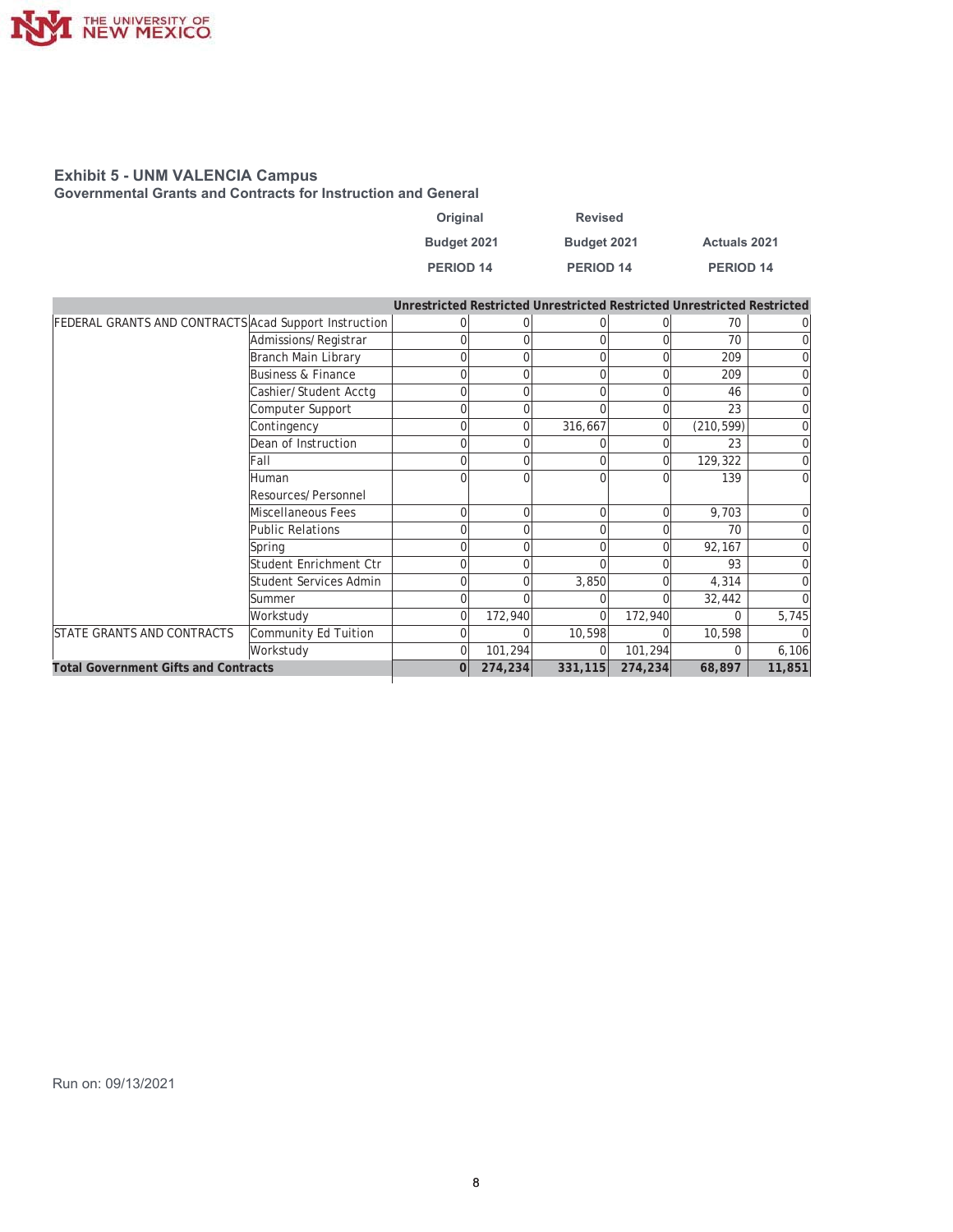## Exhibit 5 - UNM VALENCIA Campus

### Governmental Grants and Contracts for Instruction and General

| | | Original Budget 2021 PERIOD 14 | | Revised Budget 2021 PERIOD 14 | | Actuals 2021 PERIOD 14 | |
|---|---|---|---|---|---|---|---|
| | | Unrestricted | Restricted | Unrestricted | Restricted | Unrestricted | Restricted |
| FEDERAL GRANTS AND CONTRACTS | Acad Support Instruction | 0 | 0 | 0 | 0 | 70 | 0 |
| | Admissions/Registrar | 0 | 0 | 0 | 0 | 70 | 0 |
| | Branch Main Library | 0 | 0 | 0 | 0 | 209 | 0 |
| | Business & Finance | 0 | 0 | 0 | 0 | 209 | 0 |
| | Cashier/Student Acctg | 0 | 0 | 0 | 0 | 46 | 0 |
| | Computer Support | 0 | 0 | 0 | 0 | 23 | 0 |
| | Contingency | 0 | 0 | 316,667 | 0 | (210,599) | 0 |
| | Dean of Instruction | 0 | 0 | 0 | 0 | 23 | 0 |
| | Fall | 0 | 0 | 0 | 0 | 129,322 | 0 |
| | Human Resources/Personnel | 0 | 0 | 0 | 0 | 139 | 0 |
| | Miscellaneous Fees | 0 | 0 | 0 | 0 | 9,703 | 0 |
| | Public Relations | 0 | 0 | 0 | 0 | 70 | 0 |
| | Spring | 0 | 0 | 0 | 0 | 92,167 | 0 |
| | Student Enrichment Ctr | 0 | 0 | 0 | 0 | 93 | 0 |
| | Student Services Admin | 0 | 0 | 3,850 | 0 | 4,314 | 0 |
| | Summer | 0 | 0 | 0 | 0 | 32,442 | 0 |
| | Workstudy | 0 | 172,940 | 0 | 172,940 | 0 | 5,745 |
| STATE GRANTS AND CONTRACTS | Community Ed Tuition | 0 | 0 | 10,598 | 0 | 10,598 | 0 |
| | Workstudy | 0 | 101,294 | 0 | 101,294 | 0 | 6,106 |
| **Total Government Gifts and Contracts** | | **0** | **274,234** | **331,115** | **274,234** | **68,897** | **11,851** |

Run on: 09/13/2021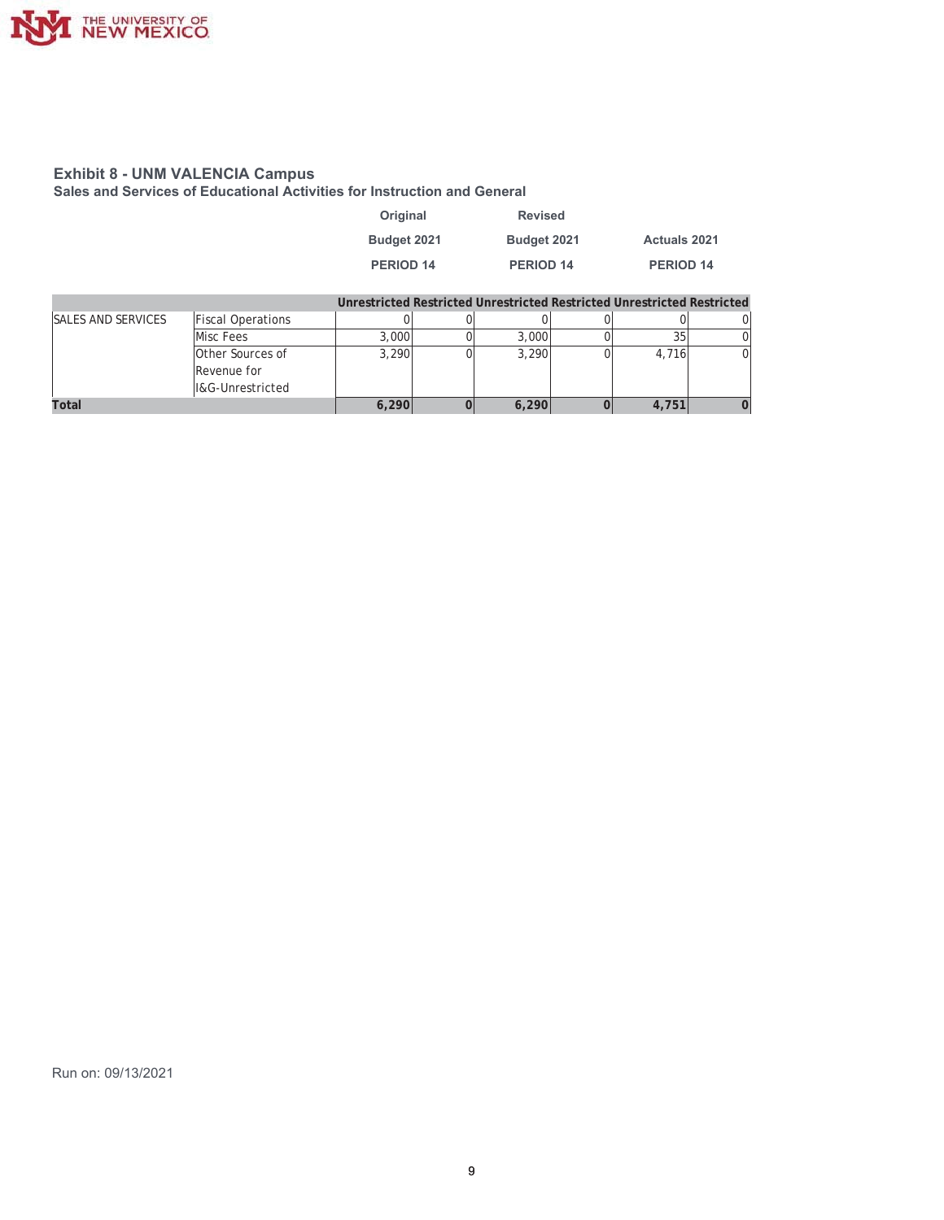## Exhibit 8 - UNM VALENCIA Campus

### Sales and Services of Educational Activities for Instruction and General

| | | Original Budget 2021 PERIOD 14 | | Revised Budget 2021 PERIOD 14 | | Actuals 2021 PERIOD 14 | |
|---|---|---|---|---|---|---|---|
| | | Unrestricted | Restricted | Unrestricted | Restricted | Unrestricted | Restricted |
| SALES AND SERVICES | Fiscal Operations | 0 | 0 | 0 | 0 | 0 | 0 |
| | Misc Fees | 3,000 | 0 | 3,000 | 0 | 35 | 0 |
| | Other Sources of Revenue for I&G-Unrestricted | 3,290 | 0 | 3,290 | 0 | 4,716 | 0 |
| **Total** | | **6,290** | **0** | **6,290** | **0** | **4,751** | **0** |

Run on: 09/13/2021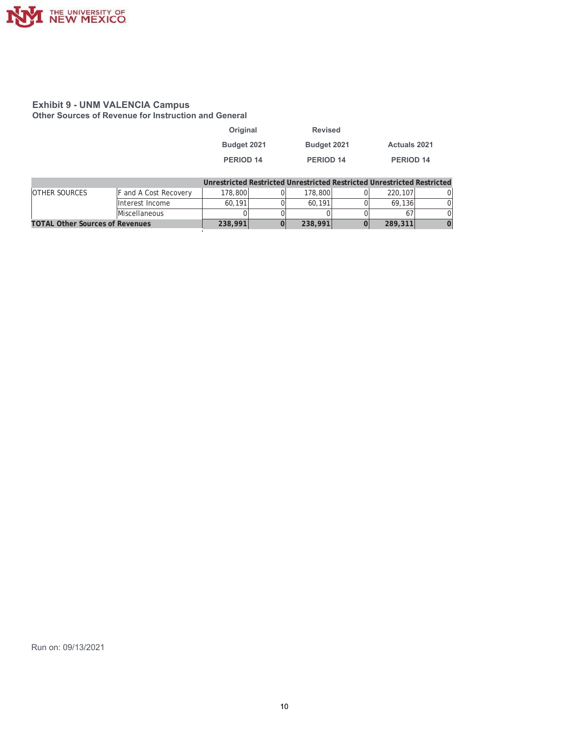## Exhibit 9 - UNM VALENCIA Campus

### Other Sources of Revenue for Instruction and General

| | | Original Budget 2021 PERIOD 14 | | Revised Budget 2021 PERIOD 14 | | Actuals 2021 PERIOD 14 | |
|---|---|---|---|---|---|---|---|
| | | Unrestricted | Restricted | Unrestricted | Restricted | Unrestricted | Restricted |
| OTHER SOURCES | F and A Cost Recovery | 178,800 | 0 | 178,800 | 0 | 220,107 | 0 |
| | Interest Income | 60,191 | 0 | 60,191 | 0 | 69,136 | 0 |
| | Miscellaneous | 0 | 0 | 0 | 0 | 67 | 0 |
| **TOTAL Other Sources of Revenues** | | **238,991** | **0** | **238,991** | **0** | **289,311** | **0** |

Run on: 09/13/2021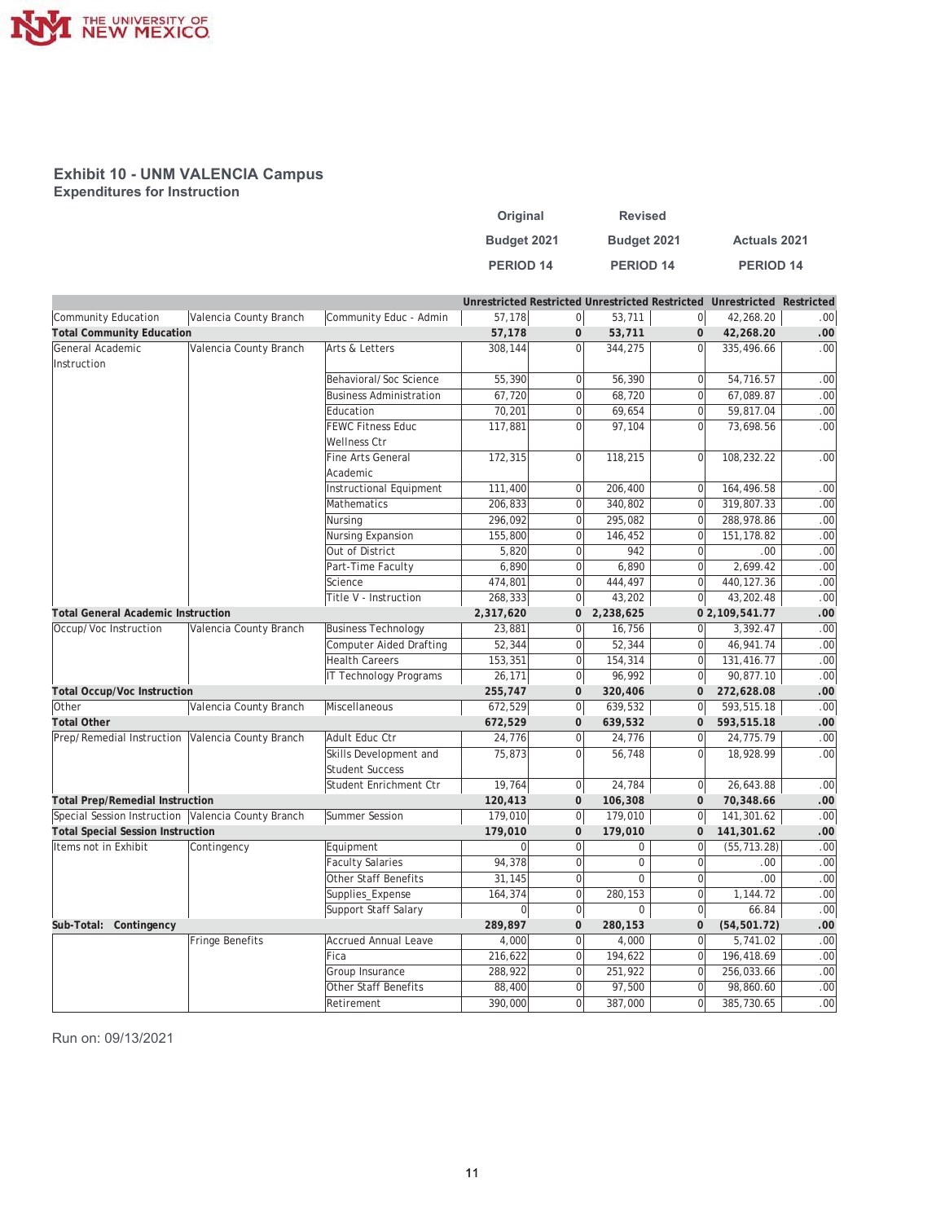## Exhibit 10 - UNM VALENCIA Campus
### Expenditures for Instruction

| | | | Original Budget 2021 PERIOD 14 | | Revised Budget 2021 PERIOD 14 | | Actuals 2021 PERIOD 14 | |
|---|---|---|---|---|---|---|---|---|
| | | | Unrestricted | Restricted | Unrestricted | Restricted | Unrestricted | Restricted |
| Community Education | Valencia County Branch | Community Educ - Admin | 57,178 | 0 | 53,711 | 0 | 42,268.20 | .00 |
| **Total Community Education** | | | **57,178** | **0** | **53,711** | **0** | **42,268.20** | **.00** |
| General Academic Instruction | Valencia County Branch | Arts & Letters | 308,144 | 0 | 344,275 | 0 | 335,496.66 | .00 |
| | | Behavioral/Soc Science | 55,390 | 0 | 56,390 | 0 | 54,716.57 | .00 |
| | | Business Administration | 67,720 | 0 | 68,720 | 0 | 67,089.87 | .00 |
| | | Education | 70,201 | 0 | 69,654 | 0 | 59,817.04 | .00 |
| | | FEWC Fitness Educ Wellness Ctr | 117,881 | 0 | 97,104 | 0 | 73,698.56 | .00 |
| | | Fine Arts General Academic | 172,315 | 0 | 118,215 | 0 | 108,232.22 | .00 |
| | | Instructional Equipment | 111,400 | 0 | 206,400 | 0 | 164,496.58 | .00 |
| | | Mathematics | 206,833 | 0 | 340,802 | 0 | 319,807.33 | .00 |
| | | Nursing | 296,092 | 0 | 295,082 | 0 | 288,978.86 | .00 |
| | | Nursing Expansion | 155,800 | 0 | 146,452 | 0 | 151,178.82 | .00 |
| | | Out of District | 5,820 | 0 | 942 | 0 | .00 | .00 |
| | | Part-Time Faculty | 6,890 | 0 | 6,890 | 0 | 2,699.42 | .00 |
| | | Science | 474,801 | 0 | 444,497 | 0 | 440,127.36 | .00 |
| | | Title V - Instruction | 268,333 | 0 | 43,202 | 0 | 43,202.48 | .00 |
| **Total General Academic Instruction** | | | **2,317,620** | **0** | **2,238,625** | **0** | **2,109,541.77** | **.00** |
| Occup/Voc Instruction | Valencia County Branch | Business Technology | 23,881 | 0 | 16,756 | 0 | 3,392.47 | .00 |
| | | Computer Aided Drafting | 52,344 | 0 | 52,344 | 0 | 46,941.74 | .00 |
| | | Health Careers | 153,351 | 0 | 154,314 | 0 | 131,416.77 | .00 |
| | | IT Technology Programs | 26,171 | 0 | 96,992 | 0 | 90,877.10 | .00 |
| **Total Occup/Voc Instruction** | | | **255,747** | **0** | **320,406** | **0** | **272,628.08** | **.00** |
| Other | Valencia County Branch | Miscellaneous | 672,529 | 0 | 639,532 | 0 | 593,515.18 | .00 |
| **Total Other** | | | **672,529** | **0** | **639,532** | **0** | **593,515.18** | **.00** |
| Prep/Remedial Instruction | Valencia County Branch | Adult Educ Ctr | 24,776 | 0 | 24,776 | 0 | 24,775.79 | .00 |
| | | Skills Development and Student Success | 75,873 | 0 | 56,748 | 0 | 18,928.99 | .00 |
| | | Student Enrichment Ctr | 19,764 | 0 | 24,784 | 0 | 26,643.88 | .00 |
| **Total Prep/Remedial Instruction** | | | **120,413** | **0** | **106,308** | **0** | **70,348.66** | **.00** |
| Special Session Instruction | Valencia County Branch | Summer Session | 179,010 | 0 | 179,010 | 0 | 141,301.62 | .00 |
| **Total Special Session Instruction** | | | **179,010** | **0** | **179,010** | **0** | **141,301.62** | **.00** |
| Items not in Exhibit | Contingency | Equipment | 0 | 0 | 0 | 0 | (55,713.28) | .00 |
| | | Faculty Salaries | 94,378 | 0 | 0 | 0 | .00 | .00 |
| | | Other Staff Benefits | 31,145 | 0 | 0 | 0 | .00 | .00 |
| | | Supplies_Expense | 164,374 | 0 | 280,153 | 0 | 1,144.72 | .00 |
| | | Support Staff Salary | 0 | 0 | 0 | 0 | 66.84 | .00 |
| **Sub-Total: Contingency** | | | **289,897** | **0** | **280,153** | **0** | **(54,501.72)** | **.00** |
| | Fringe Benefits | Accrued Annual Leave | 4,000 | 0 | 4,000 | 0 | 5,741.02 | .00 |
| | | Fica | 216,622 | 0 | 194,622 | 0 | 196,418.69 | .00 |
| | | Group Insurance | 288,922 | 0 | 251,922 | 0 | 256,033.66 | .00 |
| | | Other Staff Benefits | 88,400 | 0 | 97,500 | 0 | 98,860.60 | .00 |
| | | Retirement | 390,000 | 0 | 387,000 | 0 | 385,730.65 | .00 |

Run on: 09/13/2021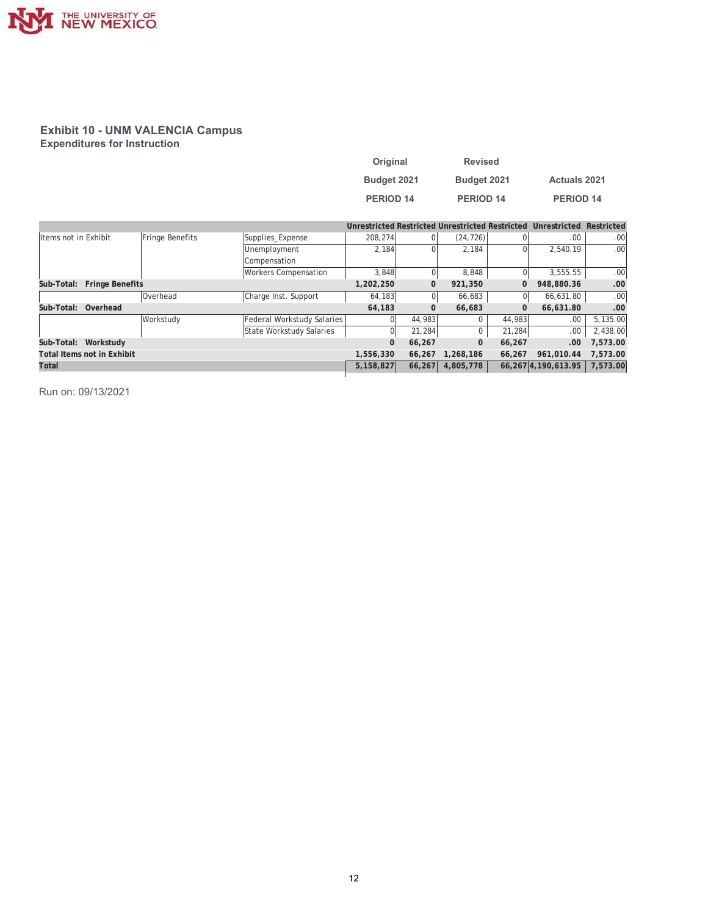## Exhibit 10 - UNM VALENCIA Campus

### Expenditures for Instruction

| | | | Original Budget 2021 PERIOD 14 | | Revised Budget 2021 PERIOD 14 | | Actuals 2021 PERIOD 14 | |
|---|---|---|---|---|---|---|---|---|
| | | | Unrestricted | Restricted | Unrestricted | Restricted | Unrestricted | Restricted |
| Items not in Exhibit | Fringe Benefits | Supplies_Expense | 208,274 | 0 | (24,726) | 0 | .00 | .00 |
| | | Unemployment Compensation | 2,184 | 0 | 2,184 | 0 | 2,540.19 | .00 |
| | | Workers Compensation | 3,848 | 0 | 8,848 | 0 | 3,555.55 | .00 |
| **Sub-Total: Fringe Benefits** | | | **1,202,250** | **0** | **921,350** | **0** | **948,880.36** | **.00** |
| | Overhead | Charge Inst. Support | 64,183 | 0 | 66,683 | 0 | 66,631.80 | .00 |
| **Sub-Total: Overhead** | | | **64,183** | **0** | **66,683** | **0** | **66,631.80** | **.00** |
| | Workstudy | Federal Workstudy Salaries | 0 | 44,983 | 0 | 44,983 | .00 | 5,135.00 |
| | | State Workstudy Salaries | 0 | 21,284 | 0 | 21,284 | .00 | 2,438.00 |
| **Sub-Total: Workstudy** | | | **0** | **66,267** | **0** | **66,267** | **.00** | **7,573.00** |
| **Total Items not in Exhibit** | | | **1,556,330** | **66,267** | **1,268,186** | **66,267** | **961,010.44** | **7,573.00** |
| **Total** | | | **5,158,827** | **66,267** | **4,805,778** | **66,267** | **4,190,613.95** | **7,573.00** |

Run on: 09/13/2021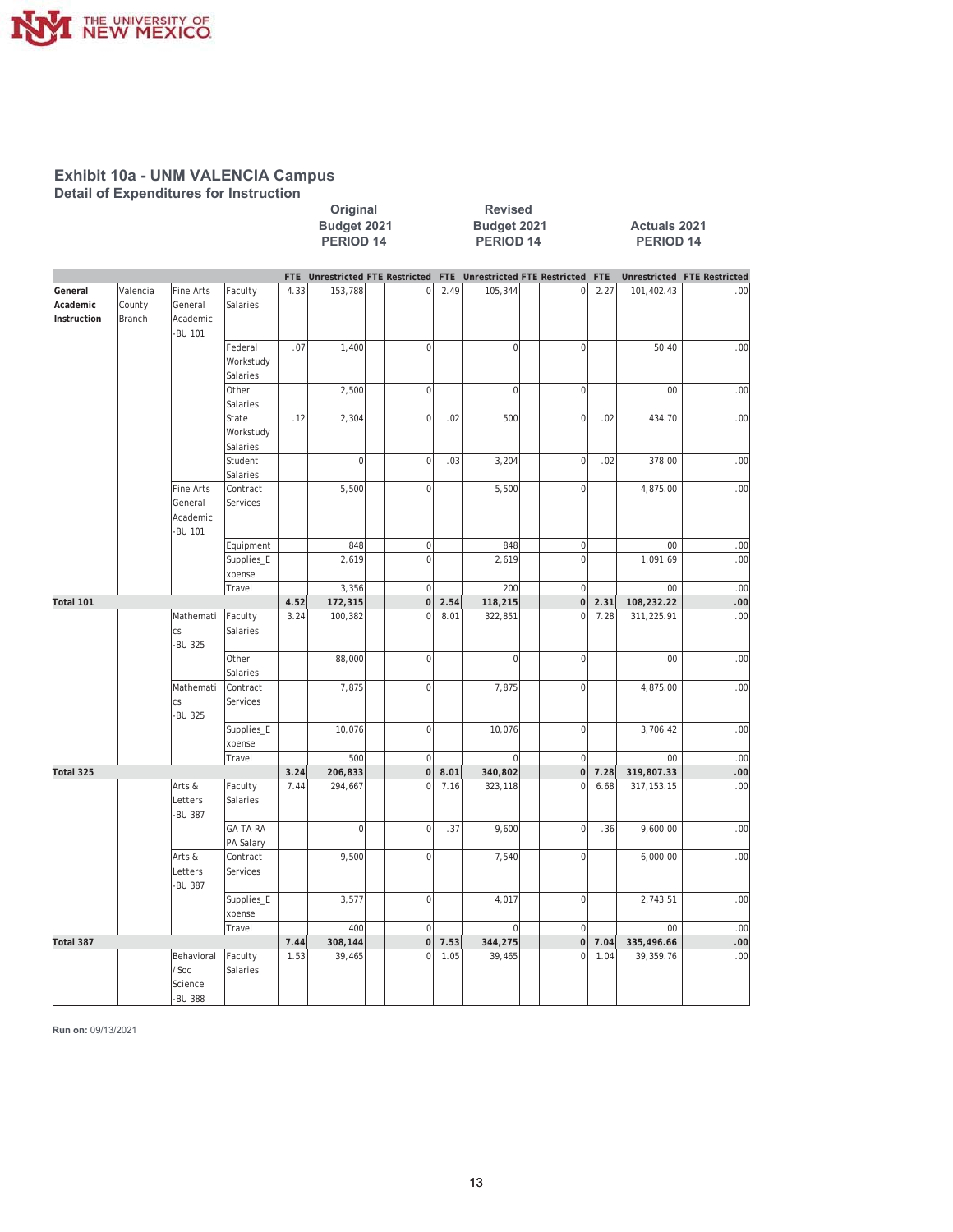## Exhibit 10a - UNM VALENCIA Campus

### Detail of Expenditures for Instruction

| | | | | Original Budget 2021 PERIOD 14 | | | | Revised Budget 2021 PERIOD 14 | | | | Actuals 2021 PERIOD 14 | | | |
|---|---|---|---|---|---|---|---|---|---|---|---|---|---|---|---|
| | | | | FTE | Unrestricted | FTE | Restricted | FTE | Unrestricted | FTE | Restricted | FTE | Unrestricted | FTE | Restricted |
| General Academic Instruction | Valencia County Branch | Fine Arts General Academic -BU 101 | Faculty Salaries | 4.33 | 153,788 | | 0 | 2.49 | 105,344 | | 0 | 2.27 | 101,402.43 | | .00 |
| | | | Federal Workstudy Salaries | .07 | 1,400 | | 0 | | 0 | | 0 | | 50.40 | | .00 |
| | | | Other Salaries | | 2,500 | | 0 | | 0 | | 0 | | .00 | | .00 |
| | | | State Workstudy Salaries | .12 | 2,304 | | 0 | .02 | 500 | | 0 | .02 | 434.70 | | .00 |
| | | | Student Salaries | | 0 | | 0 | .03 | 3,204 | | 0 | .02 | 378.00 | | .00 |
| | | Fine Arts General Academic -BU 101 | Contract Services | | 5,500 | | 0 | | 5,500 | | 0 | | 4,875.00 | | .00 |
| | | | Equipment | | 848 | | 0 | | 848 | | 0 | | .00 | | .00 |
| | | | Supplies_Expense | | 2,619 | | 0 | | 2,619 | | 0 | | 1,091.69 | | .00 |
| | | | Travel | | 3,356 | | 0 | | 200 | | 0 | | .00 | | .00 |
| **Total 101** | | | | **4.52** | **172,315** | | **0** | **2.54** | **118,215** | | **0** | **2.31** | **108,232.22** | | **.00** |
| | | Mathematics -BU 325 | Faculty Salaries | 3.24 | 100,382 | | 0 | 8.01 | 322,851 | | 0 | 7.28 | 311,225.91 | | .00 |
| | | | Other Salaries | | 88,000 | | 0 | | 0 | | 0 | | .00 | | .00 |
| | | Mathematics -BU 325 | Contract Services | | 7,875 | | 0 | | 7,875 | | 0 | | 4,875.00 | | .00 |
| | | | Supplies_Expense | | 10,076 | | 0 | | 10,076 | | 0 | | 3,706.42 | | .00 |
| | | | Travel | | 500 | | 0 | | 0 | | 0 | | .00 | | .00 |
| **Total 325** | | | | **3.24** | **206,833** | | **0** | **8.01** | **340,802** | | **0** | **7.28** | **319,807.33** | | **.00** |
| | | Arts & Letters -BU 387 | Faculty Salaries | 7.44 | 294,667 | | 0 | 7.16 | 323,118 | | 0 | 6.68 | 317,153.15 | | .00 |
| | | | GA TA RA PA Salary | | 0 | | 0 | .37 | 9,600 | | 0 | .36 | 9,600.00 | | .00 |
| | | Arts & Letters -BU 387 | Contract Services | | 9,500 | | 0 | | 7,540 | | 0 | | 6,000.00 | | .00 |
| | | | Supplies_Expense | | 3,577 | | 0 | | 4,017 | | 0 | | 2,743.51 | | .00 |
| | | | Travel | | 400 | | 0 | | 0 | | 0 | | .00 | | .00 |
| **Total 387** | | | | **7.44** | **308,144** | | **0** | **7.53** | **344,275** | | **0** | **7.04** | **335,496.66** | | **.00** |
| | | Behavioral / Soc Science -BU 388 | Faculty Salaries | 1.53 | 39,465 | | 0 | 1.05 | 39,465 | | 0 | 1.04 | 39,359.76 | | .00 |

**Run on:** 09/13/2021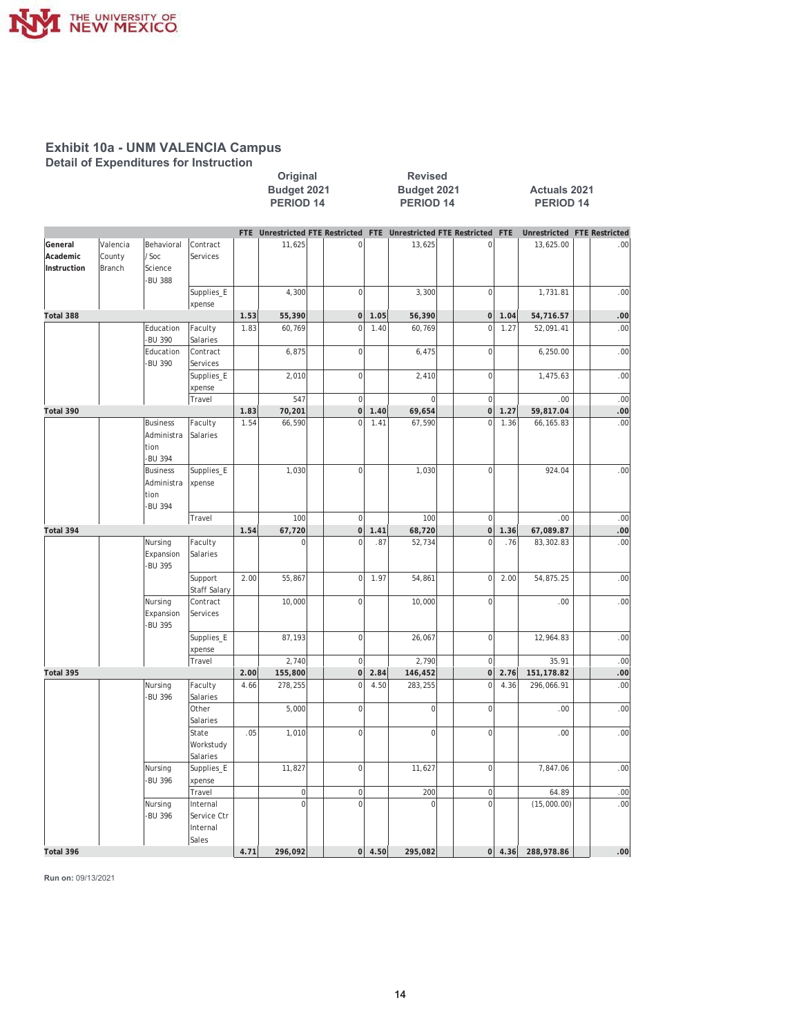# Exhibit 10a - UNM VALENCIA Campus

## Detail of Expenditures for Instruction

| | | | | Original Budget 2021 PERIOD 14 | | | | Revised Budget 2021 PERIOD 14 | | | | Actuals 2021 PERIOD 14 | | | |
|---|---|---|---|---|---|---|---|---|---|---|---|---|---|---|---|
| | | | | FTE | Unrestricted | FTE | Restricted | FTE | Unrestricted | FTE | Restricted | FTE | Unrestricted | FTE | Restricted |
| General Academic Instruction | Valencia County Branch | Behavioral / Soc Science -BU 388 | Contract Services | | 11,625 | | 0 | | 13,625 | | 0 | | 13,625.00 | | .00 |
| | | | Supplies_Expense | | 4,300 | | 0 | | 3,300 | | 0 | | 1,731.81 | | .00 |
| **Total 388** | | | | **1.53** | **55,390** | | **0** | **1.05** | **56,390** | | **0** | **1.04** | **54,716.57** | | **.00** |
| | | Education -BU 390 | Faculty Salaries | 1.83 | 60,769 | | 0 | 1.40 | 60,769 | | 0 | 1.27 | 52,091.41 | | .00 |
| | | Education -BU 390 | Contract Services | | 6,875 | | 0 | | 6,475 | | 0 | | 6,250.00 | | .00 |
| | | | Supplies_Expense | | 2,010 | | 0 | | 2,410 | | 0 | | 1,475.63 | | .00 |
| | | | Travel | | 547 | | 0 | | 0 | | 0 | | .00 | | .00 |
| **Total 390** | | | | **1.83** | **70,201** | | **0** | **1.40** | **69,654** | | **0** | **1.27** | **59,817.04** | | **.00** |
| | | Business Administration -BU 394 | Faculty Salaries | 1.54 | 66,590 | | 0 | 1.41 | 67,590 | | 0 | 1.36 | 66,165.83 | | .00 |
| | | Business Administration -BU 394 | Supplies_Expense | | 1,030 | | 0 | | 1,030 | | 0 | | 924.04 | | .00 |
| | | | Travel | | 100 | | 0 | | 100 | | 0 | | .00 | | .00 |
| **Total 394** | | | | **1.54** | **67,720** | | **0** | **1.41** | **68,720** | | **0** | **1.36** | **67,089.87** | | **.00** |
| | | Nursing Expansion -BU 395 | Faculty Salaries | | 0 | | 0 | .87 | 52,734 | | 0 | .76 | 83,302.83 | | .00 |
| | | | Support Staff Salary | 2.00 | 55,867 | | 0 | 1.97 | 54,861 | | 0 | 2.00 | 54,875.25 | | .00 |
| | | Nursing Expansion -BU 395 | Contract Services | | 10,000 | | 0 | | 10,000 | | 0 | | .00 | | .00 |
| | | | Supplies_Expense | | 87,193 | | 0 | | 26,067 | | 0 | | 12,964.83 | | .00 |
| | | | Travel | | 2,740 | | 0 | | 2,790 | | 0 | | 35.91 | | .00 |
| **Total 395** | | | | **2.00** | **155,800** | | **0** | **2.84** | **146,452** | | **0** | **2.76** | **151,178.82** | | **.00** |
| | | Nursing -BU 396 | Faculty Salaries | 4.66 | 278,255 | | 0 | 4.50 | 283,255 | | 0 | 4.36 | 296,066.91 | | .00 |
| | | | Other Salaries | | 5,000 | | 0 | | 0 | | 0 | | .00 | | .00 |
| | | | State Workstudy Salaries | .05 | 1,010 | | 0 | | 0 | | 0 | | .00 | | .00 |
| | | Nursing -BU 396 | Supplies_Expense | | 11,827 | | 0 | | 11,627 | | 0 | | 7,847.06 | | .00 |
| | | | Travel | | 0 | | 0 | | 200 | | 0 | | 64.89 | | .00 |
| | | Nursing -BU 396 | Internal Service Ctr Internal Sales | | 0 | | 0 | | 0 | | 0 | | (15,000.00) | | .00 |
| **Total 396** | | | | **4.71** | **296,092** | | **0** | **4.50** | **295,082** | | **0** | **4.36** | **288,978.86** | | **.00** |

**Run on:** 09/13/2021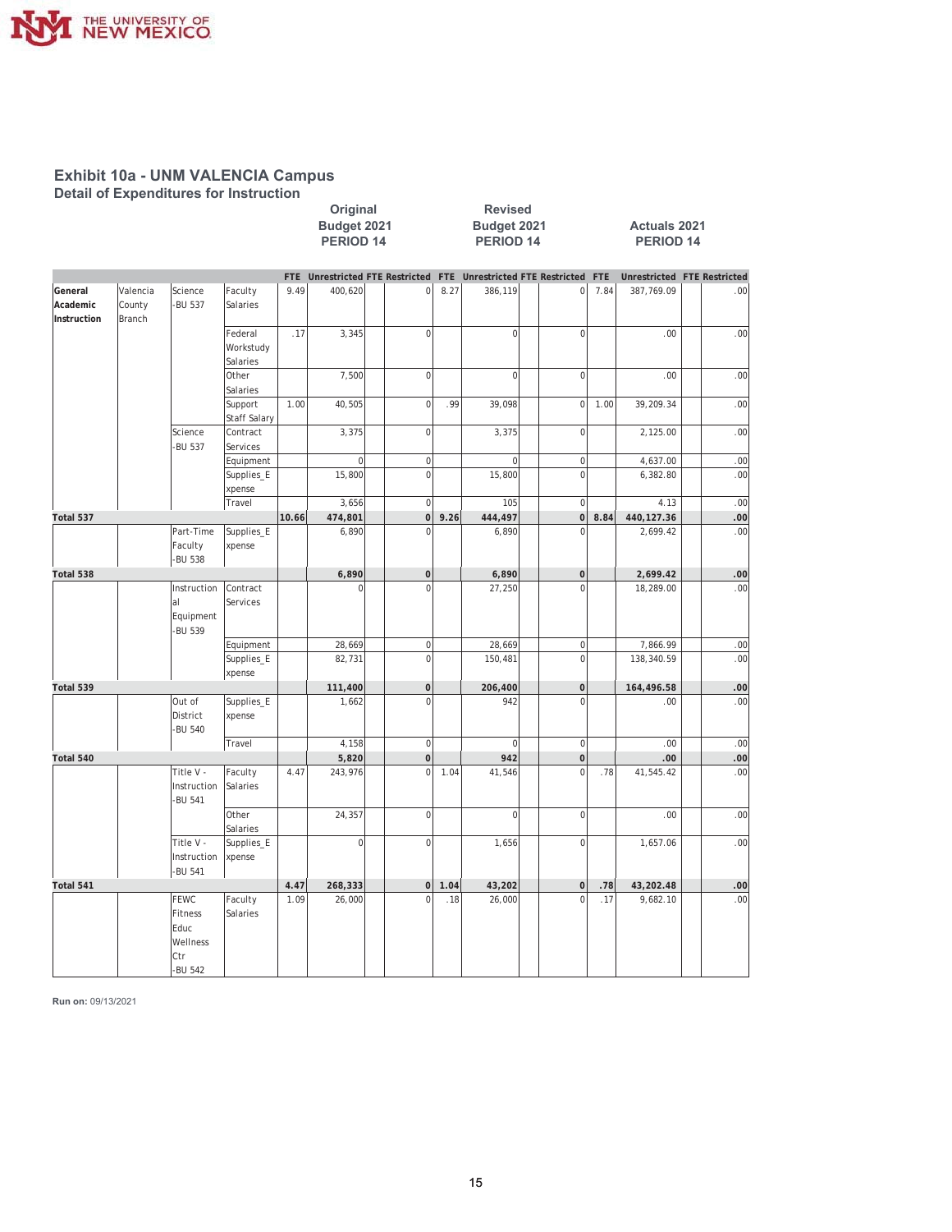# Exhibit 10a - UNM VALENCIA Campus

## Detail of Expenditures for Instruction

| | | | | Original Budget 2021 PERIOD 14 | | | | Revised Budget 2021 PERIOD 14 | | | | Actuals 2021 PERIOD 14 | | | |
|---|---|---|---|---|---|---|---|---|---|---|---|---|---|---|---|
| | | | | FTE | Unrestricted | FTE | Restricted | FTE | Unrestricted | FTE | Restricted | FTE | Unrestricted | FTE | Restricted |
| General Academic Instruction | Valencia County Branch | Science -BU 537 | Faculty Salaries | 9.49 | 400,620 | | 0 | 8.27 | 386,119 | | 0 | 7.84 | 387,769.09 | | .00 |
| | | | Federal Workstudy Salaries | .17 | 3,345 | | 0 | | 0 | | 0 | | .00 | | .00 |
| | | | Other Salaries | | 7,500 | | 0 | | 0 | | 0 | | .00 | | .00 |
| | | | Support Staff Salary | 1.00 | 40,505 | | 0 | .99 | 39,098 | | 0 | 1.00 | 39,209.34 | | .00 |
| | | Science -BU 537 | Contract Services | | 3,375 | | 0 | | 3,375 | | 0 | | 2,125.00 | | .00 |
| | | | Equipment | | 0 | | 0 | | 0 | | 0 | | 4,637.00 | | .00 |
| | | | Supplies_Expense | | 15,800 | | 0 | | 15,800 | | 0 | | 6,382.80 | | .00 |
| | | | Travel | | 3,656 | | 0 | | 105 | | 0 | | 4.13 | | .00 |
| **Total 537** | | | | **10.66** | **474,801** | | **0** | **9.26** | **444,497** | | **0** | **8.84** | **440,127.36** | | **.00** |
| | | Part-Time Faculty -BU 538 | Supplies_Expense | | 6,890 | | 0 | | 6,890 | | 0 | | 2,699.42 | | .00 |
| **Total 538** | | | | | **6,890** | | **0** | | **6,890** | | **0** | | **2,699.42** | | **.00** |
| | | Instructional Equipment -BU 539 | Contract Services | | 0 | | 0 | | 27,250 | | 0 | | 18,289.00 | | .00 |
| | | | Equipment | | 28,669 | | 0 | | 28,669 | | 0 | | 7,866.99 | | .00 |
| | | | Supplies_Expense | | 82,731 | | 0 | | 150,481 | | 0 | | 138,340.59 | | .00 |
| **Total 539** | | | | | **111,400** | | **0** | | **206,400** | | **0** | | **164,496.58** | | **.00** |
| | | Out of District -BU 540 | Supplies_Expense | | 1,662 | | 0 | | 942 | | 0 | | .00 | | .00 |
| | | | Travel | | 4,158 | | 0 | | 0 | | 0 | | .00 | | .00 |
| **Total 540** | | | | | **5,820** | | **0** | | **942** | | **0** | | **.00** | | **.00** |
| | | Title V - Instruction -BU 541 | Faculty Salaries | 4.47 | 243,976 | | 0 | 1.04 | 41,546 | | 0 | .78 | 41,545.42 | | .00 |
| | | | Other Salaries | | 24,357 | | 0 | | 0 | | 0 | | .00 | | .00 |
| | | Title V - Instruction -BU 541 | Supplies_Expense | | 0 | | 0 | | 1,656 | | 0 | | 1,657.06 | | .00 |
| **Total 541** | | | | **4.47** | **268,333** | | **0** | **1.04** | **43,202** | | **0** | **.78** | **43,202.48** | | **.00** |
| | | FEWC Fitness Educ Wellness Ctr -BU 542 | Faculty Salaries | 1.09 | 26,000 | | 0 | .18 | 26,000 | | 0 | .17 | 9,682.10 | | .00 |

**Run on:** 09/13/2021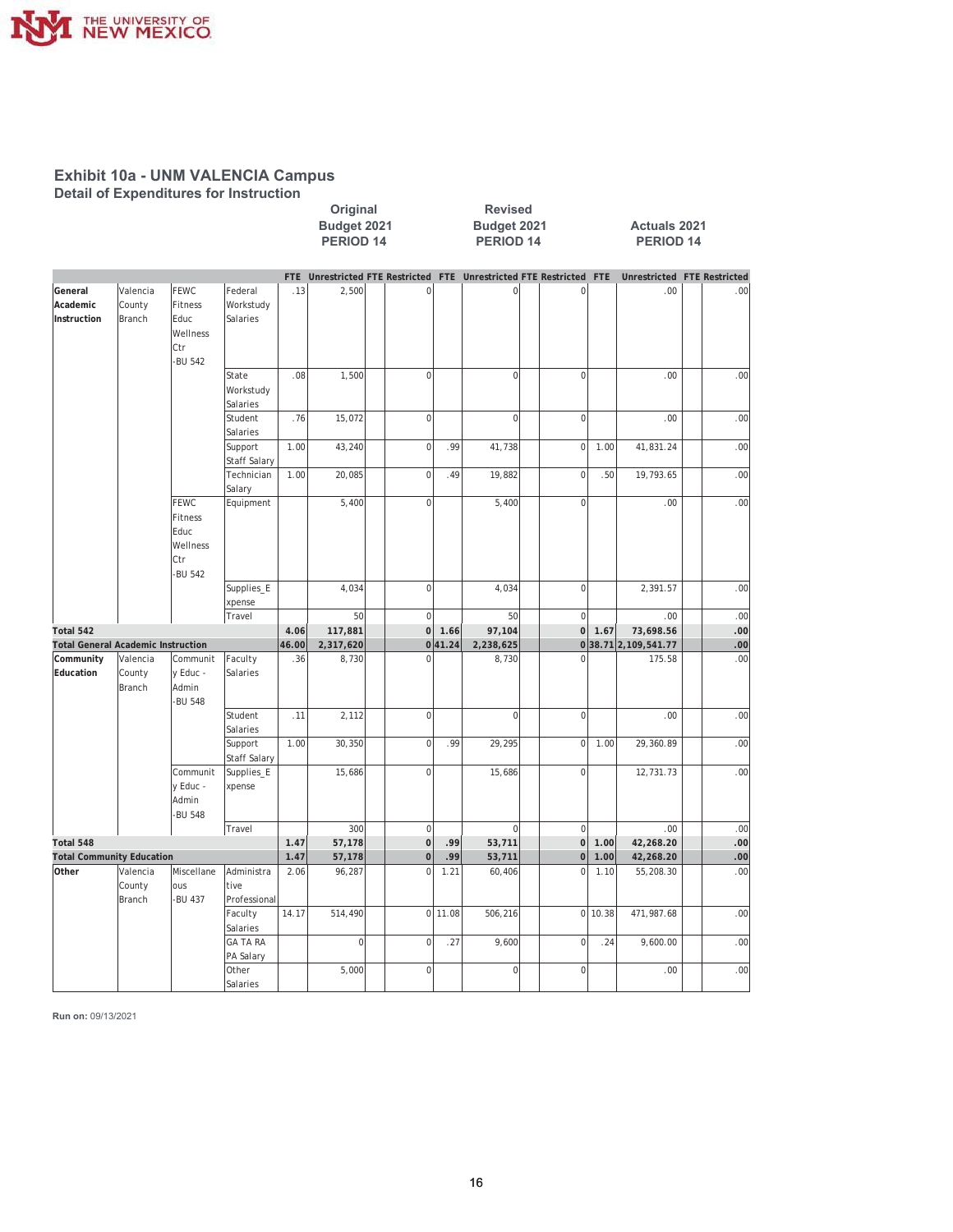# Exhibit 10a - UNM VALENCIA Campus

## Detail of Expenditures for Instruction

| | | | | Original Budget 2021 PERIOD 14 | | | | Revised Budget 2021 PERIOD 14 | | | | Actuals 2021 PERIOD 14 | | | |
|---|---|---|---|---|---|---|---|---|---|---|---|---|---|---|---|
| | | | | FTE | Unrestricted | FTE | Restricted | FTE | Unrestricted | FTE | Restricted | FTE | Unrestricted | FTE | Restricted |
| General Academic Instruction | Valencia County Branch | FEWC Fitness Educ Wellness Ctr -BU 542 | Federal Workstudy Salaries | .13 | 2,500 | | 0 | | 0 | | 0 | | .00 | | .00 |
| | | | State Workstudy Salaries | .08 | 1,500 | | 0 | | 0 | | 0 | | .00 | | .00 |
| | | | Student Salaries | .76 | 15,072 | | 0 | | 0 | | 0 | | .00 | | .00 |
| | | | Support Staff Salary | 1.00 | 43,240 | | 0 | .99 | 41,738 | | 0 | 1.00 | 41,831.24 | | .00 |
| | | | Technician Salary | 1.00 | 20,085 | | 0 | .49 | 19,882 | | 0 | .50 | 19,793.65 | | .00 |
| | | FEWC Fitness Educ Wellness Ctr -BU 542 | Equipment | | 5,400 | | 0 | | 5,400 | | 0 | | .00 | | .00 |
| | | | Supplies_Expense | | 4,034 | | 0 | | 4,034 | | 0 | | 2,391.57 | | .00 |
| | | | Travel | | 50 | | 0 | | 50 | | 0 | | .00 | | .00 |
| **Total 542** | | | | **4.06** | **117,881** | | **0** | **1.66** | **97,104** | | **0** | **1.67** | **73,698.56** | | **.00** |
| **Total General Academic Instruction** | | | | **46.00** | **2,317,620** | | **0** | **41.24** | **2,238,625** | | **0** | **38.71** | **2,109,541.77** | | **.00** |
| Community Education | Valencia County Branch | Community Educ - Admin -BU 548 | Faculty Salaries | .36 | 8,730 | | 0 | | 8,730 | | 0 | | 175.58 | | .00 |
| | | | Student Salaries | .11 | 2,112 | | 0 | | 0 | | 0 | | .00 | | .00 |
| | | | Support Staff Salary | 1.00 | 30,350 | | 0 | .99 | 29,295 | | 0 | 1.00 | 29,360.89 | | .00 |
| | | Community Educ - Admin -BU 548 | Supplies_Expense | | 15,686 | | 0 | | 15,686 | | 0 | | 12,731.73 | | .00 |
| | | | Travel | | 300 | | 0 | | 0 | | 0 | | .00 | | .00 |
| **Total 548** | | | | **1.47** | **57,178** | | **0** | **.99** | **53,711** | | **0** | **1.00** | **42,268.20** | | **.00** |
| **Total Community Education** | | | | **1.47** | **57,178** | | **0** | **.99** | **53,711** | | **0** | **1.00** | **42,268.20** | | **.00** |
| Other | Valencia County Branch | Miscellaneous -BU 437 | Administrative Professional | 2.06 | 96,287 | | 0 | 1.21 | 60,406 | | 0 | 1.10 | 55,208.30 | | .00 |
| | | | Faculty Salaries | 14.17 | 514,490 | | 0 | 11.08 | 506,216 | | 0 | 10.38 | 471,987.68 | | .00 |
| | | | GA TA RA PA Salary | | 0 | | 0 | .27 | 9,600 | | 0 | .24 | 9,600.00 | | .00 |
| | | | Other Salaries | | 5,000 | | 0 | | 0 | | 0 | | .00 | | .00 |

**Run on:** 09/13/2021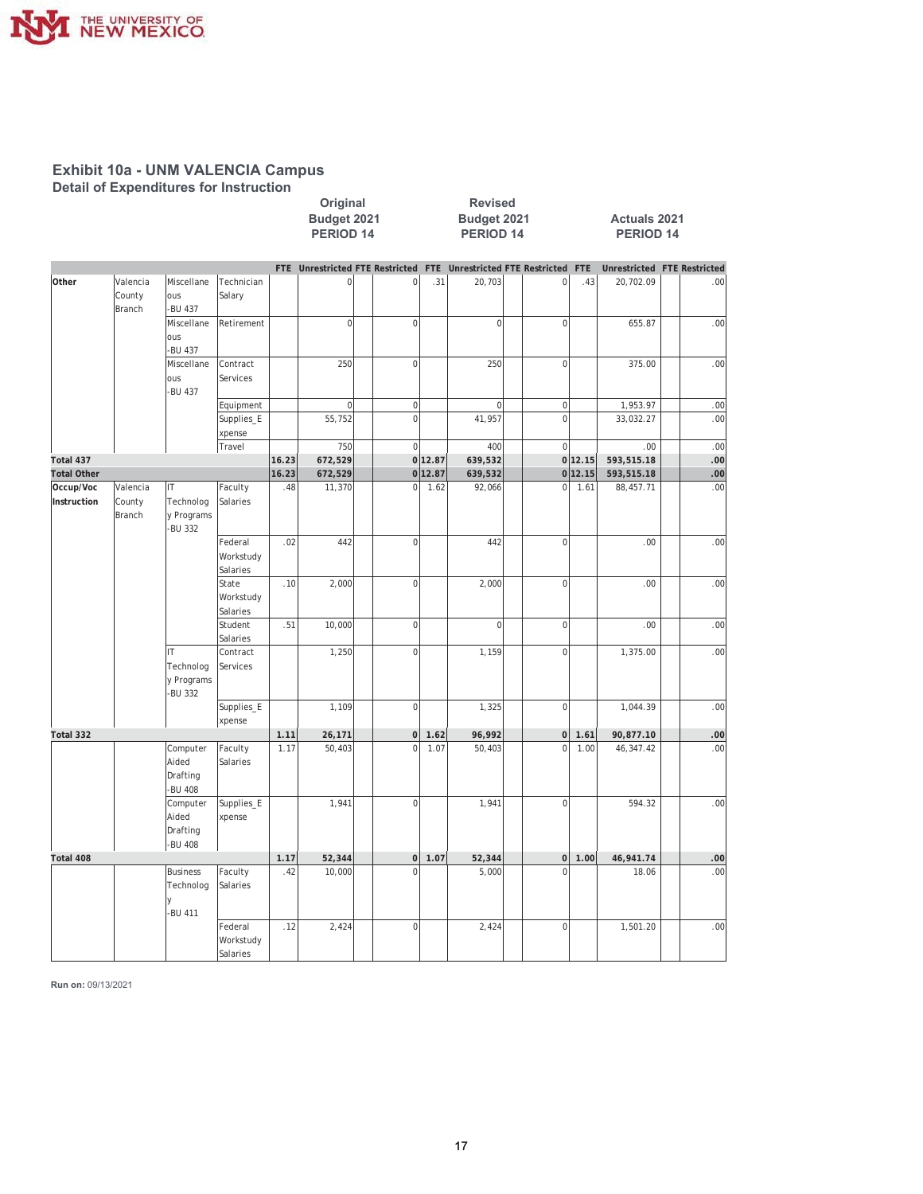# Exhibit 10a - UNM VALENCIA Campus

## Detail of Expenditures for Instruction

| | | | | Original Budget 2021 PERIOD 14 | | | | Revised Budget 2021 PERIOD 14 | | | | Actuals 2021 PERIOD 14 | | | |
|---|---|---|---|---|---|---|---|---|---|---|---|---|---|---|---|
| | | | | FTE | Unrestricted | FTE | Restricted | FTE | Unrestricted | FTE | Restricted | FTE | Unrestricted | FTE | Restricted |
| Other | Valencia County Branch | Miscellaneous -BU 437 | Technician Salary | | 0 | | 0 | .31 | 20,703 | | 0 | .43 | 20,702.09 | | .00 |
| | | Miscellaneous -BU 437 | Retirement | | 0 | | 0 | | 0 | | 0 | | 655.87 | | .00 |
| | | Miscellaneous -BU 437 | Contract Services | | 250 | | 0 | | 250 | | 0 | | 375.00 | | .00 |
| | | | Equipment | | 0 | | 0 | | 0 | | 0 | | 1,953.97 | | .00 |
| | | | Supplies_Expense | | 55,752 | | 0 | | 41,957 | | 0 | | 33,032.27 | | .00 |
| | | | Travel | | 750 | | 0 | | 400 | | 0 | | .00 | | .00 |
| **Total 437** | | | | **16.23** | **672,529** | | **0** | **12.87** | **639,532** | | **0** | **12.15** | **593,515.18** | | **.00** |
| **Total Other** | | | | **16.23** | **672,529** | | **0** | **12.87** | **639,532** | | **0** | **12.15** | **593,515.18** | | **.00** |
| Occup/Voc Instruction | Valencia County Branch | IT Technology Programs -BU 332 | Faculty Salaries | .48 | 11,370 | | 0 | 1.62 | 92,066 | | 0 | 1.61 | 88,457.71 | | .00 |
| | | | Federal Workstudy Salaries | .02 | 442 | | 0 | | 442 | | 0 | | .00 | | .00 |
| | | | State Workstudy Salaries | .10 | 2,000 | | 0 | | 2,000 | | 0 | | .00 | | .00 |
| | | | Student Salaries | .51 | 10,000 | | 0 | | 0 | | 0 | | .00 | | .00 |
| | | IT Technology Programs -BU 332 | Contract Services | | 1,250 | | 0 | | 1,159 | | 0 | | 1,375.00 | | .00 |
| | | | Supplies_Expense | | 1,109 | | 0 | | 1,325 | | 0 | | 1,044.39 | | .00 |
| **Total 332** | | | | **1.11** | **26,171** | | **0** | **1.62** | **96,992** | | **0** | **1.61** | **90,877.10** | | **.00** |
| | | Computer Aided Drafting -BU 408 | Faculty Salaries | 1.17 | 50,403 | | 0 | 1.07 | 50,403 | | 0 | 1.00 | 46,347.42 | | .00 |
| | | Computer Aided Drafting -BU 408 | Supplies_Expense | | 1,941 | | 0 | | 1,941 | | 0 | | 594.32 | | .00 |
| **Total 408** | | | | **1.17** | **52,344** | | **0** | **1.07** | **52,344** | | **0** | **1.00** | **46,941.74** | | **.00** |
| | | Business Technology -BU 411 | Faculty Salaries | .42 | 10,000 | | 0 | | 5,000 | | 0 | | 18.06 | | .00 |
| | | | Federal Workstudy Salaries | .12 | 2,424 | | 0 | | 2,424 | | 0 | | 1,501.20 | | .00 |

**Run on:** 09/13/2021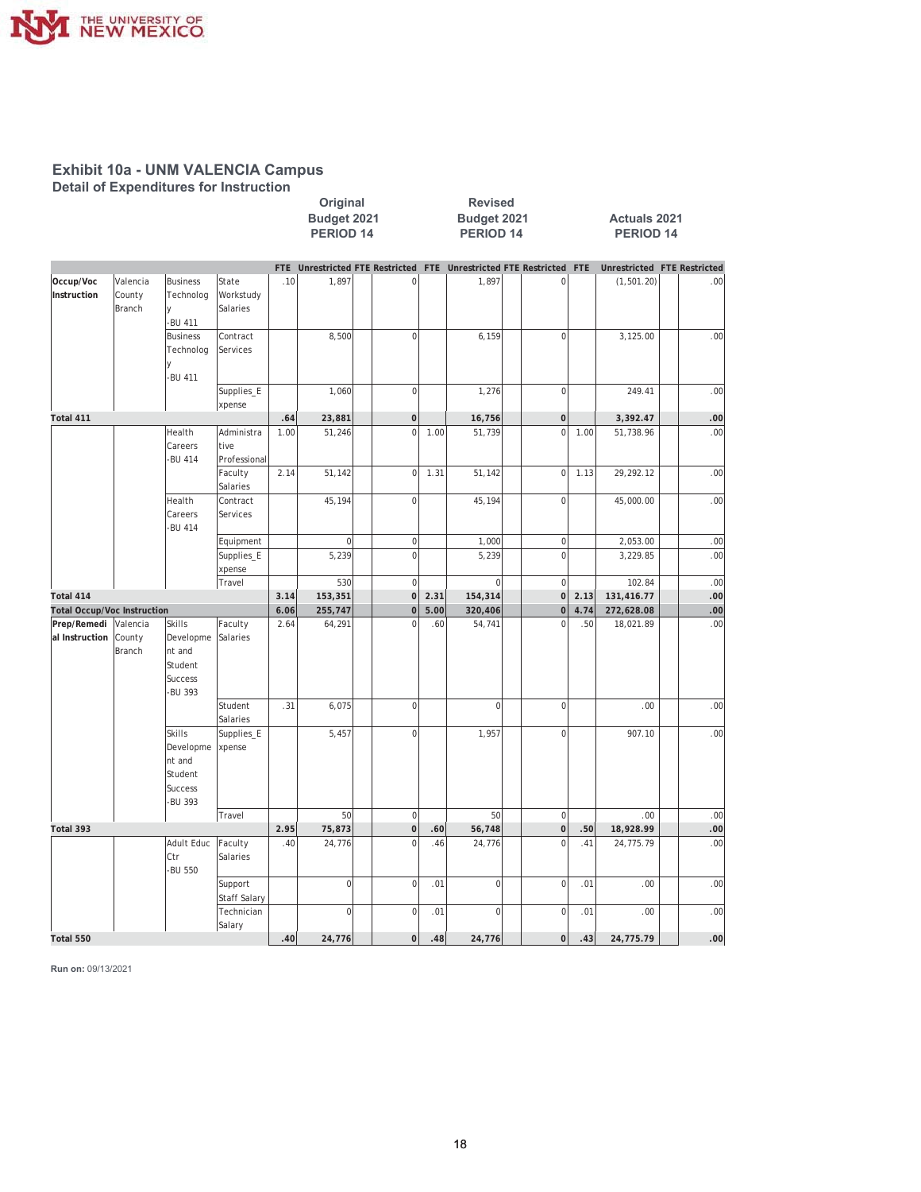# Exhibit 10a - UNM VALENCIA Campus

## Detail of Expenditures for Instruction

| | | | | Original Budget 2021 PERIOD 14 | | | | Revised Budget 2021 PERIOD 14 | | | | Actuals 2021 PERIOD 14 | | | |
|---|---|---|---|---|---|---|---|---|---|---|---|---|---|---|---|
| | | | | FTE | Unrestricted | FTE | Restricted | FTE | Unrestricted | FTE | Restricted | FTE | Unrestricted | FTE | Restricted |
| Occup/Voc Instruction | Valencia County Branch | Business Technology -BU 411 | State Workstudy Salaries | .10 | 1,897 | | 0 | | 1,897 | | 0 | | (1,501.20) | | .00 |
| | | Business Technology -BU 411 | Contract Services | | 8,500 | | 0 | | 6,159 | | 0 | | 3,125.00 | | .00 |
| | | | Supplies_Expense | | 1,060 | | 0 | | 1,276 | | 0 | | 249.41 | | .00 |
| **Total 411** | | | | **.64** | **23,881** | | **0** | | **16,756** | | **0** | | **3,392.47** | | **.00** |
| | | Health Careers -BU 414 | Administrative Professional | 1.00 | 51,246 | | 0 | 1.00 | 51,739 | | 0 | 1.00 | 51,738.96 | | .00 |
| | | | Faculty Salaries | 2.14 | 51,142 | | 0 | 1.31 | 51,142 | | 0 | 1.13 | 29,292.12 | | .00 |
| | | Health Careers -BU 414 | Contract Services | | 45,194 | | 0 | | 45,194 | | 0 | | 45,000.00 | | .00 |
| | | | Equipment | | 0 | | 0 | | 1,000 | | 0 | | 2,053.00 | | .00 |
| | | | Supplies_Expense | | 5,239 | | 0 | | 5,239 | | 0 | | 3,229.85 | | .00 |
| | | | Travel | | 530 | | 0 | | 0 | | 0 | | 102.84 | | .00 |
| **Total 414** | | | | **3.14** | **153,351** | | **0** | **2.31** | **154,314** | | **0** | **2.13** | **131,416.77** | | **.00** |
| **Total Occup/Voc Instruction** | | | | **6.06** | **255,747** | | **0** | **5.00** | **320,406** | | **0** | **4.74** | **272,628.08** | | **.00** |
| Prep/Remedial Instruction | Valencia County Branch | Skills Development and Student Success -BU 393 | Faculty Salaries | 2.64 | 64,291 | | 0 | .60 | 54,741 | | 0 | .50 | 18,021.89 | | .00 |
| | | | Student Salaries | .31 | 6,075 | | 0 | | 0 | | 0 | | .00 | | .00 |
| | | Skills Development and Student Success -BU 393 | Supplies_Expense | | 5,457 | | 0 | | 1,957 | | 0 | | 907.10 | | .00 |
| | | | Travel | | 50 | | 0 | | 50 | | 0 | | .00 | | .00 |
| **Total 393** | | | | **2.95** | **75,873** | | **0** | **.60** | **56,748** | | **0** | **.50** | **18,928.99** | | **.00** |
| | | Adult Educ Ctr -BU 550 | Faculty Salaries | .40 | 24,776 | | 0 | .46 | 24,776 | | 0 | .41 | 24,775.79 | | .00 |
| | | | Support Staff Salary | | 0 | | 0 | .01 | 0 | | 0 | .01 | .00 | | .00 |
| | | | Technician Salary | | 0 | | 0 | .01 | 0 | | 0 | .01 | .00 | | .00 |
| **Total 550** | | | | **.40** | **24,776** | | **0** | **.48** | **24,776** | | **0** | **.43** | **24,775.79** | | **.00** |

**Run on:** 09/13/2021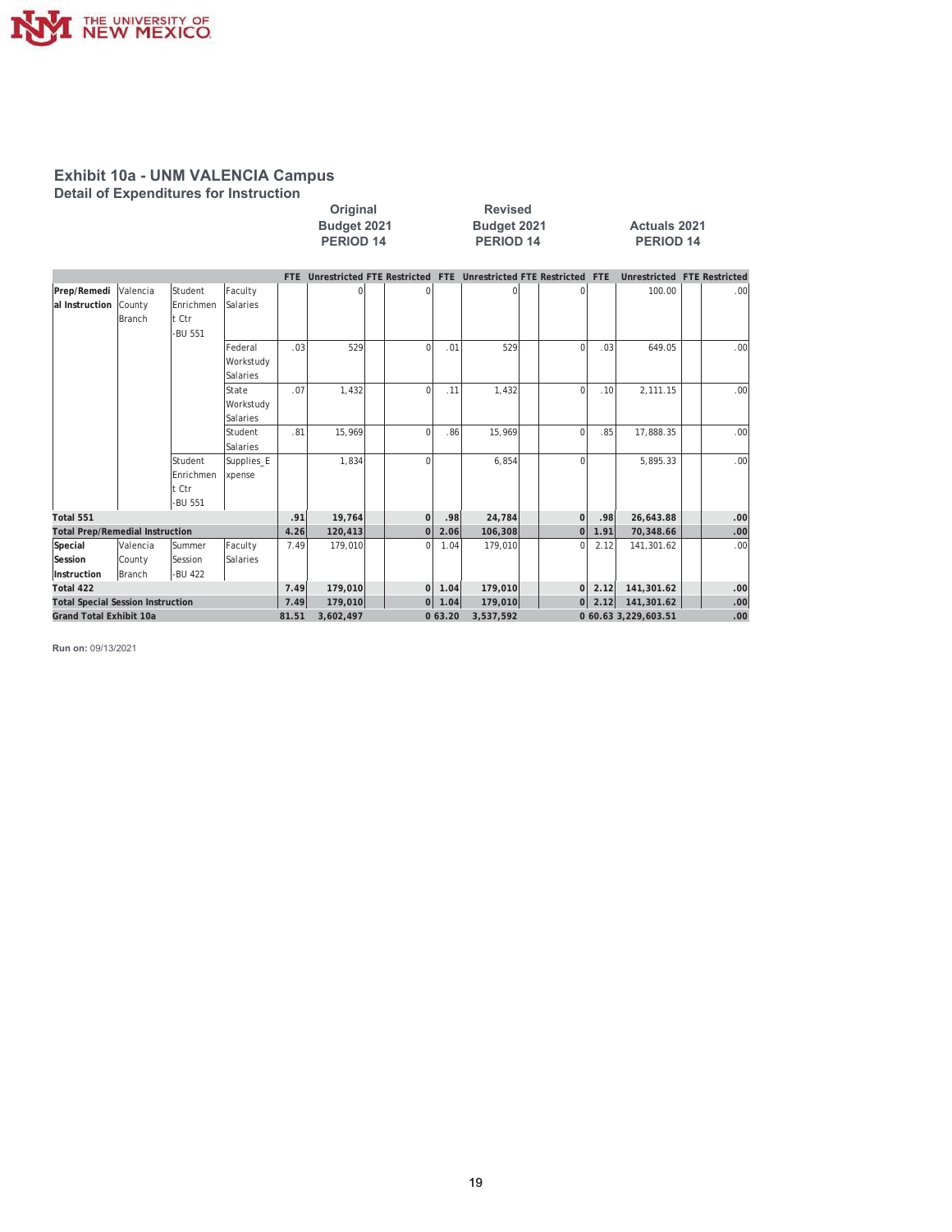## Exhibit 10a - UNM VALENCIA Campus

### Detail of Expenditures for Instruction

| | | | | Original Budget 2021 PERIOD 14 | | | | Revised Budget 2021 PERIOD 14 | | | | Actuals 2021 PERIOD 14 | | | |
|---|---|---|---|---|---|---|---|---|---|---|---|---|---|---|---|
| | | | | FTE | Unrestricted | FTE | Restricted | FTE | Unrestricted | FTE | Restricted | FTE | Unrestricted | FTE | Restricted |
| Prep/Remedial Instruction | Valencia County Branch | Student Enrichment Ctr -BU 551 | Faculty Salaries | | 0 | | 0 | | 0 | | 0 | | 100.00 | | .00 |
| | | | Federal Workstudy Salaries | .03 | 529 | | 0 | .01 | 529 | | 0 | .03 | 649.05 | | .00 |
| | | | State Workstudy Salaries | .07 | 1,432 | | 0 | .11 | 1,432 | | 0 | .10 | 2,111.15 | | .00 |
| | | | Student Salaries | .81 | 15,969 | | 0 | .86 | 15,969 | | 0 | .85 | 17,888.35 | | .00 |
| | | Student Enrichment Ctr -BU 551 | Supplies_Expense | | 1,834 | | 0 | | 6,854 | | 0 | | 5,895.33 | | .00 |
| **Total 551** | | | | **.91** | **19,764** | | **0** | **.98** | **24,784** | | **0** | **.98** | **26,643.88** | | **.00** |
| **Total Prep/Remedial Instruction** | | | | **4.26** | **120,413** | | **0** | **2.06** | **106,308** | | **0** | **1.91** | **70,348.66** | | **.00** |
| **Special Session Instruction** | Valencia County Branch | Summer Session -BU 422 | Faculty Salaries | 7.49 | 179,010 | | 0 | 1.04 | 179,010 | | 0 | 2.12 | 141,301.62 | | .00 |
| **Total 422** | | | | **7.49** | **179,010** | | **0** | **1.04** | **179,010** | | **0** | **2.12** | **141,301.62** | | **.00** |
| **Total Special Session Instruction** | | | | **7.49** | **179,010** | | **0** | **1.04** | **179,010** | | **0** | **2.12** | **141,301.62** | | **.00** |
| **Grand Total Exhibit 10a** | | | | **81.51** | **3,602,497** | | **0** | **63.20** | **3,537,592** | | **0** | **60.63** | **3,229,603.51** | | **.00** |

**Run on:** 09/13/2021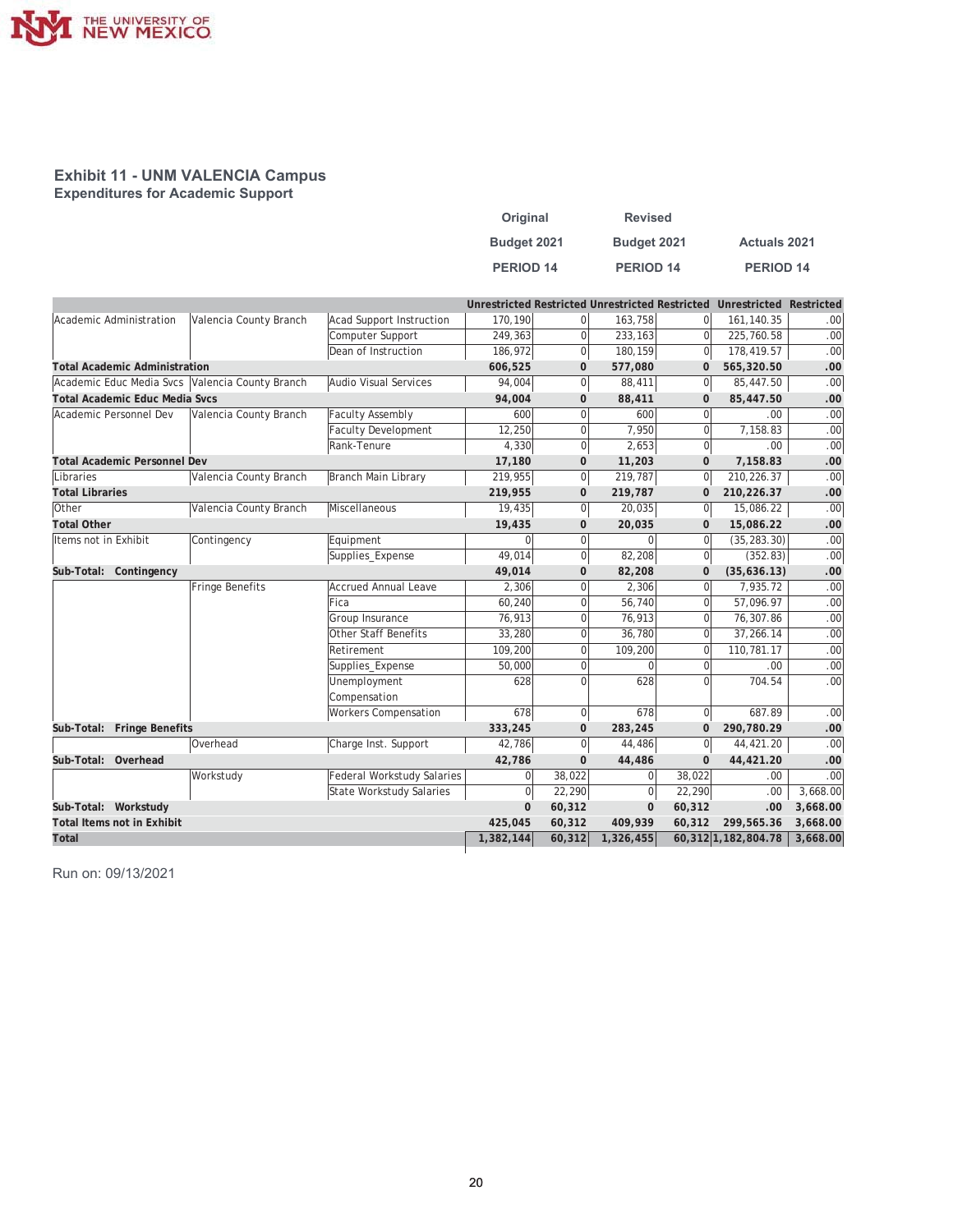## Exhibit 11 - UNM VALENCIA Campus

### Expenditures for Academic Support

| | | | Original Budget 2021 PERIOD 14 | | Revised Budget 2021 PERIOD 14 | | Actuals 2021 PERIOD 14 | |
|---|---|---|---|---|---|---|---|---|
| | | | Unrestricted | Restricted | Unrestricted | Restricted | Unrestricted | Restricted |
| Academic Administration | Valencia County Branch | Acad Support Instruction | 170,190 | 0 | 163,758 | 0 | 161,140.35 | .00 |
| | | Computer Support | 249,363 | 0 | 233,163 | 0 | 225,760.58 | .00 |
| | | Dean of Instruction | 186,972 | 0 | 180,159 | 0 | 178,419.57 | .00 |
| **Total Academic Administration** | | | **606,525** | **0** | **577,080** | **0** | **565,320.50** | **.00** |
| Academic Educ Media Svcs | Valencia County Branch | Audio Visual Services | 94,004 | 0 | 88,411 | 0 | 85,447.50 | .00 |
| **Total Academic Educ Media Svcs** | | | **94,004** | **0** | **88,411** | **0** | **85,447.50** | **.00** |
| Academic Personnel Dev | Valencia County Branch | Faculty Assembly | 600 | 0 | 600 | 0 | .00 | .00 |
| | | Faculty Development | 12,250 | 0 | 7,950 | 0 | 7,158.83 | .00 |
| | | Rank-Tenure | 4,330 | 0 | 2,653 | 0 | .00 | .00 |
| **Total Academic Personnel Dev** | | | **17,180** | **0** | **11,203** | **0** | **7,158.83** | **.00** |
| Libraries | Valencia County Branch | Branch Main Library | 219,955 | 0 | 219,787 | 0 | 210,226.37 | .00 |
| **Total Libraries** | | | **219,955** | **0** | **219,787** | **0** | **210,226.37** | **.00** |
| Other | Valencia County Branch | Miscellaneous | 19,435 | 0 | 20,035 | 0 | 15,086.22 | .00 |
| **Total Other** | | | **19,435** | **0** | **20,035** | **0** | **15,086.22** | **.00** |
| Items not in Exhibit | Contingency | Equipment | 0 | 0 | 0 | 0 | (35,283.30) | .00 |
| | | Supplies_Expense | 49,014 | 0 | 82,208 | 0 | (352.83) | .00 |
| **Sub-Total: Contingency** | | | **49,014** | **0** | **82,208** | **0** | **(35,636.13)** | **.00** |
| | Fringe Benefits | Accrued Annual Leave | 2,306 | 0 | 2,306 | 0 | 7,935.72 | .00 |
| | | Fica | 60,240 | 0 | 56,740 | 0 | 57,096.97 | .00 |
| | | Group Insurance | 76,913 | 0 | 76,913 | 0 | 76,307.86 | .00 |
| | | Other Staff Benefits | 33,280 | 0 | 36,780 | 0 | 37,266.14 | .00 |
| | | Retirement | 109,200 | 0 | 109,200 | 0 | 110,781.17 | .00 |
| | | Supplies_Expense | 50,000 | 0 | 0 | 0 | .00 | .00 |
| | | Unemployment Compensation | 628 | 0 | 628 | 0 | 704.54 | .00 |
| | | Workers Compensation | 678 | 0 | 678 | 0 | 687.89 | .00 |
| **Sub-Total: Fringe Benefits** | | | **333,245** | **0** | **283,245** | **0** | **290,780.29** | **.00** |
| | Overhead | Charge Inst. Support | 42,786 | 0 | 44,486 | 0 | 44,421.20 | .00 |
| **Sub-Total: Overhead** | | | **42,786** | **0** | **44,486** | **0** | **44,421.20** | **.00** |
| | Workstudy | Federal Workstudy Salaries | 0 | 38,022 | 0 | 38,022 | .00 | .00 |
| | | State Workstudy Salaries | 0 | 22,290 | 0 | 22,290 | .00 | 3,668.00 |
| **Sub-Total: Workstudy** | | | **0** | **60,312** | **0** | **60,312** | **.00** | **3,668.00** |
| **Total Items not in Exhibit** | | | **425,045** | **60,312** | **409,939** | **60,312** | **299,565.36** | **3,668.00** |
| **Total** | | | **1,382,144** | **60,312** | **1,326,455** | **60,312** | **1,182,804.78** | **3,668.00** |

Run on: 09/13/2021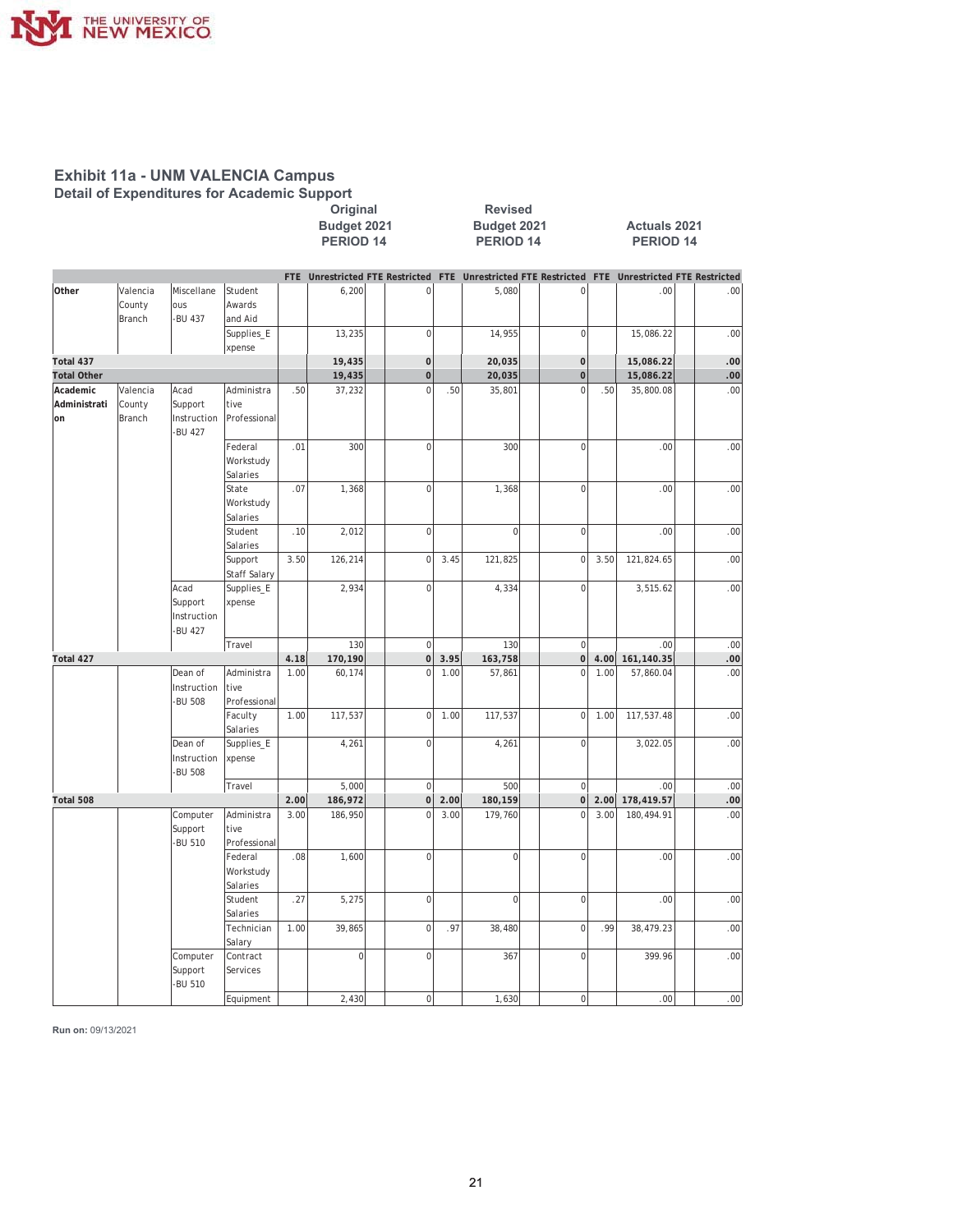## Exhibit 11a - UNM VALENCIA Campus

### Detail of Expenditures for Academic Support

| | | | | Original Budget 2021 PERIOD 14 | | | | Revised Budget 2021 PERIOD 14 | | | | Actuals 2021 PERIOD 14 | | | |
|---|---|---|---|---|---|---|---|---|---|---|---|---|---|---|---|
| | | | | FTE | Unrestricted | FTE | Restricted | FTE | Unrestricted | FTE | Restricted | FTE | Unrestricted | FTE | Restricted |
| Other | Valencia County Branch | Miscellaneous -BU 437 | Student Awards and Aid | | 6,200 | | 0 | | 5,080 | | 0 | | .00 | | .00 |
| | | | Supplies_Expense | | 13,235 | | 0 | | 14,955 | | 0 | | 15,086.22 | | .00 |
| **Total 437** | | | | | **19,435** | | **0** | | **20,035** | | **0** | | **15,086.22** | | **.00** |
| **Total Other** | | | | | **19,435** | | **0** | | **20,035** | | **0** | | **15,086.22** | | **.00** |
| Academic Administration | Valencia County Branch | Acad Support Instruction -BU 427 | Administrative Professional | .50 | 37,232 | | 0 | .50 | 35,801 | | 0 | .50 | 35,800.08 | | .00 |
| | | | Federal Workstudy Salaries | .01 | 300 | | 0 | | 300 | | 0 | | .00 | | .00 |
| | | | State Workstudy Salaries | .07 | 1,368 | | 0 | | 1,368 | | 0 | | .00 | | .00 |
| | | | Student Salaries | .10 | 2,012 | | 0 | | 0 | | 0 | | .00 | | .00 |
| | | | Support Staff Salary | 3.50 | 126,214 | | 0 | 3.45 | 121,825 | | 0 | 3.50 | 121,824.65 | | .00 |
| | | Acad Support Instruction -BU 427 | Supplies_Expense | | 2,934 | | 0 | | 4,334 | | 0 | | 3,515.62 | | .00 |
| | | | Travel | | 130 | | 0 | | 130 | | 0 | | .00 | | .00 |
| **Total 427** | | | | **4.18** | **170,190** | | **0** | **3.95** | **163,758** | | **0** | **4.00** | **161,140.35** | | **.00** |
| | | Dean of Instruction -BU 508 | Administrative Professional | 1.00 | 60,174 | | 0 | 1.00 | 57,861 | | 0 | 1.00 | 57,860.04 | | .00 |
| | | | Faculty Salaries | 1.00 | 117,537 | | 0 | 1.00 | 117,537 | | 0 | 1.00 | 117,537.48 | | .00 |
| | | Dean of Instruction -BU 508 | Supplies_Expense | | 4,261 | | 0 | | 4,261 | | 0 | | 3,022.05 | | .00 |
| | | | Travel | | 5,000 | | 0 | | 500 | | 0 | | .00 | | .00 |
| **Total 508** | | | | **2.00** | **186,972** | | **0** | **2.00** | **180,159** | | **0** | **2.00** | **178,419.57** | | **.00** |
| | | Computer Support -BU 510 | Administrative Professional | 3.00 | 186,950 | | 0 | 3.00 | 179,760 | | 0 | 3.00 | 180,494.91 | | .00 |
| | | | Federal Workstudy Salaries | .08 | 1,600 | | 0 | | 0 | | 0 | | .00 | | .00 |
| | | | Student Salaries | .27 | 5,275 | | 0 | | 0 | | 0 | | .00 | | .00 |
| | | | Technician Salary | 1.00 | 39,865 | | 0 | .97 | 38,480 | | 0 | .99 | 38,479.23 | | .00 |
| | | Computer Support -BU 510 | Contract Services | | 0 | | 0 | | 367 | | 0 | | 399.96 | | .00 |
| | | | Equipment | | 2,430 | | 0 | | 1,630 | | 0 | | .00 | | .00 |

**Run on:** 09/13/2021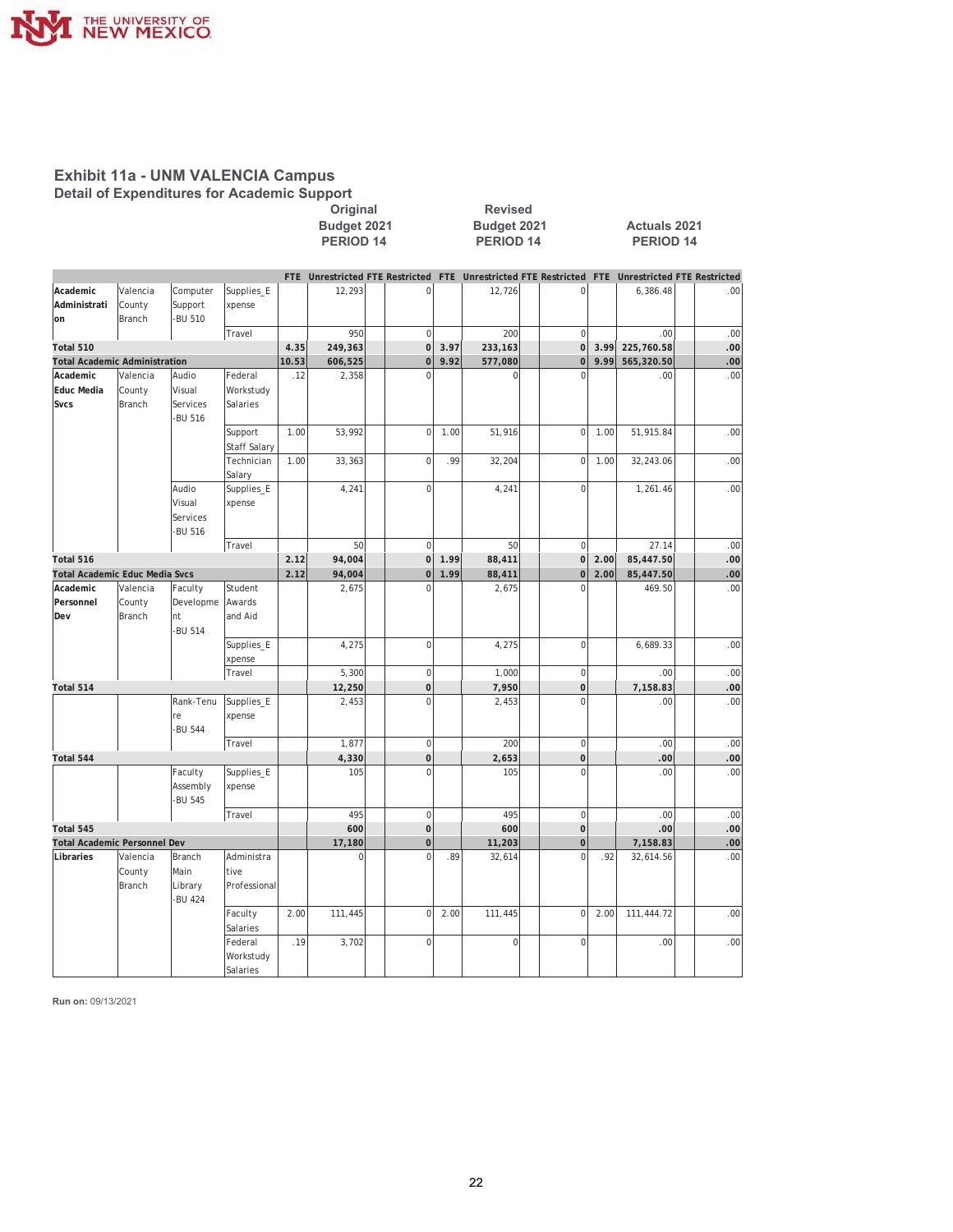# Exhibit 11a - UNM VALENCIA Campus

## Detail of Expenditures for Academic Support

| | | | | Original Budget 2021 PERIOD 14 | | | | Revised Budget 2021 PERIOD 14 | | | | Actuals 2021 PERIOD 14 | | | |
|---|---|---|---|---|---|---|---|---|---|---|---|---|---|---|---|
| | | | | FTE | Unrestricted | FTE | Restricted | FTE | Unrestricted | FTE | Restricted | FTE | Unrestricted | FTE | Restricted |
| Academic Administration | Valencia County Branch | Computer Support -BU 510 | Supplies_Expense | | 12,293 | | 0 | | 12,726 | | 0 | | 6,386.48 | | .00 |
| | | | Travel | | 950 | | 0 | | 200 | | 0 | | .00 | | .00 |
| Total 510 | | | | 4.35 | 249,363 | | 0 | 3.97 | 233,163 | | 0 | 3.99 | 225,760.58 | | .00 |
| Total Academic Administration | | | | 10.53 | 606,525 | | 0 | 9.92 | 577,080 | | 0 | 9.99 | 565,320.50 | | .00 |
| Academic Educ Media Svcs | Valencia County Branch | Audio Visual Services -BU 516 | Federal Workstudy Salaries | .12 | 2,358 | | 0 | | 0 | | 0 | | .00 | | .00 |
| | | | Support Staff Salary | 1.00 | 53,992 | | 0 | 1.00 | 51,916 | | 0 | 1.00 | 51,915.84 | | .00 |
| | | | Technician Salary | 1.00 | 33,363 | | 0 | .99 | 32,204 | | 0 | 1.00 | 32,243.06 | | .00 |
| | | Audio Visual Services -BU 516 | Supplies_Expense | | 4,241 | | 0 | | 4,241 | | 0 | | 1,261.46 | | .00 |
| | | | Travel | | 50 | | 0 | | 50 | | 0 | | 27.14 | | .00 |
| Total 516 | | | | 2.12 | 94,004 | | 0 | 1.99 | 88,411 | | 0 | 2.00 | 85,447.50 | | .00 |
| Total Academic Educ Media Svcs | | | | 2.12 | 94,004 | | 0 | 1.99 | 88,411 | | 0 | 2.00 | 85,447.50 | | .00 |
| Academic Personnel Dev | Valencia County Branch | Faculty Development -BU 514 | Student Awards and Aid | | 2,675 | | 0 | | 2,675 | | 0 | | 469.50 | | .00 |
| | | | Supplies_Expense | | 4,275 | | 0 | | 4,275 | | 0 | | 6,689.33 | | .00 |
| | | | Travel | | 5,300 | | 0 | | 1,000 | | 0 | | .00 | | .00 |
| Total 514 | | | | | 12,250 | | 0 | | 7,950 | | 0 | | 7,158.83 | | .00 |
| | | Rank-Tenure -BU 544 | Supplies_Expense | | 2,453 | | 0 | | 2,453 | | 0 | | .00 | | .00 |
| | | | Travel | | 1,877 | | 0 | | 200 | | 0 | | .00 | | .00 |
| Total 544 | | | | | 4,330 | | 0 | | 2,653 | | 0 | | .00 | | .00 |
| | | Faculty Assembly -BU 545 | Supplies_Expense | | 105 | | 0 | | 105 | | 0 | | .00 | | .00 |
| | | | Travel | | 495 | | 0 | | 495 | | 0 | | .00 | | .00 |
| Total 545 | | | | | 600 | | 0 | | 600 | | 0 | | .00 | | .00 |
| Total Academic Personnel Dev | | | | | 17,180 | | 0 | | 11,203 | | 0 | | 7,158.83 | | .00 |
| Libraries | Valencia County Branch | Branch Main Library -BU 424 | Administrative Professional | | 0 | | 0 | .89 | 32,614 | | 0 | .92 | 32,614.56 | | .00 |
| | | | Faculty Salaries | 2.00 | 111,445 | | 0 | 2.00 | 111,445 | | 0 | 2.00 | 111,444.72 | | .00 |
| | | | Federal Workstudy Salaries | .19 | 3,702 | | 0 | | 0 | | 0 | | .00 | | .00 |

**Run on:** 09/13/2021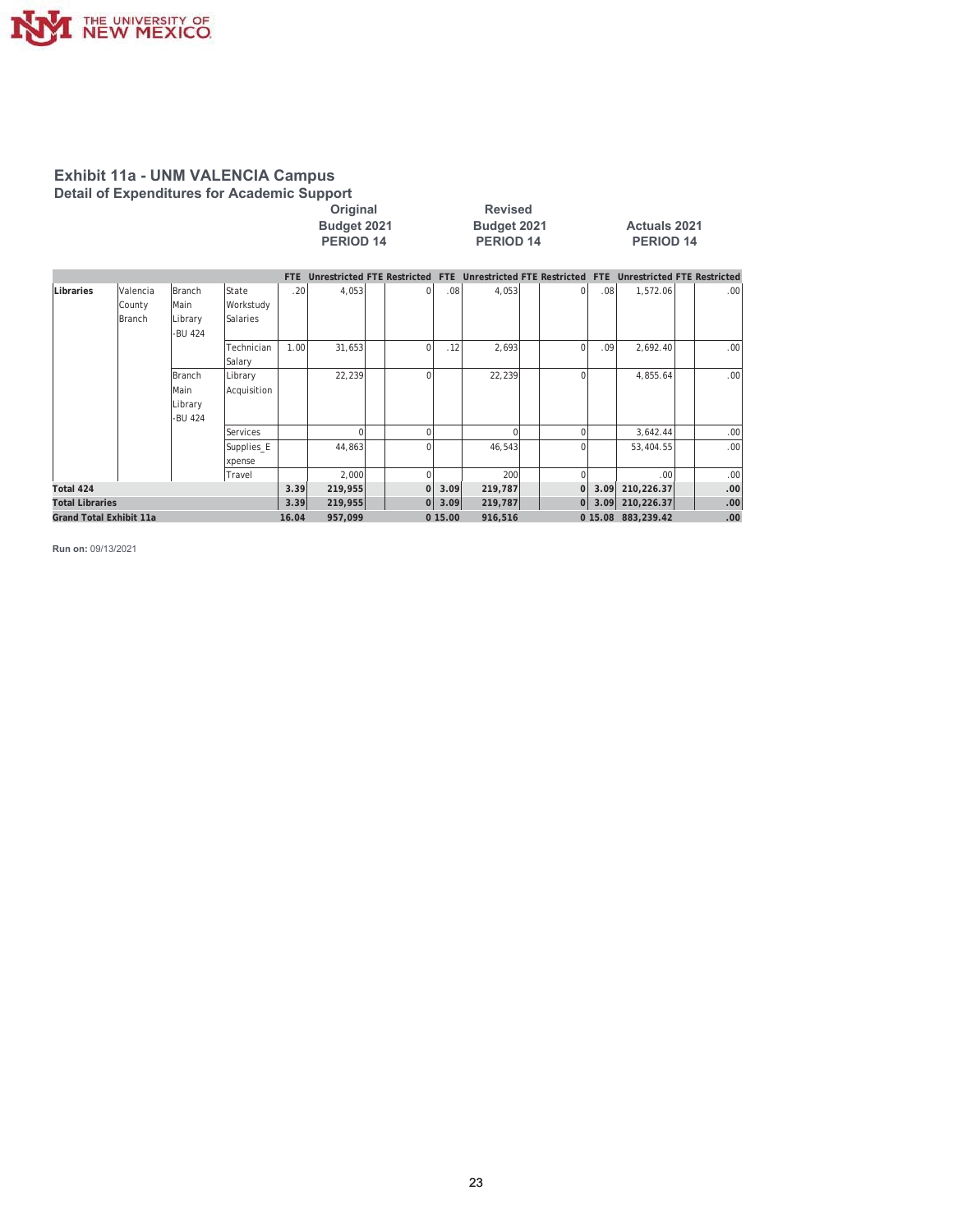# Exhibit 11a - UNM VALENCIA Campus

## Detail of Expenditures for Academic Support

| | | | | Original Budget 2021 PERIOD 14 | | | | Revised Budget 2021 PERIOD 14 | | | | Actuals 2021 PERIOD 14 | | | |
|---|---|---|---|---|---|---|---|---|---|---|---|---|---|---|---|
| | | | | FTE | Unrestricted | FTE | Restricted | FTE | Unrestricted | FTE | Restricted | FTE | Unrestricted | FTE | Restricted |
| Libraries | Valencia County Branch | Branch Main Library -BU 424 | State Workstudy Salaries | .20 | 4,053 | | 0 | .08 | 4,053 | | 0 | .08 | 1,572.06 | | .00 |
| | | | Technician Salary | 1.00 | 31,653 | | 0 | .12 | 2,693 | | 0 | .09 | 2,692.40 | | .00 |
| | | Branch Main Library -BU 424 | Library Acquisition | | 22,239 | | 0 | | 22,239 | | 0 | | 4,855.64 | | .00 |
| | | | Services | | 0 | | 0 | | 0 | | 0 | | 3,642.44 | | .00 |
| | | | Supplies_Expense | | 44,863 | | 0 | | 46,543 | | 0 | | 53,404.55 | | .00 |
| | | | Travel | | 2,000 | | 0 | | 200 | | 0 | | .00 | | .00 |
| **Total 424** | | | | **3.39** | **219,955** | | **0** | **3.09** | **219,787** | | **0** | **3.09** | **210,226.37** | | **.00** |
| **Total Libraries** | | | | **3.39** | **219,955** | | **0** | **3.09** | **219,787** | | **0** | **3.09** | **210,226.37** | | **.00** |
| **Grand Total Exhibit 11a** | | | | **16.04** | **957,099** | | **0** | **15.00** | **916,516** | | **0** | **15.08** | **883,239.42** | | **.00** |

**Run on:** 09/13/2021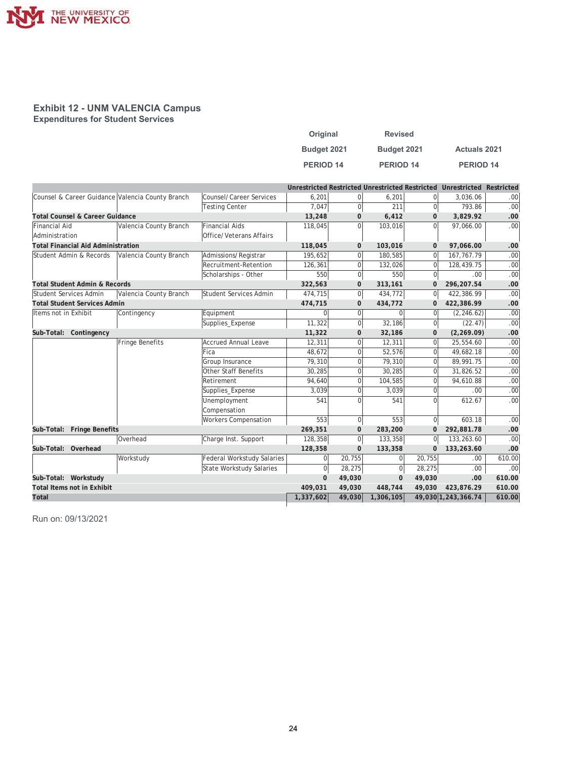## Exhibit 12 - UNM VALENCIA Campus
### Expenditures for Student Services

| | | | Original Budget 2021 PERIOD 14 | | Revised Budget 2021 PERIOD 14 | | Actuals 2021 PERIOD 14 | |
|---|---|---|---|---|---|---|---|---|
| | | | Unrestricted | Restricted | Unrestricted | Restricted | Unrestricted | Restricted |
| Counsel & Career Guidance | Valencia County Branch | Counsel/ Career Services | 6,201 | 0 | 6,201 | 0 | 3,036.06 | .00 |
| | | Testing Center | 7,047 | 0 | 211 | 0 | 793.86 | .00 |
| **Total Counsel & Career Guidance** | | | **13,248** | **0** | **6,412** | **0** | **3,829.92** | **.00** |
| Financial Aid Administration | Valencia County Branch | Financial Aids Office/ Veterans Affairs | 118,045 | 0 | 103,016 | 0 | 97,066.00 | .00 |
| **Total Financial Aid Administration** | | | **118,045** | **0** | **103,016** | **0** | **97,066.00** | **.00** |
| Student Admin & Records | Valencia County Branch | Admissions/ Registrar | 195,652 | 0 | 180,585 | 0 | 167,767.79 | .00 |
| | | Recruitment-Retention | 126,361 | 0 | 132,026 | 0 | 128,439.75 | .00 |
| | | Scholarships - Other | 550 | 0 | 550 | 0 | .00 | .00 |
| **Total Student Admin & Records** | | | **322,563** | **0** | **313,161** | **0** | **296,207.54** | **.00** |
| Student Services Admin | Valencia County Branch | Student Services Admin | 474,715 | 0 | 434,772 | 0 | 422,386.99 | .00 |
| **Total Student Services Admin** | | | **474,715** | **0** | **434,772** | **0** | **422,386.99** | **.00** |
| Items not in Exhibit | Contingency | Equipment | 0 | 0 | 0 | 0 | (2,246.62) | .00 |
| | | Supplies_Expense | 11,322 | 0 | 32,186 | 0 | (22.47) | .00 |
| **Sub-Total: Contingency** | | | **11,322** | **0** | **32,186** | **0** | **(2,269.09)** | **.00** |
| | Fringe Benefits | Accrued Annual Leave | 12,311 | 0 | 12,311 | 0 | 25,554.60 | .00 |
| | | Fica | 48,672 | 0 | 52,576 | 0 | 49,682.18 | .00 |
| | | Group Insurance | 79,310 | 0 | 79,310 | 0 | 89,991.75 | .00 |
| | | Other Staff Benefits | 30,285 | 0 | 30,285 | 0 | 31,826.52 | .00 |
| | | Retirement | 94,640 | 0 | 104,585 | 0 | 94,610.88 | .00 |
| | | Supplies_Expense | 3,039 | 0 | 3,039 | 0 | .00 | .00 |
| | | Unemployment Compensation | 541 | 0 | 541 | 0 | 612.67 | .00 |
| | | Workers Compensation | 553 | 0 | 553 | 0 | 603.18 | .00 |
| **Sub-Total: Fringe Benefits** | | | **269,351** | **0** | **283,200** | **0** | **292,881.78** | **.00** |
| | Overhead | Charge Inst. Support | 128,358 | 0 | 133,358 | 0 | 133,263.60 | .00 |
| **Sub-Total: Overhead** | | | **128,358** | **0** | **133,358** | **0** | **133,263.60** | **.00** |
| | Workstudy | Federal Workstudy Salaries | 0 | 20,755 | 0 | 20,755 | .00 | 610.00 |
| | | State Workstudy Salaries | 0 | 28,275 | 0 | 28,275 | .00 | .00 |
| **Sub-Total: Workstudy** | | | **0** | **49,030** | **0** | **49,030** | **.00** | **610.00** |
| **Total Items not in Exhibit** | | | **409,031** | **49,030** | **448,744** | **49,030** | **423,876.29** | **610.00** |
| **Total** | | | **1,337,602** | **49,030** | **1,306,105** | **49,030** | **1,243,366.74** | **610.00** |

Run on: 09/13/2021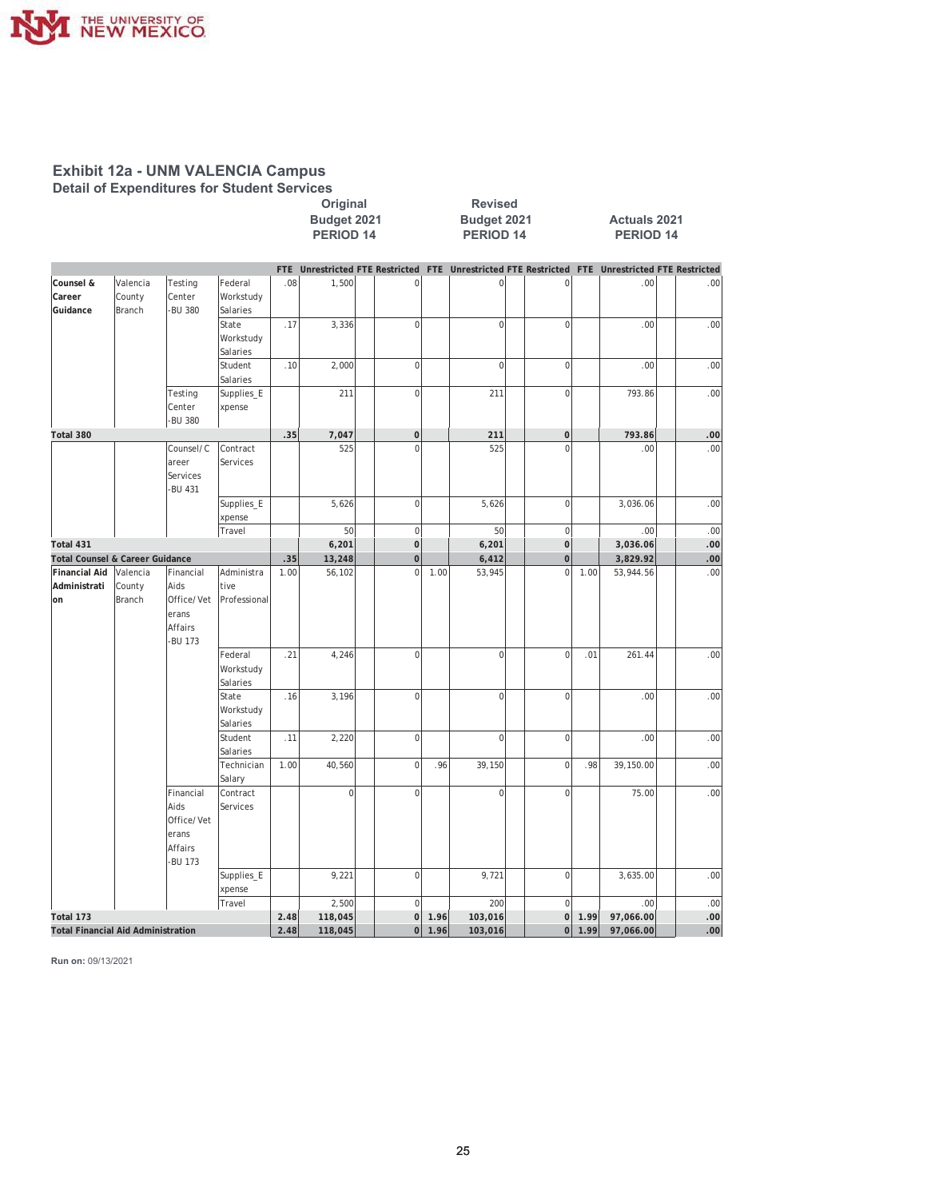## Exhibit 12a - UNM VALENCIA Campus

### Detail of Expenditures for Student Services

| | | | | Original Budget 2021 PERIOD 14 | | | | Revised Budget 2021 PERIOD 14 | | | | Actuals 2021 PERIOD 14 | | | |
|---|---|---|---|---|---|---|---|---|---|---|---|---|---|---|---|
| | | | | FTE | Unrestricted | FTE | Restricted | FTE | Unrestricted | FTE | Restricted | FTE | Unrestricted | FTE | Restricted |
| Counsel & Career Guidance | Valencia County Branch | Testing Center -BU 380 | Federal Workstudy Salaries | .08 | 1,500 | | 0 | | 0 | | 0 | | .00 | | .00 |
| | | | State Workstudy Salaries | .17 | 3,336 | | 0 | | 0 | | 0 | | .00 | | .00 |
| | | | Student Salaries | .10 | 2,000 | | 0 | | 0 | | 0 | | .00 | | .00 |
| | | Testing Center -BU 380 | Supplies_Expense | | 211 | | 0 | | 211 | | 0 | | 793.86 | | .00 |
| **Total 380** | | | | **.35** | **7,047** | | **0** | | **211** | | **0** | | **793.86** | | **.00** |
| | | Counsel/Career Services -BU 431 | Contract Services | | 525 | | 0 | | 525 | | 0 | | .00 | | .00 |
| | | | Supplies_Expense | | 5,626 | | 0 | | 5,626 | | 0 | | 3,036.06 | | .00 |
| | | | Travel | | 50 | | 0 | | 50 | | 0 | | .00 | | .00 |
| **Total 431** | | | | | **6,201** | | **0** | | **6,201** | | **0** | | **3,036.06** | | **.00** |
| **Total Counsel & Career Guidance** | | | | **.35** | **13,248** | | **0** | | **6,412** | | **0** | | **3,829.92** | | **.00** |
| Financial Aid Administration | Valencia County Branch | Financial Aids Office/Veterans Affairs -BU 173 | Administrative Professional | 1.00 | 56,102 | | 0 | 1.00 | 53,945 | | 0 | 1.00 | 53,944.56 | | .00 |
| | | | Federal Workstudy Salaries | .21 | 4,246 | | 0 | | 0 | | 0 | .01 | 261.44 | | .00 |
| | | | State Workstudy Salaries | .16 | 3,196 | | 0 | | 0 | | 0 | | .00 | | .00 |
| | | | Student Salaries | .11 | 2,220 | | 0 | | 0 | | 0 | | .00 | | .00 |
| | | | Technician Salary | 1.00 | 40,560 | | 0 | .96 | 39,150 | | 0 | .98 | 39,150.00 | | .00 |
| | | Financial Aids Office/Veterans Affairs -BU 173 | Contract Services | | 0 | | 0 | | 0 | | 0 | | 75.00 | | .00 |
| | | | Supplies_Expense | | 9,221 | | 0 | | 9,721 | | 0 | | 3,635.00 | | .00 |
| | | | Travel | | 2,500 | | 0 | | 200 | | 0 | | .00 | | .00 |
| **Total 173** | | | | **2.48** | **118,045** | | **0** | **1.96** | **103,016** | | **0** | **1.99** | **97,066.00** | | **.00** |
| **Total Financial Aid Administration** | | | | **2.48** | **118,045** | | **0** | **1.96** | **103,016** | | **0** | **1.99** | **97,066.00** | | **.00** |

**Run on:** 09/13/2021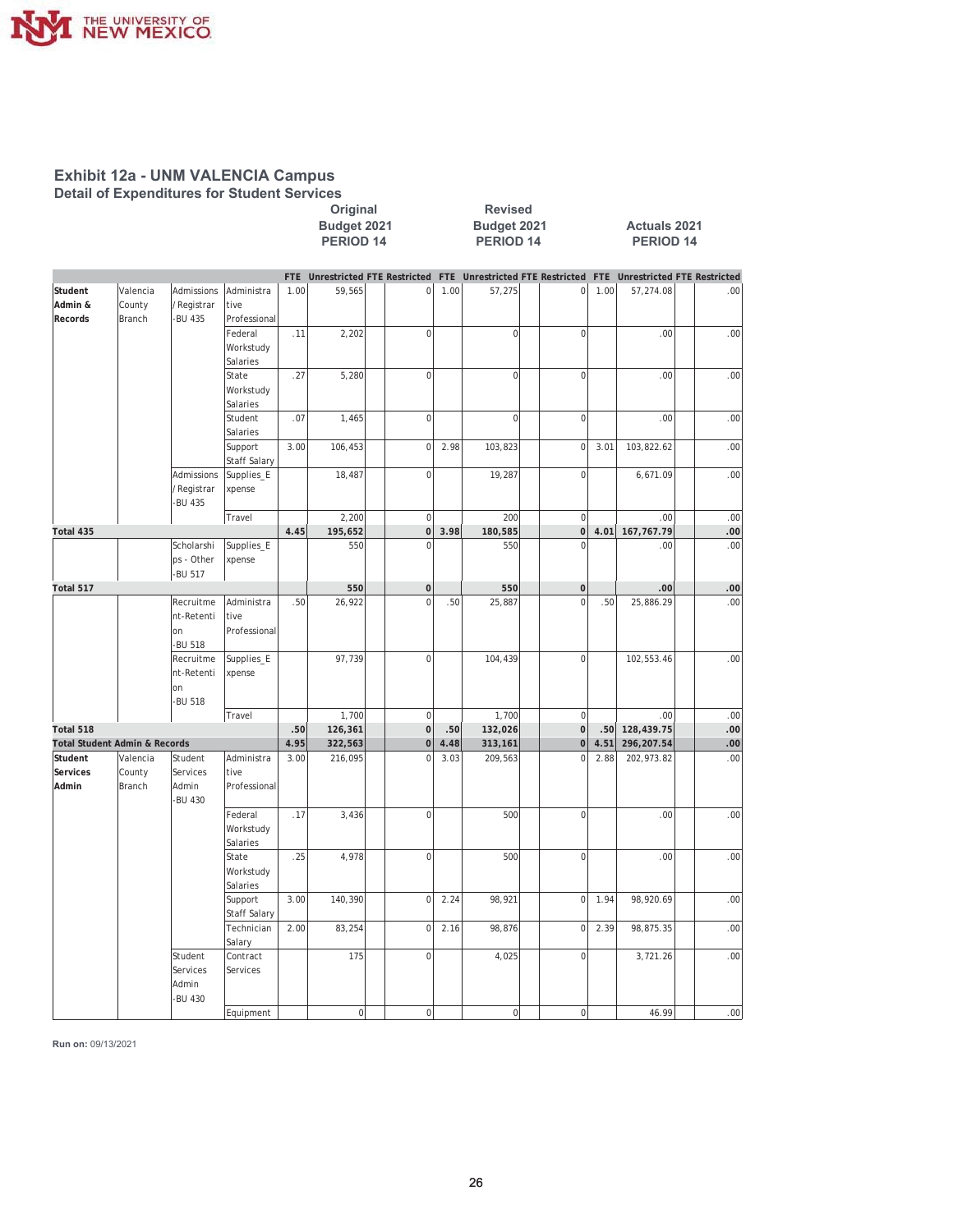# Exhibit 12a - UNM VALENCIA Campus

## Detail of Expenditures for Student Services

| | | | | Original Budget 2021 PERIOD 14 | | | | Revised Budget 2021 PERIOD 14 | | | | Actuals 2021 PERIOD 14 | | | |
|---|---|---|---|---|---|---|---|---|---|---|---|---|---|---|---|
| | | | | FTE | Unrestricted | FTE | Restricted | FTE | Unrestricted | FTE | Restricted | FTE | Unrestricted | FTE | Restricted |
| Student Admin & Records | Valencia County Branch | Admissions / Registrar -BU 435 | Administrative Professional | 1.00 | 59,565 | | 0 | 1.00 | 57,275 | | 0 | 1.00 | 57,274.08 | | .00 |
| | | | Federal Workstudy Salaries | .11 | 2,202 | | 0 | | 0 | | 0 | | .00 | | .00 |
| | | | State Workstudy Salaries | .27 | 5,280 | | 0 | | 0 | | 0 | | .00 | | .00 |
| | | | Student Salaries | .07 | 1,465 | | 0 | | 0 | | 0 | | .00 | | .00 |
| | | | Support Staff Salary | 3.00 | 106,453 | | 0 | 2.98 | 103,823 | | 0 | 3.01 | 103,822.62 | | .00 |
| | | Admissions / Registrar -BU 435 | Supplies_Expense | | 18,487 | | 0 | | 19,287 | | 0 | | 6,671.09 | | .00 |
| | | | Travel | | 2,200 | | 0 | | 200 | | 0 | | .00 | | .00 |
| **Total 435** | | | | **4.45** | **195,652** | | **0** | **3.98** | **180,585** | | **0** | **4.01** | **167,767.79** | | **.00** |
| | | Scholarships - Other -BU 517 | Supplies_Expense | | 550 | | 0 | | 550 | | 0 | | .00 | | .00 |
| **Total 517** | | | | | **550** | | **0** | | **550** | | **0** | | **.00** | | **.00** |
| | | Recruitment-Retention -BU 518 | Administrative Professional | .50 | 26,922 | | 0 | .50 | 25,887 | | 0 | .50 | 25,886.29 | | .00 |
| | | Recruitment-Retention -BU 518 | Supplies_Expense | | 97,739 | | 0 | | 104,439 | | 0 | | 102,553.46 | | .00 |
| | | | Travel | | 1,700 | | 0 | | 1,700 | | 0 | | .00 | | .00 |
| **Total 518** | | | | **.50** | **126,361** | | **0** | **.50** | **132,026** | | **0** | **.50** | **128,439.75** | | **.00** |
| **Total Student Admin & Records** | | | | **4.95** | **322,563** | | **0** | **4.48** | **313,161** | | **0** | **4.51** | **296,207.54** | | **.00** |
| Student Services Admin | Valencia County Branch | Student Services Admin -BU 430 | Administrative Professional | 3.00 | 216,095 | | 0 | 3.03 | 209,563 | | 0 | 2.88 | 202,973.82 | | .00 |
| | | | Federal Workstudy Salaries | .17 | 3,436 | | 0 | | 500 | | 0 | | .00 | | .00 |
| | | | State Workstudy Salaries | .25 | 4,978 | | 0 | | 500 | | 0 | | .00 | | .00 |
| | | | Support Staff Salary | 3.00 | 140,390 | | 0 | 2.24 | 98,921 | | 0 | 1.94 | 98,920.69 | | .00 |
| | | | Technician Salary | 2.00 | 83,254 | | 0 | 2.16 | 98,876 | | 0 | 2.39 | 98,875.35 | | .00 |
| | | Student Services Admin -BU 430 | Contract Services | | 175 | | 0 | | 4,025 | | 0 | | 3,721.26 | | .00 |
| | | | Equipment | | 0 | | 0 | | 0 | | 0 | | 46.99 | | .00 |

**Run on:** 09/13/2021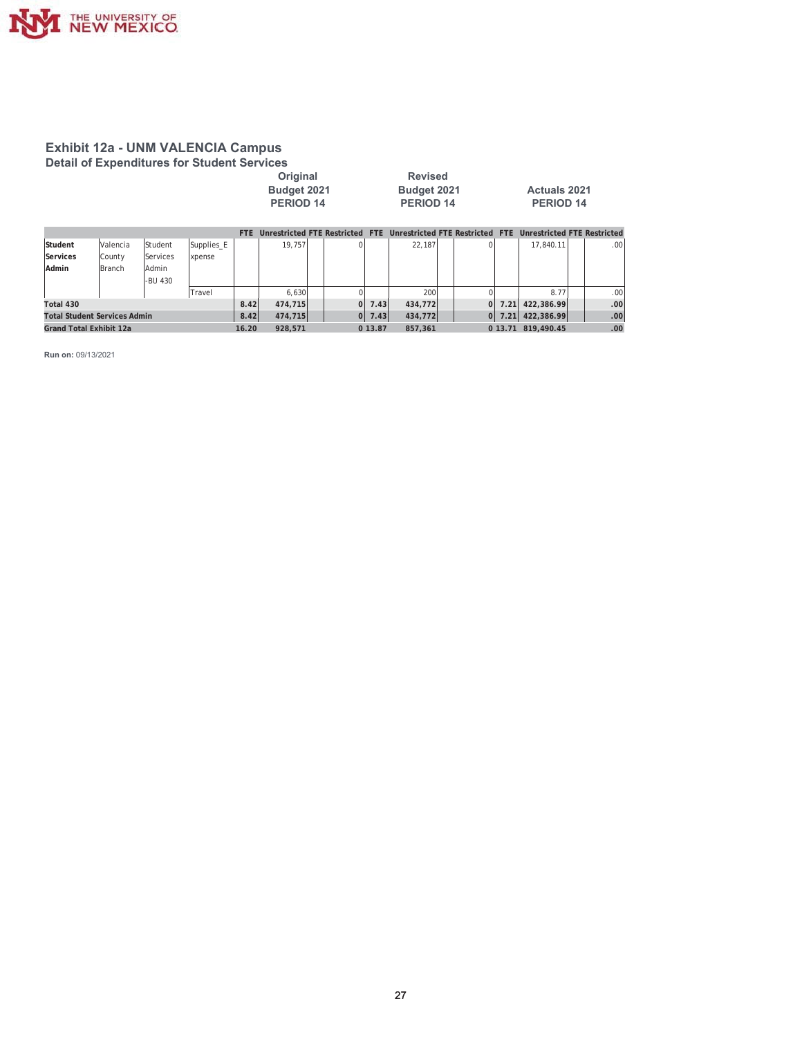## Exhibit 12a - UNM VALENCIA Campus

### Detail of Expenditures for Student Services

| | | | | Original Budget 2021 PERIOD 14 | | | | Revised Budget 2021 PERIOD 14 | | | | Actuals 2021 PERIOD 14 | | | |
|---|---|---|---|---|---|---|---|---|---|---|---|---|---|---|---|
| | | | | FTE | Unrestricted | FTE | Restricted | FTE | Unrestricted | FTE | Restricted | FTE | Unrestricted | FTE | Restricted |
| **Student Services Admin** | Valencia County Branch | Student Services Admin -BU 430 | Supplies_Expense | | 19,757 | | 0 | | 22,187 | | 0 | | 17,840.11 | | .00 |
| | | | Travel | | 6,630 | | 0 | | 200 | | 0 | | 8.77 | | .00 |
| **Total 430** | | | | **8.42** | **474,715** | | **0** | **7.43** | **434,772** | | **0** | **7.21** | **422,386.99** | | **.00** |
| **Total Student Services Admin** | | | | **8.42** | **474,715** | | **0** | **7.43** | **434,772** | | **0** | **7.21** | **422,386.99** | | **.00** |
| **Grand Total Exhibit 12a** | | | | **16.20** | **928,571** | | **0** | **13.87** | **857,361** | | **0** | **13.71** | **819,490.45** | | **.00** |

**Run on:** 09/13/2021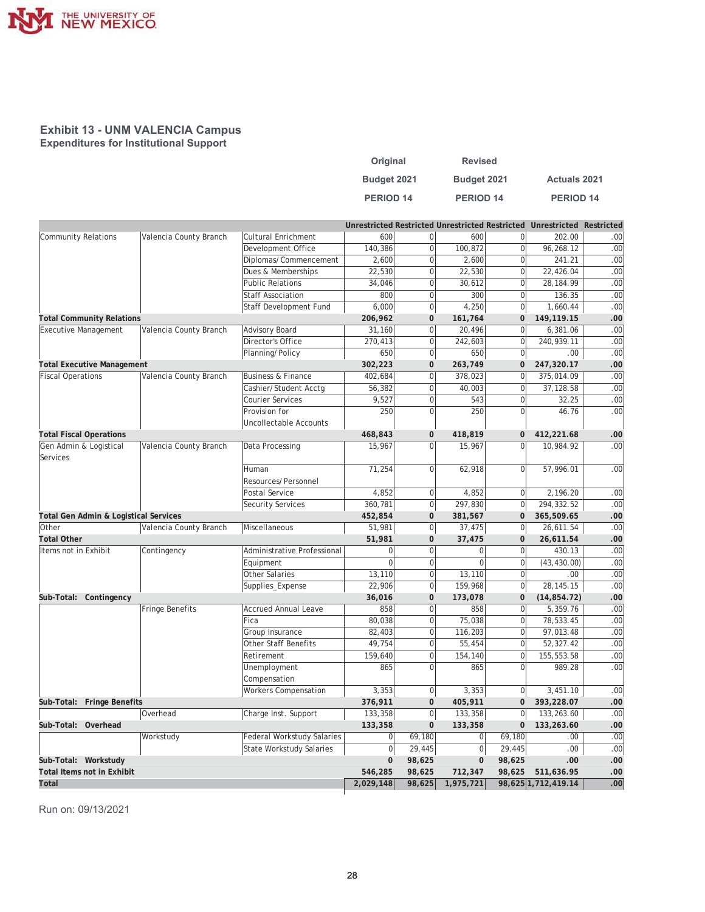## Exhibit 13 - UNM VALENCIA Campus
### Expenditures for Institutional Support

| | | | Original Budget 2021 PERIOD 14 | | Revised Budget 2021 PERIOD 14 | | Actuals 2021 PERIOD 14 | |
|---|---|---|---|---|---|---|---|---|
| | | | Unrestricted | Restricted | Unrestricted | Restricted | Unrestricted | Restricted |
| Community Relations | Valencia County Branch | Cultural Enrichment | 600 | 0 | 600 | 0 | 202.00 | .00 |
| | | Development Office | 140,386 | 0 | 100,872 | 0 | 96,268.12 | .00 |
| | | Diplomas/Commencement | 2,600 | 0 | 2,600 | 0 | 241.21 | .00 |
| | | Dues & Memberships | 22,530 | 0 | 22,530 | 0 | 22,426.04 | .00 |
| | | Public Relations | 34,046 | 0 | 30,612 | 0 | 28,184.99 | .00 |
| | | Staff Association | 800 | 0 | 300 | 0 | 136.35 | .00 |
| | | Staff Development Fund | 6,000 | 0 | 4,250 | 0 | 1,660.44 | .00 |
| **Total Community Relations** | | | **206,962** | **0** | **161,764** | **0** | **149,119.15** | **.00** |
| Executive Management | Valencia County Branch | Advisory Board | 31,160 | 0 | 20,496 | 0 | 6,381.06 | .00 |
| | | Director's Office | 270,413 | 0 | 242,603 | 0 | 240,939.11 | .00 |
| | | Planning/Policy | 650 | 0 | 650 | 0 | .00 | .00 |
| **Total Executive Management** | | | **302,223** | **0** | **263,749** | **0** | **247,320.17** | **.00** |
| Fiscal Operations | Valencia County Branch | Business & Finance | 402,684 | 0 | 378,023 | 0 | 375,014.09 | .00 |
| | | Cashier/Student Acctg | 56,382 | 0 | 40,003 | 0 | 37,128.58 | .00 |
| | | Courier Services | 9,527 | 0 | 543 | 0 | 32.25 | .00 |
| | | Provision for Uncollectable Accounts | 250 | 0 | 250 | 0 | 46.76 | .00 |
| **Total Fiscal Operations** | | | **468,843** | **0** | **418,819** | **0** | **412,221.68** | **.00** |
| Gen Admin & Logistical Services | Valencia County Branch | Data Processing | 15,967 | 0 | 15,967 | 0 | 10,984.92 | .00 |
| | | Human Resources/Personnel | 71,254 | 0 | 62,918 | 0 | 57,996.01 | .00 |
| | | Postal Service | 4,852 | 0 | 4,852 | 0 | 2,196.20 | .00 |
| | | Security Services | 360,781 | 0 | 297,830 | 0 | 294,332.52 | .00 |
| **Total Gen Admin & Logistical Services** | | | **452,854** | **0** | **381,567** | **0** | **365,509.65** | **.00** |
| Other | Valencia County Branch | Miscellaneous | 51,981 | 0 | 37,475 | 0 | 26,611.54 | .00 |
| **Total Other** | | | **51,981** | **0** | **37,475** | **0** | **26,611.54** | **.00** |
| Items not in Exhibit | Contingency | Administrative Professional | 0 | 0 | 0 | 0 | 430.13 | .00 |
| | | Equipment | 0 | 0 | 0 | 0 | (43,430.00) | .00 |
| | | Other Salaries | 13,110 | 0 | 13,110 | 0 | .00 | .00 |
| | | Supplies_Expense | 22,906 | 0 | 159,968 | 0 | 28,145.15 | .00 |
| **Sub-Total: Contingency** | | | **36,016** | **0** | **173,078** | **0** | **(14,854.72)** | **.00** |
| | Fringe Benefits | Accrued Annual Leave | 858 | 0 | 858 | 0 | 5,359.76 | .00 |
| | | Fica | 80,038 | 0 | 75,038 | 0 | 78,533.45 | .00 |
| | | Group Insurance | 82,403 | 0 | 116,203 | 0 | 97,013.48 | .00 |
| | | Other Staff Benefits | 49,754 | 0 | 55,454 | 0 | 52,327.42 | .00 |
| | | Retirement | 159,640 | 0 | 154,140 | 0 | 155,553.58 | .00 |
| | | Unemployment Compensation | 865 | 0 | 865 | 0 | 989.28 | .00 |
| | | Workers Compensation | 3,353 | 0 | 3,353 | 0 | 3,451.10 | .00 |
| **Sub-Total: Fringe Benefits** | | | **376,911** | **0** | **405,911** | **0** | **393,228.07** | **.00** |
| | Overhead | Charge Inst. Support | 133,358 | 0 | 133,358 | 0 | 133,263.60 | .00 |
| **Sub-Total: Overhead** | | | **133,358** | **0** | **133,358** | **0** | **133,263.60** | **.00** |
| | Workstudy | Federal Workstudy Salaries | 0 | 69,180 | 0 | 69,180 | .00 | .00 |
| | | State Workstudy Salaries | 0 | 29,445 | 0 | 29,445 | .00 | .00 |
| **Sub-Total: Workstudy** | | | **0** | **98,625** | **0** | **98,625** | **.00** | **.00** |
| **Total Items not in Exhibit** | | | **546,285** | **98,625** | **712,347** | **98,625** | **511,636.95** | **.00** |
| **Total** | | | **2,029,148** | **98,625** | **1,975,721** | **98,625** | **1,712,419.14** | **.00** |

Run on: 09/13/2021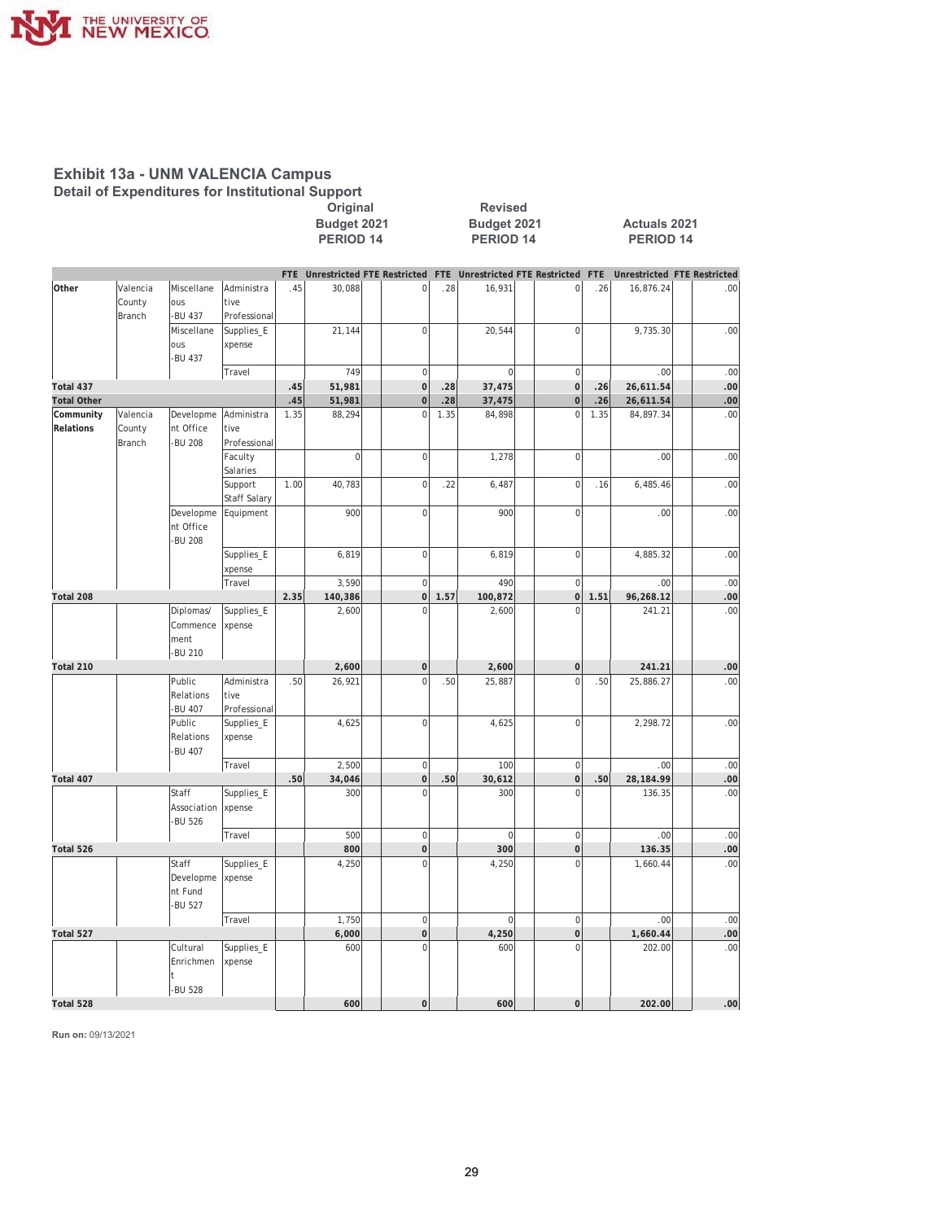## Exhibit 13a - UNM VALENCIA Campus

### Detail of Expenditures for Institutional Support

| | | | | Original Budget 2021 PERIOD 14 | | | | Revised Budget 2021 PERIOD 14 | | | | Actuals 2021 PERIOD 14 | | | |
|---|---|---|---|---|---|---|---|---|---|---|---|---|---|---|---|
| | | | | FTE | Unrestricted | FTE | Restricted | FTE | Unrestricted | FTE | Restricted | FTE | Unrestricted | FTE | Restricted |
| Other | Valencia County Branch | Miscellaneous -BU 437 | Administrative Professional | .45 | 30,088 | | 0 | .28 | 16,931 | | 0 | .26 | 16,876.24 | | .00 |
| | | Miscellaneous -BU 437 | Supplies_Expense | | 21,144 | | 0 | | 20,544 | | 0 | | 9,735.30 | | .00 |
| | | | Travel | | 749 | | 0 | | 0 | | 0 | | .00 | | .00 |
| Total 437 | | | | .45 | 51,981 | | 0 | .28 | 37,475 | | 0 | .26 | 26,611.54 | | .00 |
| Total Other | | | | .45 | 51,981 | | 0 | .28 | 37,475 | | 0 | .26 | 26,611.54 | | .00 |
| Community Relations | Valencia County Branch | Development Office -BU 208 | Administrative Professional | 1.35 | 88,294 | | 0 | 1.35 | 84,898 | | 0 | 1.35 | 84,897.34 | | .00 |
| | | | Faculty Salaries | | 0 | | 0 | | 1,278 | | 0 | | .00 | | .00 |
| | | | Support Staff Salary | 1.00 | 40,783 | | 0 | .22 | 6,487 | | 0 | .16 | 6,485.46 | | .00 |
| | | Development Office -BU 208 | Equipment | | 900 | | 0 | | 900 | | 0 | | .00 | | .00 |
| | | | Supplies_Expense | | 6,819 | | 0 | | 6,819 | | 0 | | 4,885.32 | | .00 |
| | | | Travel | | 3,590 | | 0 | | 490 | | 0 | | .00 | | .00 |
| Total 208 | | | | 2.35 | 140,386 | | 0 | 1.57 | 100,872 | | 0 | 1.51 | 96,268.12 | | .00 |
| | | Diplomas/ Commencement -BU 210 | Supplies_Expense | | 2,600 | | 0 | | 2,600 | | 0 | | 241.21 | | .00 |
| Total 210 | | | | | 2,600 | | 0 | | 2,600 | | 0 | | 241.21 | | .00 |
| | | Public Relations -BU 407 | Administrative Professional | .50 | 26,921 | | 0 | .50 | 25,887 | | 0 | .50 | 25,886.27 | | .00 |
| | | Public Relations -BU 407 | Supplies_Expense | | 4,625 | | 0 | | 4,625 | | 0 | | 2,298.72 | | .00 |
| | | | Travel | | 2,500 | | 0 | | 100 | | 0 | | .00 | | .00 |
| Total 407 | | | | .50 | 34,046 | | 0 | .50 | 30,612 | | 0 | .50 | 28,184.99 | | .00 |
| | | Staff Association -BU 526 | Supplies_Expense | | 300 | | 0 | | 300 | | 0 | | 136.35 | | .00 |
| | | | Travel | | 500 | | 0 | | 0 | | 0 | | .00 | | .00 |
| Total 526 | | | | | 800 | | 0 | | 300 | | 0 | | 136.35 | | .00 |
| | | Staff Development Fund -BU 527 | Supplies_Expense | | 4,250 | | 0 | | 4,250 | | 0 | | 1,660.44 | | .00 |
| | | | Travel | | 1,750 | | 0 | | 0 | | 0 | | .00 | | .00 |
| Total 527 | | | | | 6,000 | | 0 | | 4,250 | | 0 | | 1,660.44 | | .00 |
| | | Cultural Enrichment -BU 528 | Supplies_Expense | | 600 | | 0 | | 600 | | 0 | | 202.00 | | .00 |
| Total 528 | | | | | 600 | | 0 | | 600 | | 0 | | 202.00 | | .00 |

**Run on:** 09/13/2021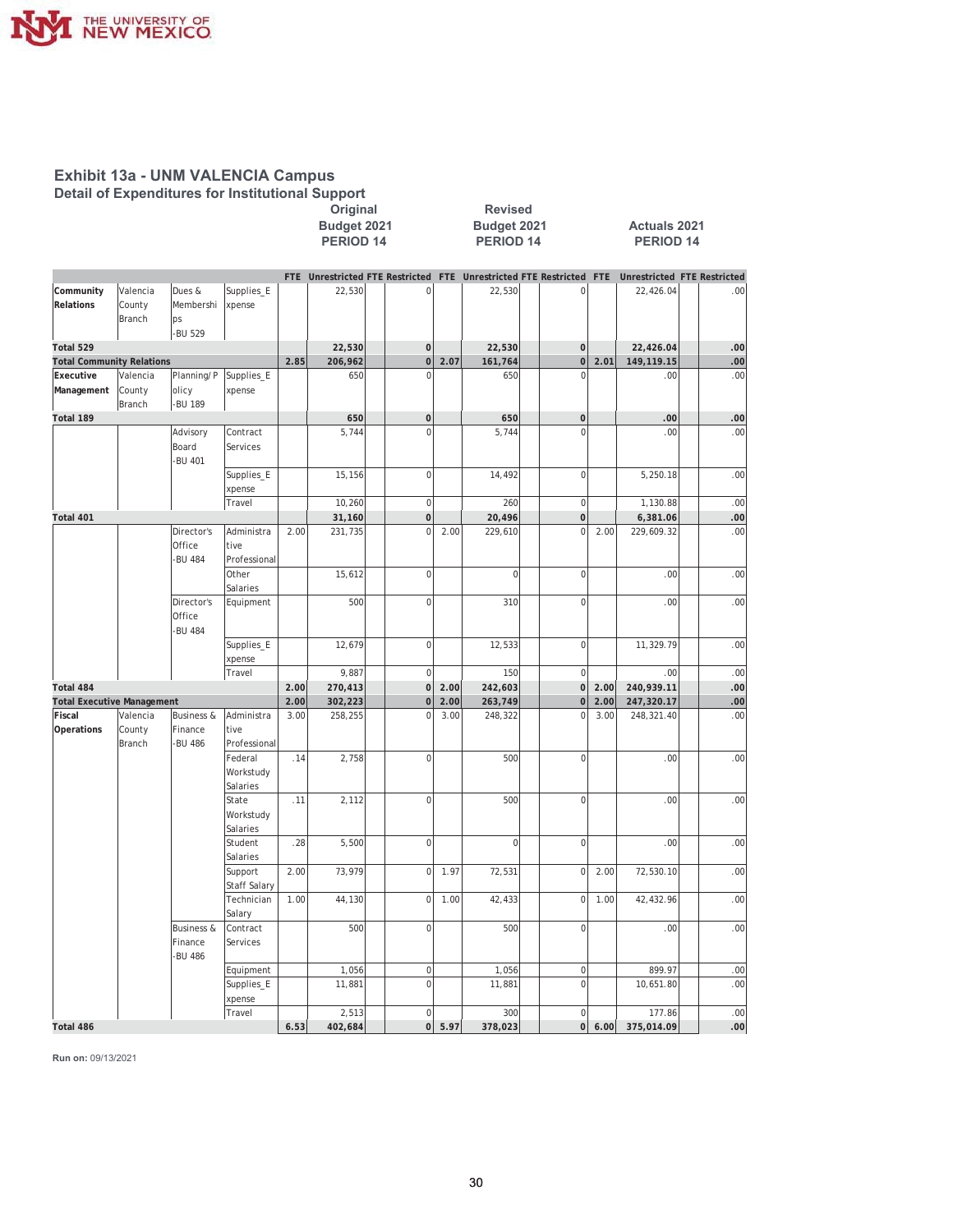# Exhibit 13a - UNM VALENCIA Campus

## Detail of Expenditures for Institutional Support

| | | | | Original Budget 2021 PERIOD 14 | | | | Revised Budget 2021 PERIOD 14 | | | | Actuals 2021 PERIOD 14 | | | |
|---|---|---|---|---|---|---|---|---|---|---|---|---|---|---|---|
| | | | | FTE | Unrestricted | FTE | Restricted | FTE | Unrestricted | FTE | Restricted | FTE | Unrestricted | FTE | Restricted |
| Community Relations | Valencia County Branch | Dues & Membershi ps -BU 529 | Supplies_E xpense | | 22,530 | | 0 | | 22,530 | | 0 | | 22,426.04 | | .00 |
| Total 529 | | | | | 22,530 | | 0 | | 22,530 | | 0 | | 22,426.04 | | .00 |
| Total Community Relations | | | | 2.85 | 206,962 | | 0 | 2.07 | 161,764 | | 0 | 2.01 | 149,119.15 | | .00 |
| Executive Management | Valencia County Branch | Planning/P olicy -BU 189 | Supplies_E xpense | | 650 | | 0 | | 650 | | 0 | | .00 | | .00 |
| Total 189 | | | | | 650 | | 0 | | 650 | | 0 | | .00 | | .00 |
| | | Advisory Board -BU 401 | Contract Services | | 5,744 | | 0 | | 5,744 | | 0 | | .00 | | .00 |
| | | | Supplies_E xpense | | 15,156 | | 0 | | 14,492 | | 0 | | 5,250.18 | | .00 |
| | | | Travel | | 10,260 | | 0 | | 260 | | 0 | | 1,130.88 | | .00 |
| Total 401 | | | | | 31,160 | | 0 | | 20,496 | | 0 | | 6,381.06 | | .00 |
| | | Director's Office -BU 484 | Administra tive Professional | 2.00 | 231,735 | | 0 | 2.00 | 229,610 | | 0 | 2.00 | 229,609.32 | | .00 |
| | | | Other Salaries | | 15,612 | | 0 | | 0 | | 0 | | .00 | | .00 |
| | | Director's Office -BU 484 | Equipment | | 500 | | 0 | | 310 | | 0 | | .00 | | .00 |
| | | | Supplies_E xpense | | 12,679 | | 0 | | 12,533 | | 0 | | 11,329.79 | | .00 |
| | | | Travel | | 9,887 | | 0 | | 150 | | 0 | | .00 | | .00 |
| Total 484 | | | | 2.00 | 270,413 | | 0 | 2.00 | 242,603 | | 0 | 2.00 | 240,939.11 | | .00 |
| Total Executive Management | | | | 2.00 | 302,223 | | 0 | 2.00 | 263,749 | | 0 | 2.00 | 247,320.17 | | .00 |
| Fiscal Operations | Valencia County Branch | Business & Finance -BU 486 | Administra tive Professional | 3.00 | 258,255 | | 0 | 3.00 | 248,322 | | 0 | 3.00 | 248,321.40 | | .00 |
| | | | Federal Workstudy Salaries | .14 | 2,758 | | 0 | | 500 | | 0 | | .00 | | .00 |
| | | | State Workstudy Salaries | .11 | 2,112 | | 0 | | 500 | | 0 | | .00 | | .00 |
| | | | Student Salaries | .28 | 5,500 | | 0 | | 0 | | 0 | | .00 | | .00 |
| | | | Support Staff Salary | 2.00 | 73,979 | | 0 | 1.97 | 72,531 | | 0 | 2.00 | 72,530.10 | | .00 |
| | | | Technician Salary | 1.00 | 44,130 | | 0 | 1.00 | 42,433 | | 0 | 1.00 | 42,432.96 | | .00 |
| | | Business & Finance -BU 486 | Contract Services | | 500 | | 0 | | 500 | | 0 | | .00 | | .00 |
| | | | Equipment | | 1,056 | | 0 | | 1,056 | | 0 | | 899.97 | | .00 |
| | | | Supplies_E xpense | | 11,881 | | 0 | | 11,881 | | 0 | | 10,651.80 | | .00 |
| | | | Travel | | 2,513 | | 0 | | 300 | | 0 | | 177.86 | | .00 |
| Total 486 | | | | 6.53 | 402,684 | | 0 | 5.97 | 378,023 | | 0 | 6.00 | 375,014.09 | | .00 |

**Run on:** 09/13/2021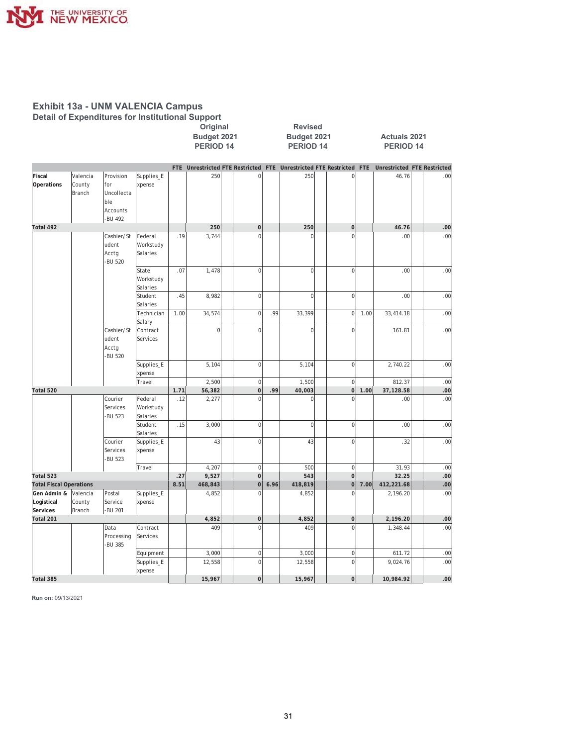# Exhibit 13a - UNM VALENCIA Campus

## Detail of Expenditures for Institutional Support

| | | | | Original Budget 2021 PERIOD 14 | | | | Revised Budget 2021 PERIOD 14 | | | | Actuals 2021 PERIOD 14 | | | |
|---|---|---|---|---|---|---|---|---|---|---|---|---|---|---|---|
| | | | | FTE | Unrestricted | FTE | Restricted | FTE | Unrestricted | FTE | Restricted | FTE | Unrestricted | FTE | Restricted |
| Fiscal Operations | Valencia County Branch | Provision for Uncollectable Accounts -BU 492 | Supplies_Expense | | 250 | | 0 | | 250 | | 0 | | 46.76 | | .00 |
| Total 492 | | | | | 250 | | 0 | | 250 | | 0 | | 46.76 | | .00 |
| | | Cashier/Student Acctg -BU 520 | Federal Workstudy Salaries | .19 | 3,744 | | 0 | | 0 | | 0 | | .00 | | .00 |
| | | | State Workstudy Salaries | .07 | 1,478 | | 0 | | 0 | | 0 | | .00 | | .00 |
| | | | Student Salaries | .45 | 8,982 | | 0 | | 0 | | 0 | | .00 | | .00 |
| | | | Technician Salary | 1.00 | 34,574 | | 0 | .99 | 33,399 | | 0 | 1.00 | 33,414.18 | | .00 |
| | | Cashier/Student Acctg -BU 520 | Contract Services | | 0 | | 0 | | 0 | | 0 | | 161.81 | | .00 |
| | | | Supplies_Expense | | 5,104 | | 0 | | 5,104 | | 0 | | 2,740.22 | | .00 |
| | | | Travel | | 2,500 | | 0 | | 1,500 | | 0 | | 812.37 | | .00 |
| Total 520 | | | | 1.71 | 56,382 | | 0 | .99 | 40,003 | | 0 | 1.00 | 37,128.58 | | .00 |
| | | Courier Services -BU 523 | Federal Workstudy Salaries | .12 | 2,277 | | 0 | | 0 | | 0 | | .00 | | .00 |
| | | | Student Salaries | .15 | 3,000 | | 0 | | 0 | | 0 | | .00 | | .00 |
| | | Courier Services -BU 523 | Supplies_Expense | | 43 | | 0 | | 43 | | 0 | | .32 | | .00 |
| | | | Travel | | 4,207 | | 0 | | 500 | | 0 | | 31.93 | | .00 |
| Total 523 | | | | .27 | 9,527 | | 0 | | 543 | | 0 | | 32.25 | | .00 |
| Total Fiscal Operations | | | | 8.51 | 468,843 | | 0 | 6.96 | 418,819 | | 0 | 7.00 | 412,221.68 | | .00 |
| Gen Admin & Logistical Services | Valencia County Branch | Postal Service -BU 201 | Supplies_Expense | | 4,852 | | 0 | | 4,852 | | 0 | | 2,196.20 | | .00 |
| Total 201 | | | | | 4,852 | | 0 | | 4,852 | | 0 | | 2,196.20 | | .00 |
| | | Data Processing -BU 385 | Contract Services | | 409 | | 0 | | 409 | | 0 | | 1,348.44 | | .00 |
| | | | Equipment | | 3,000 | | 0 | | 3,000 | | 0 | | 611.72 | | .00 |
| | | | Supplies_Expense | | 12,558 | | 0 | | 12,558 | | 0 | | 9,024.76 | | .00 |
| Total 385 | | | | | 15,967 | | 0 | | 15,967 | | 0 | | 10,984.92 | | .00 |

**Run on:** 09/13/2021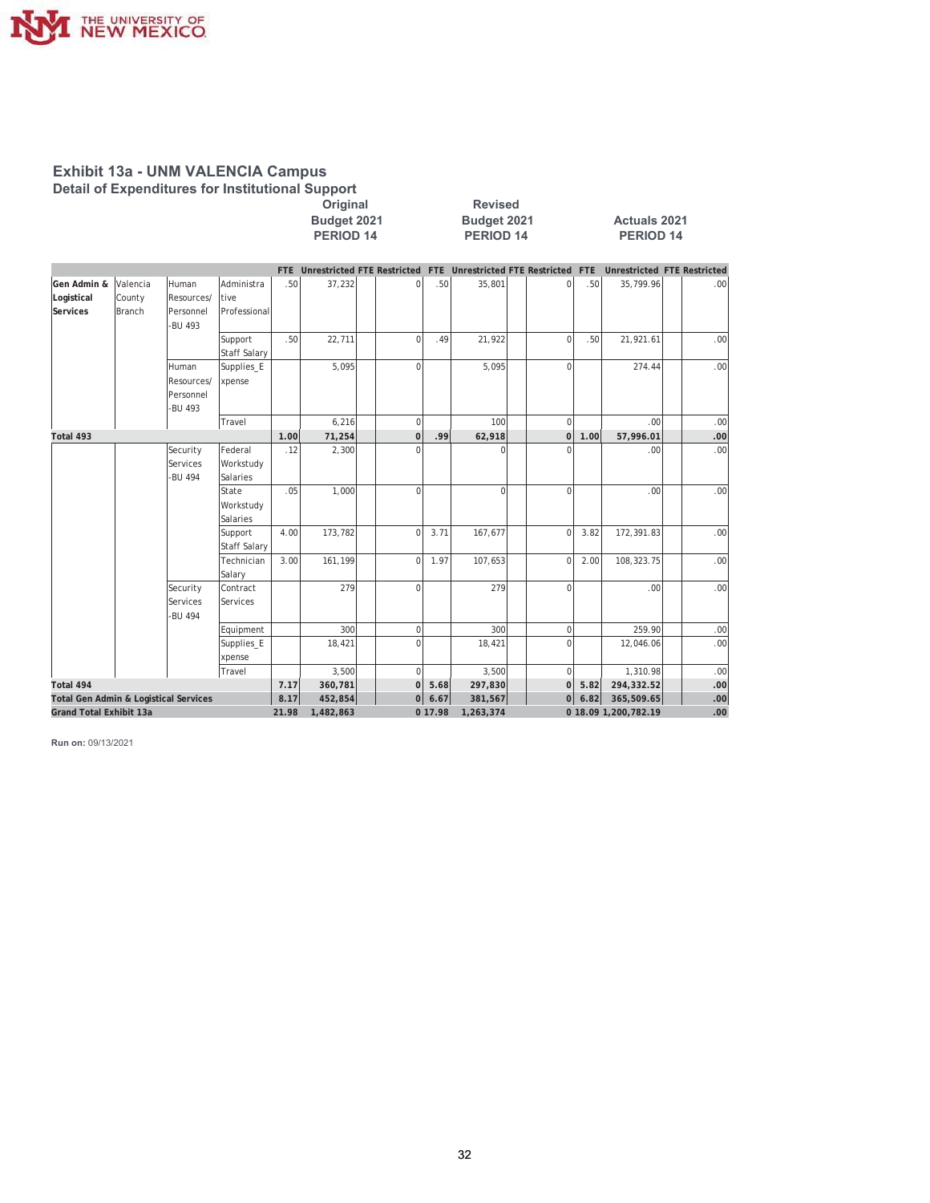## Exhibit 13a - UNM VALENCIA Campus

### Detail of Expenditures for Institutional Support

| | | | | Original Budget 2021 PERIOD 14 | | | | Revised Budget 2021 PERIOD 14 | | | | Actuals 2021 PERIOD 14 | | | |
|---|---|---|---|---|---|---|---|---|---|---|---|---|---|---|---|
| | | | | FTE | Unrestricted | FTE | Restricted | FTE | Unrestricted | FTE | Restricted | FTE | Unrestricted | FTE | Restricted |
| Gen Admin & Logistical Services | Valencia County Branch | Human Resources/ Personnel -BU 493 | Administrative Professional | .50 | 37,232 | | 0 | .50 | 35,801 | | 0 | .50 | 35,799.96 | | .00 |
| | | | Support Staff Salary | .50 | 22,711 | | 0 | .49 | 21,922 | | 0 | .50 | 21,921.61 | | .00 |
| | | Human Resources/ Personnel -BU 493 | Supplies_Expense | | 5,095 | | 0 | | 5,095 | | 0 | | 274.44 | | .00 |
| | | | Travel | | 6,216 | | 0 | | 100 | | 0 | | .00 | | .00 |
| **Total 493** | | | | **1.00** | **71,254** | | **0** | **.99** | **62,918** | | **0** | **1.00** | **57,996.01** | | **.00** |
| | | Security Services -BU 494 | Federal Workstudy Salaries | .12 | 2,300 | | 0 | | 0 | | 0 | | .00 | | .00 |
| | | | State Workstudy Salaries | .05 | 1,000 | | 0 | | 0 | | 0 | | .00 | | .00 |
| | | | Support Staff Salary | 4.00 | 173,782 | | 0 | 3.71 | 167,677 | | 0 | 3.82 | 172,391.83 | | .00 |
| | | | Technician Salary | 3.00 | 161,199 | | 0 | 1.97 | 107,653 | | 0 | 2.00 | 108,323.75 | | .00 |
| | | Security Services -BU 494 | Contract Services | | 279 | | 0 | | 279 | | 0 | | .00 | | .00 |
| | | | Equipment | | 300 | | 0 | | 300 | | 0 | | 259.90 | | .00 |
| | | | Supplies_Expense | | 18,421 | | 0 | | 18,421 | | 0 | | 12,046.06 | | .00 |
| | | | Travel | | 3,500 | | 0 | | 3,500 | | 0 | | 1,310.98 | | .00 |
| **Total 494** | | | | **7.17** | **360,781** | | **0** | **5.68** | **297,830** | | **0** | **5.82** | **294,332.52** | | **.00** |
| **Total Gen Admin & Logistical Services** | | | | **8.17** | **452,854** | | **0** | **6.67** | **381,567** | | **0** | **6.82** | **365,509.65** | | **.00** |
| **Grand Total Exhibit 13a** | | | | **21.98** | **1,482,863** | | **0** | **17.98** | **1,263,374** | | **0** | **18.09** | **1,200,782.19** | | **.00** |

**Run on:** 09/13/2021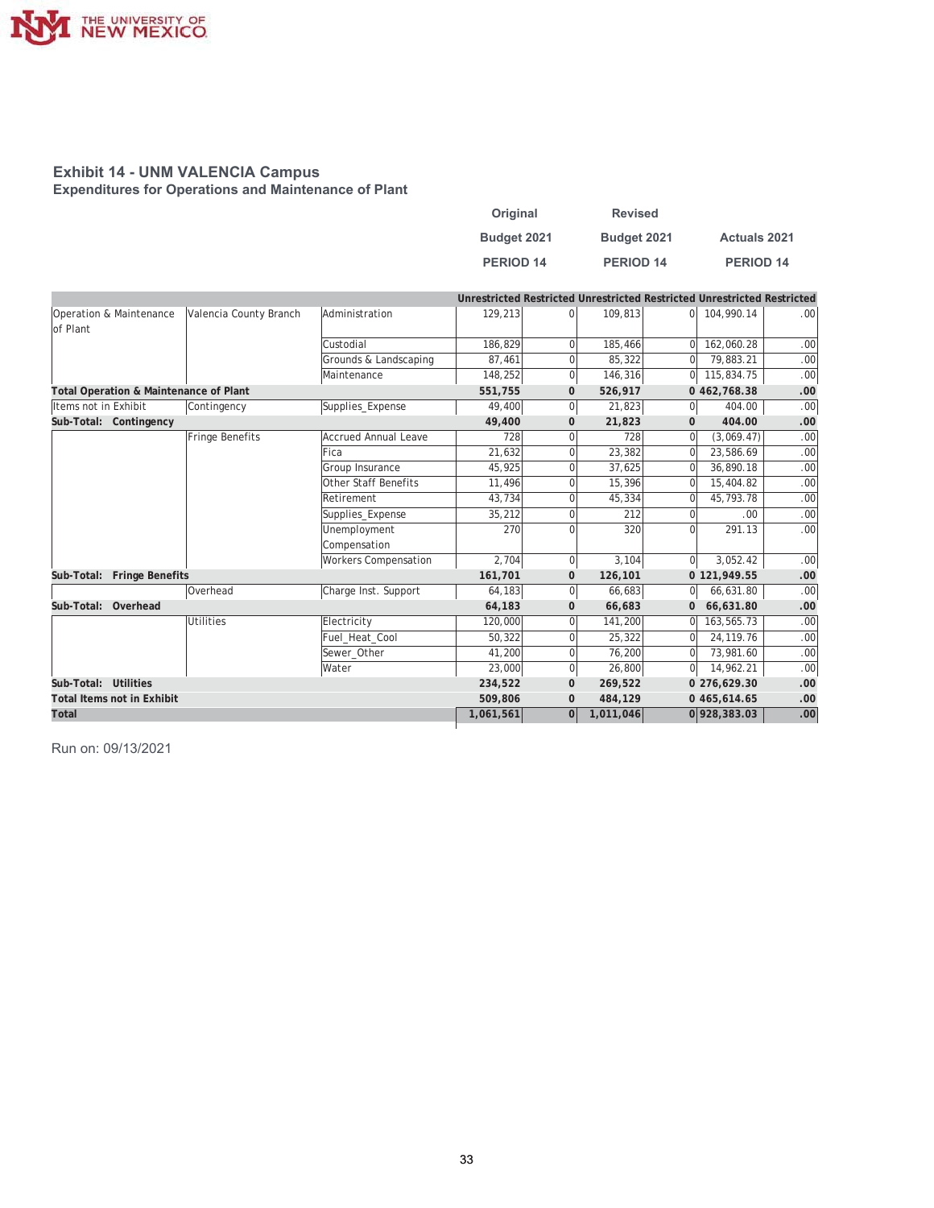THE UNIVERSITY OF NEW MEXICO

## Exhibit 14 - UNM VALENCIA Campus
### Expenditures for Operations and Maintenance of Plant

| | | | Original Budget 2021 PERIOD 14 | | Revised Budget 2021 PERIOD 14 | | Actuals 2021 PERIOD 14 | |
|---|---|---|---|---|---|---|---|---|
| | | | Unrestricted | Restricted | Unrestricted | Restricted | Unrestricted | Restricted |
| Operation & Maintenance of Plant | Valencia County Branch | Administration | 129,213 | 0 | 109,813 | 0 | 104,990.14 | .00 |
| | | Custodial | 186,829 | 0 | 185,466 | 0 | 162,060.28 | .00 |
| | | Grounds & Landscaping | 87,461 | 0 | 85,322 | 0 | 79,883.21 | .00 |
| | | Maintenance | 148,252 | 0 | 146,316 | 0 | 115,834.75 | .00 |
| **Total Operation & Maintenance of Plant** | | | **551,755** | **0** | **526,917** | **0** | **462,768.38** | **.00** |
| Items not in Exhibit | Contingency | Supplies_Expense | 49,400 | 0 | 21,823 | 0 | 404.00 | .00 |
| **Sub-Total: Contingency** | | | **49,400** | **0** | **21,823** | **0** | **404.00** | **.00** |
| | Fringe Benefits | Accrued Annual Leave | 728 | 0 | 728 | 0 | (3,069.47) | .00 |
| | | Fica | 21,632 | 0 | 23,382 | 0 | 23,586.69 | .00 |
| | | Group Insurance | 45,925 | 0 | 37,625 | 0 | 36,890.18 | .00 |
| | | Other Staff Benefits | 11,496 | 0 | 15,396 | 0 | 15,404.82 | .00 |
| | | Retirement | 43,734 | 0 | 45,334 | 0 | 45,793.78 | .00 |
| | | Supplies_Expense | 35,212 | 0 | 212 | 0 | .00 | .00 |
| | | Unemployment Compensation | 270 | 0 | 320 | 0 | 291.13 | .00 |
| | | Workers Compensation | 2,704 | 0 | 3,104 | 0 | 3,052.42 | .00 |
| **Sub-Total: Fringe Benefits** | | | **161,701** | **0** | **126,101** | **0** | **121,949.55** | **.00** |
| | Overhead | Charge Inst. Support | 64,183 | 0 | 66,683 | 0 | 66,631.80 | .00 |
| **Sub-Total: Overhead** | | | **64,183** | **0** | **66,683** | **0** | **66,631.80** | **.00** |
| | Utilities | Electricity | 120,000 | 0 | 141,200 | 0 | 163,565.73 | .00 |
| | | Fuel_Heat_Cool | 50,322 | 0 | 25,322 | 0 | 24,119.76 | .00 |
| | | Sewer_Other | 41,200 | 0 | 76,200 | 0 | 73,981.60 | .00 |
| | | Water | 23,000 | 0 | 26,800 | 0 | 14,962.21 | .00 |
| **Sub-Total: Utilities** | | | **234,522** | **0** | **269,522** | **0** | **276,629.30** | **.00** |
| **Total Items not in Exhibit** | | | **509,806** | **0** | **484,129** | **0** | **465,614.65** | **.00** |
| **Total** | | | **1,061,561** | **0** | **1,011,046** | **0** | **928,383.03** | **.00** |

Run on: 09/13/2021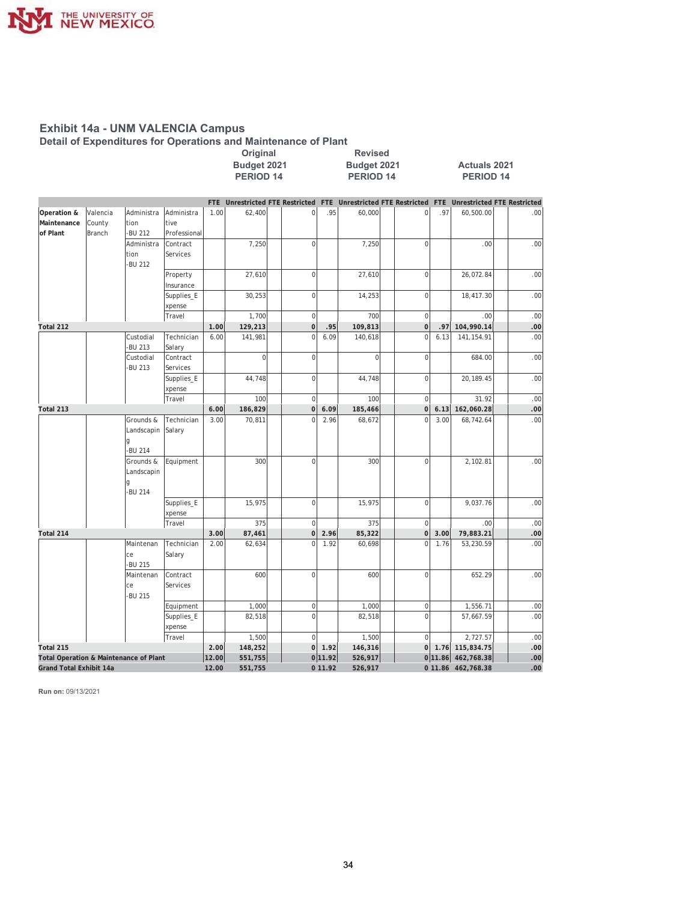## Exhibit 14a - UNM VALENCIA Campus

### Detail of Expenditures for Operations and Maintenance of Plant

| | | | | Original Budget 2021 PERIOD 14 | | | | Revised Budget 2021 PERIOD 14 | | | | Actuals 2021 PERIOD 14 | | | |
|---|---|---|---|---|---|---|---|---|---|---|---|---|---|---|---|
| | | | | FTE | Unrestricted | FTE | Restricted | FTE | Unrestricted | FTE | Restricted | FTE | Unrestricted | FTE | Restricted |
| Operation & Maintenance of Plant | Valencia County Branch | Administration -BU 212 | Administrative Professional | 1.00 | 62,400 | | 0 | .95 | 60,000 | | 0 | .97 | 60,500.00 | | .00 |
| | | Administration -BU 212 | Contract Services | | 7,250 | | 0 | | 7,250 | | 0 | | .00 | | .00 |
| | | | Property Insurance | | 27,610 | | 0 | | 27,610 | | 0 | | 26,072.84 | | .00 |
| | | | Supplies_Expense | | 30,253 | | 0 | | 14,253 | | 0 | | 18,417.30 | | .00 |
| | | | Travel | | 1,700 | | 0 | | 700 | | 0 | | .00 | | .00 |
| **Total 212** | | | | **1.00** | **129,213** | | **0** | **.95** | **109,813** | | **0** | **.97** | **104,990.14** | | **.00** |
| | | Custodial -BU 213 | Technician Salary | 6.00 | 141,981 | | 0 | 6.09 | 140,618 | | 0 | 6.13 | 141,154.91 | | .00 |
| | | Custodial -BU 213 | Contract Services | | 0 | | 0 | | 0 | | 0 | | 684.00 | | .00 |
| | | | Supplies_Expense | | 44,748 | | 0 | | 44,748 | | 0 | | 20,189.45 | | .00 |
| | | | Travel | | 100 | | 0 | | 100 | | 0 | | 31.92 | | .00 |
| **Total 213** | | | | **6.00** | **186,829** | | **0** | **6.09** | **185,466** | | **0** | **6.13** | **162,060.28** | | **.00** |
| | | Grounds & Landscaping -BU 214 | Technician Salary | 3.00 | 70,811 | | 0 | 2.96 | 68,672 | | 0 | 3.00 | 68,742.64 | | .00 |
| | | Grounds & Landscaping -BU 214 | Equipment | | 300 | | 0 | | 300 | | 0 | | 2,102.81 | | .00 |
| | | | Supplies_Expense | | 15,975 | | 0 | | 15,975 | | 0 | | 9,037.76 | | .00 |
| | | | Travel | | 375 | | 0 | | 375 | | 0 | | .00 | | .00 |
| **Total 214** | | | | **3.00** | **87,461** | | **0** | **2.96** | **85,322** | | **0** | **3.00** | **79,883.21** | | **.00** |
| | | Maintenance -BU 215 | Technician Salary | 2.00 | 62,634 | | 0 | 1.92 | 60,698 | | 0 | 1.76 | 53,230.59 | | .00 |
| | | Maintenance -BU 215 | Contract Services | | 600 | | 0 | | 600 | | 0 | | 652.29 | | .00 |
| | | | Equipment | | 1,000 | | 0 | | 1,000 | | 0 | | 1,556.71 | | .00 |
| | | | Supplies_Expense | | 82,518 | | 0 | | 82,518 | | 0 | | 57,667.59 | | .00 |
| | | | Travel | | 1,500 | | 0 | | 1,500 | | 0 | | 2,727.57 | | .00 |
| **Total 215** | | | | **2.00** | **148,252** | | **0** | **1.92** | **146,316** | | **0** | **1.76** | **115,834.75** | | **.00** |
| **Total Operation & Maintenance of Plant** | | | | **12.00** | **551,755** | | **0** | **11.92** | **526,917** | | **0** | **11.86** | **462,768.38** | | **.00** |
| **Grand Total Exhibit 14a** | | | | **12.00** | **551,755** | | **0** | **11.92** | **526,917** | | **0** | **11.86** | **462,768.38** | | **.00** |

**Run on:** 09/13/2021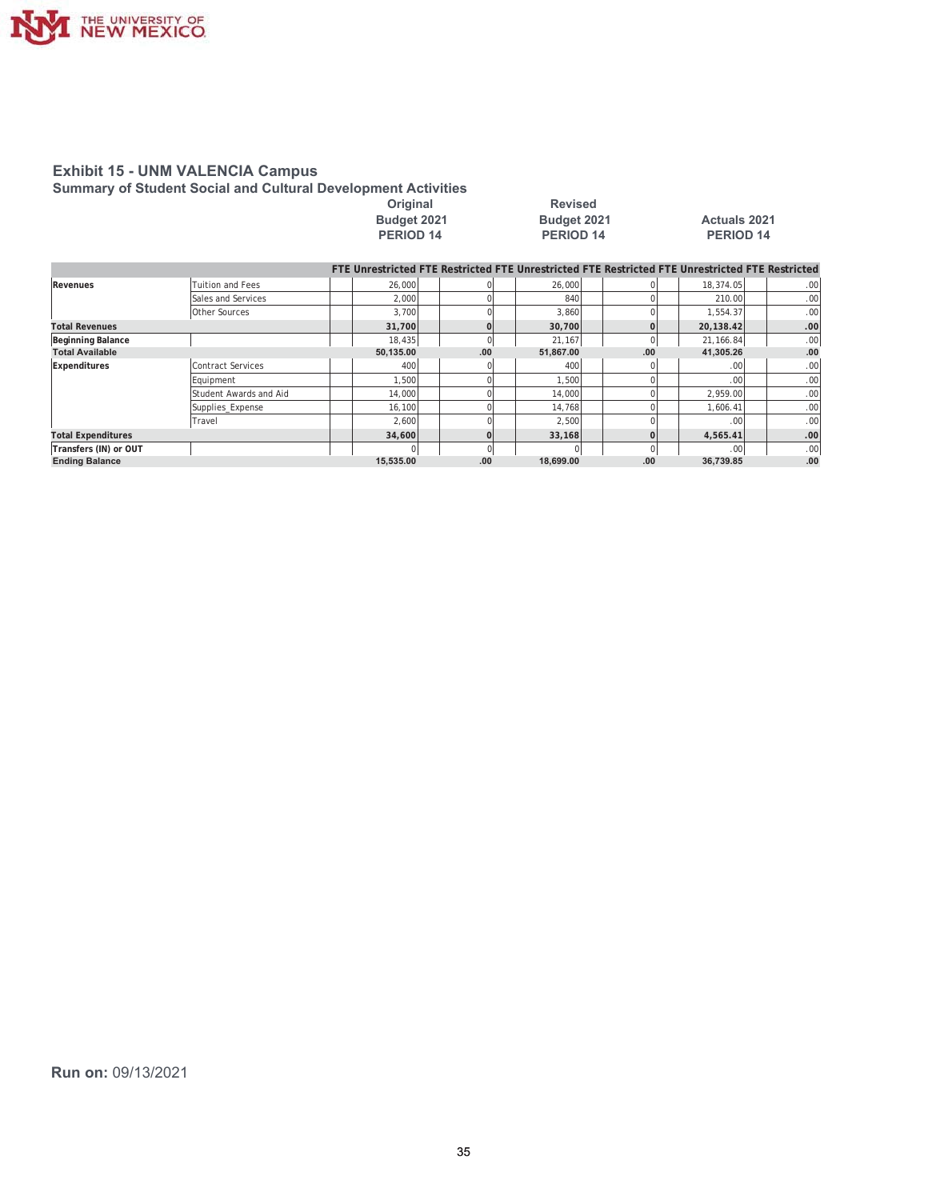# Exhibit 15 - UNM VALENCIA Campus

## Summary of Student Social and Cultural Development Activities

| | | Original Budget 2021 PERIOD 14 | | | | Revised Budget 2021 PERIOD 14 | | | | Actuals 2021 PERIOD 14 | | | |
|---|---|---|---|---|---|---|---|---|---|---|---|---|---|
| | | FTE | Unrestricted | FTE | Restricted | FTE | Unrestricted | FTE | Restricted | FTE | Unrestricted | FTE | Restricted |
| Revenues | Tuition and Fees | | 26,000 | | 0 | | 26,000 | | 0 | | 18,374.05 | | .00 |
| | Sales and Services | | 2,000 | | 0 | | 840 | | 0 | | 210.00 | | .00 |
| | Other Sources | | 3,700 | | 0 | | 3,860 | | 0 | | 1,554.37 | | .00 |
| **Total Revenues** | | | **31,700** | | **0** | | **30,700** | | **0** | | **20,138.42** | | **.00** |
| **Beginning Balance** | | | 18,435 | | 0 | | 21,167 | | 0 | | 21,166.84 | | .00 |
| **Total Available** | | | **50,135.00** | | **.00** | | **51,867.00** | | **.00** | | **41,305.26** | | **.00** |
| Expenditures | Contract Services | | 400 | | 0 | | 400 | | 0 | | .00 | | .00 |
| | Equipment | | 1,500 | | 0 | | 1,500 | | 0 | | .00 | | .00 |
| | Student Awards and Aid | | 14,000 | | 0 | | 14,000 | | 0 | | 2,959.00 | | .00 |
| | Supplies_Expense | | 16,100 | | 0 | | 14,768 | | 0 | | 1,606.41 | | .00 |
| | Travel | | 2,600 | | 0 | | 2,500 | | 0 | | .00 | | .00 |
| **Total Expenditures** | | | **34,600** | | **0** | | **33,168** | | **0** | | **4,565.41** | | **.00** |
| **Transfers (IN) or OUT** | | | 0 | | 0 | | 0 | | 0 | | .00 | | .00 |
| **Ending Balance** | | | **15,535.00** | | **.00** | | **18,699.00** | | **.00** | | **36,739.85** | | **.00** |

**Run on:** 09/13/2021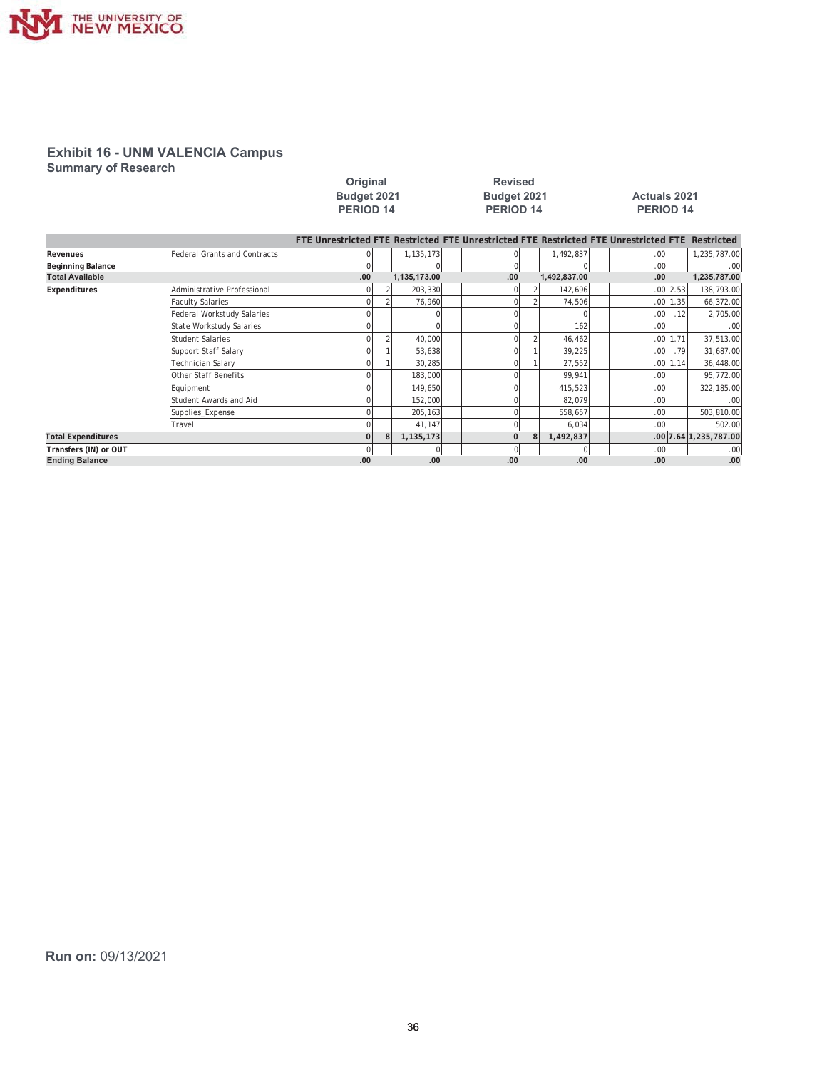## Exhibit 16 - UNM VALENCIA Campus

### Summary of Research

| | | Original Budget 2021 PERIOD 14 | | | | Revised Budget 2021 PERIOD 14 | | | | Actuals 2021 PERIOD 14 | | | |
|---|---|---|---|---|---|---|---|---|---|---|---|---|---|
| | | FTE | Unrestricted | FTE | Restricted | FTE | Unrestricted | FTE | Restricted | FTE | Unrestricted | FTE | Restricted |
| Revenues | Federal Grants and Contracts | | 0 | | 1,135,173 | | 0 | | 1,492,837 | | .00 | | 1,235,787.00 |
| Beginning Balance | | | 0 | | 0 | | 0 | | 0 | | .00 | | .00 |
| Total Available | | | .00 | | 1,135,173.00 | | .00 | | 1,492,837.00 | | .00 | | 1,235,787.00 |
| Expenditures | Administrative Professional | | 0 | 2 | 203,330 | | 0 | 2 | 142,696 | | .00 | 2.53 | 138,793.00 |
| | Faculty Salaries | | 0 | 2 | 76,960 | | 0 | 2 | 74,506 | | .00 | 1.35 | 66,372.00 |
| | Federal Workstudy Salaries | | 0 | | 0 | | 0 | | 0 | | .00 | .12 | 2,705.00 |
| | State Workstudy Salaries | | 0 | | 0 | | 0 | | 162 | | .00 | | .00 |
| | Student Salaries | | 0 | 2 | 40,000 | | 0 | 2 | 46,462 | | .00 | 1.71 | 37,513.00 |
| | Support Staff Salary | | 0 | 1 | 53,638 | | 0 | 1 | 39,225 | | .00 | .79 | 31,687.00 |
| | Technician Salary | | 0 | 1 | 30,285 | | 0 | 1 | 27,552 | | .00 | 1.14 | 36,448.00 |
| | Other Staff Benefits | | 0 | | 183,000 | | 0 | | 99,941 | | .00 | | 95,772.00 |
| | Equipment | | 0 | | 149,650 | | 0 | | 415,523 | | .00 | | 322,185.00 |
| | Student Awards and Aid | | 0 | | 152,000 | | 0 | | 82,079 | | .00 | | .00 |
| | Supplies_Expense | | 0 | | 205,163 | | 0 | | 558,657 | | .00 | | 503,810.00 |
| | Travel | | 0 | | 41,147 | | 0 | | 6,034 | | .00 | | 502.00 |
| Total Expenditures | | | 0 | 8 | 1,135,173 | | 0 | 8 | 1,492,837 | | .00 | 7.64 | 1,235,787.00 |
| Transfers (IN) or OUT | | | 0 | | 0 | | 0 | | 0 | | .00 | | .00 |
| Ending Balance | | | .00 | | .00 | | .00 | | .00 | | .00 | | .00 |

**Run on:** 09/13/2021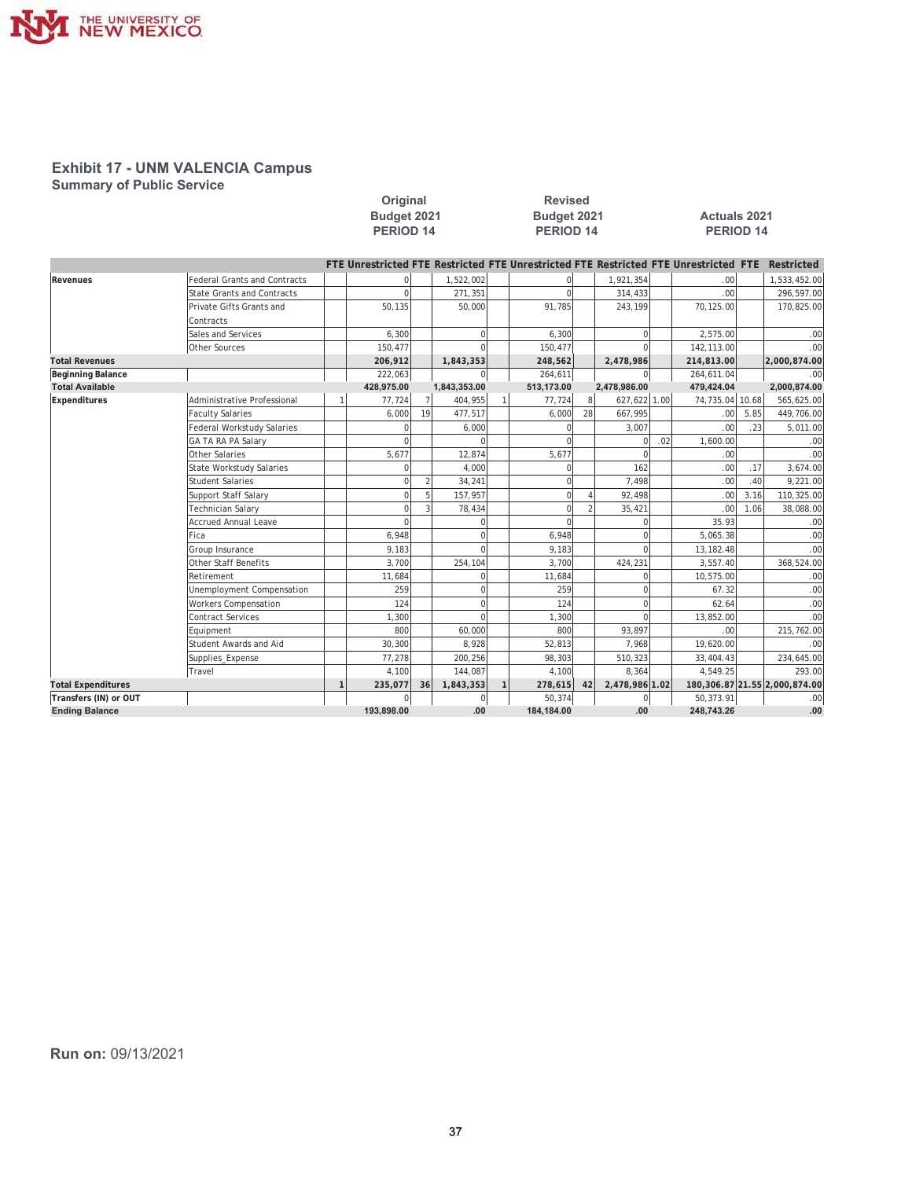## Exhibit 17 - UNM VALENCIA Campus

### Summary of Public Service

| | | Original Budget 2021 PERIOD 14 | | | | Revised Budget 2021 PERIOD 14 | | | | Actuals 2021 PERIOD 14 | | | |
|---|---|---|---|---|---|---|---|---|---|---|---|---|---|
| | | FTE | Unrestricted | FTE | Restricted | FTE | Unrestricted | FTE | Restricted | FTE | Unrestricted | FTE | Restricted |
| **Revenues** | Federal Grants and Contracts | | 0 | | 1,522,002 | | 0 | | 1,921,354 | | .00 | | 1,533,452.00 |
| | State Grants and Contracts | | 0 | | 271,351 | | 0 | | 314,433 | | .00 | | 296,597.00 |
| | Private Gifts Grants and Contracts | | 50,135 | | 50,000 | | 91,785 | | 243,199 | | 70,125.00 | | 170,825.00 |
| | Sales and Services | | 6,300 | | 0 | | 6,300 | | 0 | | 2,575.00 | | .00 |
| | Other Sources | | 150,477 | | 0 | | 150,477 | | 0 | | 142,113.00 | | .00 |
| **Total Revenues** | | | 206,912 | | 1,843,353 | | 248,562 | | 2,478,986 | | 214,813.00 | | 2,000,874.00 |
| **Beginning Balance** | | | 222,063 | | 0 | | 264,611 | | 0 | | 264,611.04 | | .00 |
| **Total Available** | | | 428,975.00 | | 1,843,353.00 | | 513,173.00 | | 2,478,986.00 | | 479,424.04 | | 2,000,874.00 |
| **Expenditures** | Administrative Professional | 1 | 77,724 | 7 | 404,955 | 1 | 77,724 | 8 | 627,622 | 1.00 | 74,735.04 | 10.68 | 565,625.00 |
| | Faculty Salaries | | 6,000 | 19 | 477,517 | | 6,000 | 28 | 667,995 | | .00 | 5.85 | 449,706.00 |
| | Federal Workstudy Salaries | | 0 | | 6,000 | | 0 | | 3,007 | | .00 | .23 | 5,011.00 |
| | GA TA RA PA Salary | | 0 | | 0 | | 0 | | 0 | .02 | 1,600.00 | | .00 |
| | Other Salaries | | 5,677 | | 12,874 | | 5,677 | | 0 | | .00 | | .00 |
| | State Workstudy Salaries | | 0 | | 4,000 | | 0 | | 162 | | .00 | .17 | 3,674.00 |
| | Student Salaries | | 0 | 2 | 34,241 | | 0 | | 7,498 | | .00 | .40 | 9,221.00 |
| | Support Staff Salary | | 0 | 5 | 157,957 | | 0 | 4 | 92,498 | | .00 | 3.16 | 110,325.00 |
| | Technician Salary | | 0 | 3 | 78,434 | | 0 | 2 | 35,421 | | .00 | 1.06 | 38,088.00 |
| | Accrued Annual Leave | | 0 | | 0 | | 0 | | 0 | | 35.93 | | .00 |
| | Fica | | 6,948 | | 0 | | 6,948 | | 0 | | 5,065.38 | | .00 |
| | Group Insurance | | 9,183 | | 0 | | 9,183 | | 0 | | 13,182.48 | | .00 |
| | Other Staff Benefits | | 3,700 | | 254,104 | | 3,700 | | 424,231 | | 3,557.40 | | 368,524.00 |
| | Retirement | | 11,684 | | 0 | | 11,684 | | 0 | | 10,575.00 | | .00 |
| | Unemployment Compensation | | 259 | | 0 | | 259 | | 0 | | 67.32 | | .00 |
| | Workers Compensation | | 124 | | 0 | | 124 | | 0 | | 62.64 | | .00 |
| | Contract Services | | 1,300 | | 0 | | 1,300 | | 0 | | 13,852.00 | | .00 |
| | Equipment | | 800 | | 60,000 | | 800 | | 93,897 | | .00 | | 215,762.00 |
| | Student Awards and Aid | | 30,300 | | 8,928 | | 52,813 | | 7,968 | | 19,620.00 | | .00 |
| | Supplies_Expense | | 77,278 | | 200,256 | | 98,303 | | 510,323 | | 33,404.43 | | 234,645.00 |
| | Travel | | 4,100 | | 144,087 | | 4,100 | | 8,364 | | 4,549.25 | | 293.00 |
| **Total Expenditures** | | 1 | 235,077 | 36 | 1,843,353 | 1 | 278,615 | 42 | 2,478,986 | 1.02 | 180,306.87 | 21.55 | 2,000,874.00 |
| **Transfers (IN) or OUT** | | | 0 | | 0 | | 50,374 | | 0 | | 50,373.91 | | .00 |
| **Ending Balance** | | | 193,898.00 | | .00 | | 184,184.00 | | .00 | | 248,743.26 | | .00 |

**Run on:** 09/13/2021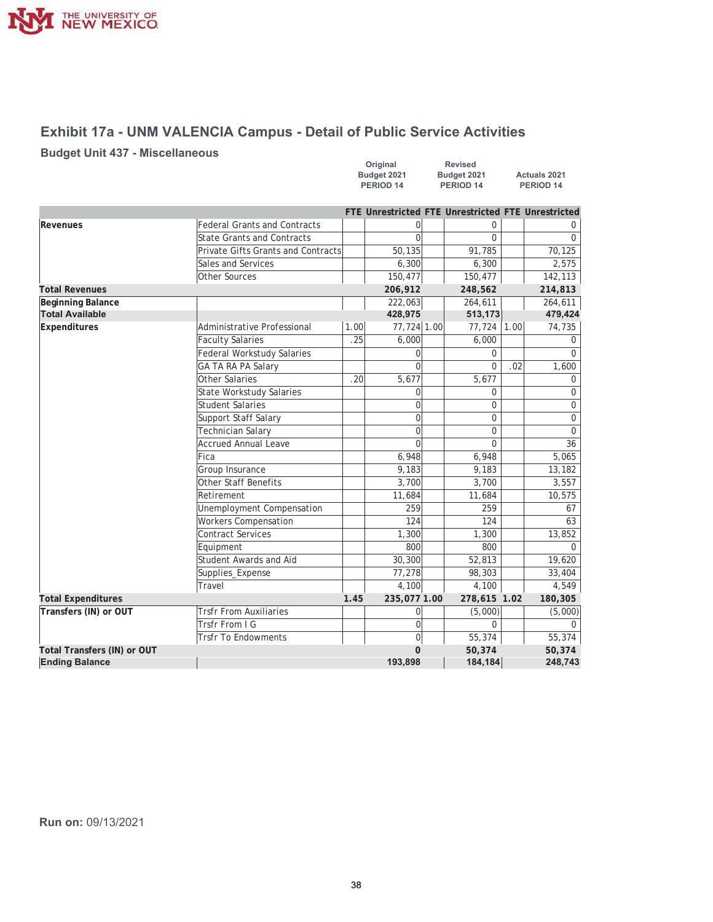## Exhibit 17a - UNM VALENCIA Campus - Detail of Public Service Activities

### Budget Unit 437 - Miscellaneous

| | | Original Budget 2021 PERIOD 14 | | Revised Budget 2021 PERIOD 14 | | Actuals 2021 PERIOD 14 | |
|---|---|---|---|---|---|---|---|
| | | FTE | Unrestricted | FTE | Unrestricted | FTE | Unrestricted |
| **Revenues** | Federal Grants and Contracts | | 0 | | 0 | | 0 |
| | State Grants and Contracts | | 0 | | 0 | | 0 |
| | Private Gifts Grants and Contracts | | 50,135 | | 91,785 | | 70,125 |
| | Sales and Services | | 6,300 | | 6,300 | | 2,575 |
| | Other Sources | | 150,477 | | 150,477 | | 142,113 |
| **Total Revenues** | | | **206,912** | | **248,562** | | **214,813** |
| **Beginning Balance** | | | 222,063 | | 264,611 | | 264,611 |
| **Total Available** | | | **428,975** | | **513,173** | | **479,424** |
| **Expenditures** | Administrative Professional | 1.00 | 77,724 | 1.00 | 77,724 | 1.00 | 74,735 |
| | Faculty Salaries | .25 | 6,000 | | 6,000 | | 0 |
| | Federal Workstudy Salaries | | 0 | | 0 | | 0 |
| | GA TA RA PA Salary | | 0 | | 0 | .02 | 1,600 |
| | Other Salaries | .20 | 5,677 | | 5,677 | | 0 |
| | State Workstudy Salaries | | 0 | | 0 | | 0 |
| | Student Salaries | | 0 | | 0 | | 0 |
| | Support Staff Salary | | 0 | | 0 | | 0 |
| | Technician Salary | | 0 | | 0 | | 0 |
| | Accrued Annual Leave | | 0 | | 0 | | 36 |
| | Fica | | 6,948 | | 6,948 | | 5,065 |
| | Group Insurance | | 9,183 | | 9,183 | | 13,182 |
| | Other Staff Benefits | | 3,700 | | 3,700 | | 3,557 |
| | Retirement | | 11,684 | | 11,684 | | 10,575 |
| | Unemployment Compensation | | 259 | | 259 | | 67 |
| | Workers Compensation | | 124 | | 124 | | 63 |
| | Contract Services | | 1,300 | | 1,300 | | 13,852 |
| | Equipment | | 800 | | 800 | | 0 |
| | Student Awards and Aid | | 30,300 | | 52,813 | | 19,620 |
| | Supplies_Expense | | 77,278 | | 98,303 | | 33,404 |
| | Travel | | 4,100 | | 4,100 | | 4,549 |
| **Total Expenditures** | | **1.45** | **235,077** | **1.00** | **278,615** | **1.02** | **180,305** |
| **Transfers (IN) or OUT** | Trsfr From Auxiliaries | | 0 | | (5,000) | | (5,000) |
| | Trsfr From I G | | 0 | | 0 | | 0 |
| | Trsfr To Endowments | | 0 | | 55,374 | | 55,374 |
| **Total Transfers (IN) or OUT** | | | **0** | | **50,374** | | **50,374** |
| **Ending Balance** | | | **193,898** | | **184,184** | | **248,743** |

**Run on:** 09/13/2021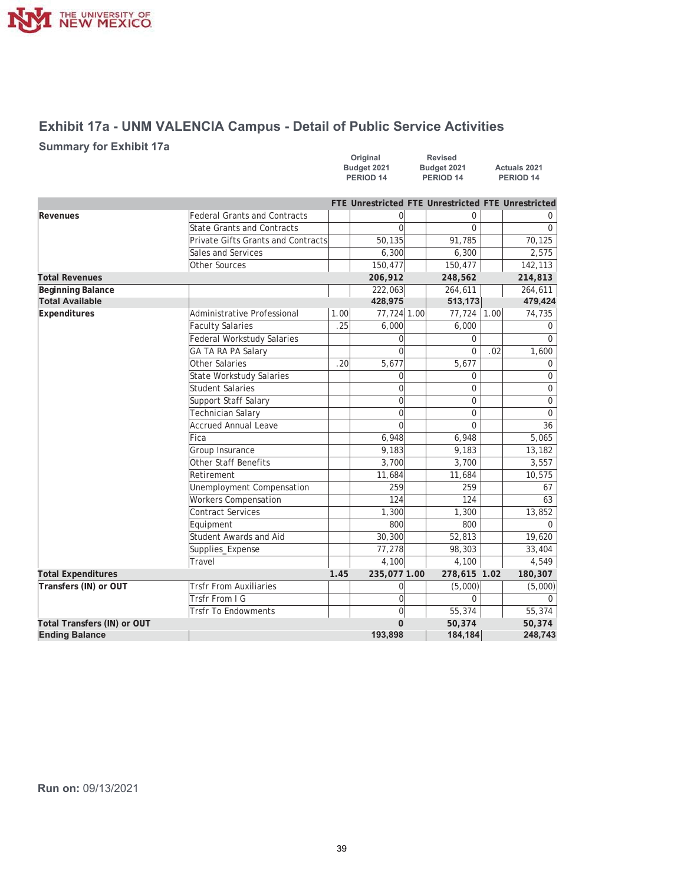# Exhibit 17a - UNM VALENCIA Campus - Detail of Public Service Activities

## Summary for Exhibit 17a

| | | Original Budget 2021 PERIOD 14 | | Revised Budget 2021 PERIOD 14 | | Actuals 2021 PERIOD 14 | |
|---|---|---|---|---|---|---|---|
| | | FTE | Unrestricted | FTE | Unrestricted | FTE | Unrestricted |
| **Revenues** | Federal Grants and Contracts | | 0 | | 0 | | 0 |
| | State Grants and Contracts | | 0 | | 0 | | 0 |
| | Private Gifts Grants and Contracts | | 50,135 | | 91,785 | | 70,125 |
| | Sales and Services | | 6,300 | | 6,300 | | 2,575 |
| | Other Sources | | 150,477 | | 150,477 | | 142,113 |
| **Total Revenues** | | | **206,912** | | **248,562** | | **214,813** |
| **Beginning Balance** | | | 222,063 | | 264,611 | | 264,611 |
| **Total Available** | | | **428,975** | | **513,173** | | **479,424** |
| **Expenditures** | Administrative Professional | 1.00 | 77,724 | 1.00 | 77,724 | 1.00 | 74,735 |
| | Faculty Salaries | .25 | 6,000 | | 6,000 | | 0 |
| | Federal Workstudy Salaries | | 0 | | 0 | | 0 |
| | GA TA RA PA Salary | | 0 | | 0 | .02 | 1,600 |
| | Other Salaries | .20 | 5,677 | | 5,677 | | 0 |
| | State Workstudy Salaries | | 0 | | 0 | | 0 |
| | Student Salaries | | 0 | | 0 | | 0 |
| | Support Staff Salary | | 0 | | 0 | | 0 |
| | Technician Salary | | 0 | | 0 | | 0 |
| | Accrued Annual Leave | | 0 | | 0 | | 36 |
| | Fica | | 6,948 | | 6,948 | | 5,065 |
| | Group Insurance | | 9,183 | | 9,183 | | 13,182 |
| | Other Staff Benefits | | 3,700 | | 3,700 | | 3,557 |
| | Retirement | | 11,684 | | 11,684 | | 10,575 |
| | Unemployment Compensation | | 259 | | 259 | | 67 |
| | Workers Compensation | | 124 | | 124 | | 63 |
| | Contract Services | | 1,300 | | 1,300 | | 13,852 |
| | Equipment | | 800 | | 800 | | 0 |
| | Student Awards and Aid | | 30,300 | | 52,813 | | 19,620 |
| | Supplies_Expense | | 77,278 | | 98,303 | | 33,404 |
| | Travel | | 4,100 | | 4,100 | | 4,549 |
| **Total Expenditures** | | **1.45** | **235,077** | **1.00** | **278,615** | **1.02** | **180,307** |
| **Transfers (IN) or OUT** | Trsfr From Auxiliaries | | 0 | | (5,000) | | (5,000) |
| | Trsfr From I G | | 0 | | 0 | | 0 |
| | Trsfr To Endowments | | 0 | | 55,374 | | 55,374 |
| **Total Transfers (IN) or OUT** | | | **0** | | **50,374** | | **50,374** |
| **Ending Balance** | | | **193,898** | | **184,184** | | **248,743** |

**Run on:** 09/13/2021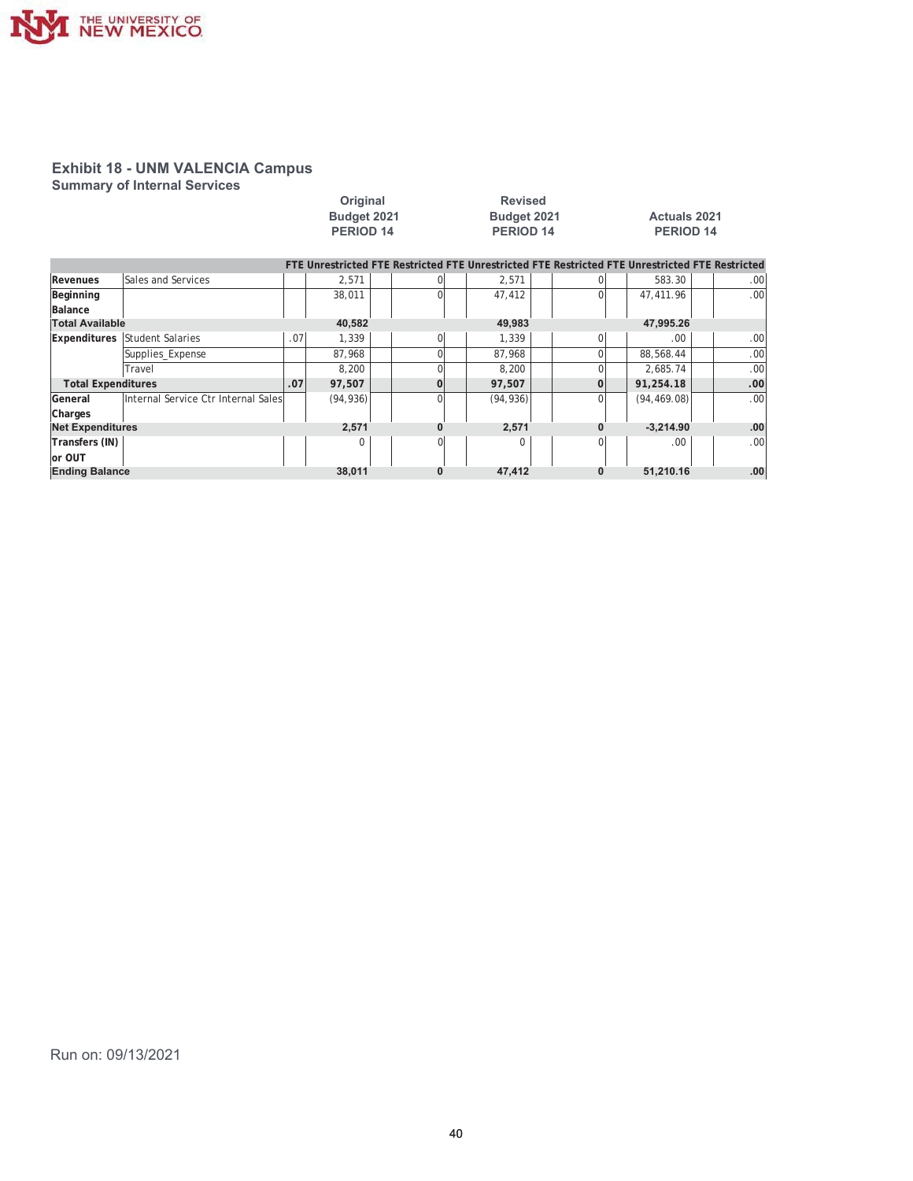## Exhibit 18 - UNM VALENCIA Campus

### Summary of Internal Services

| | | Original Budget 2021 PERIOD 14 | | | | Revised Budget 2021 PERIOD 14 | | | | Actuals 2021 PERIOD 14 | | | |
|---|---|---|---|---|---|---|---|---|---|---|---|---|---|
| | | FTE | Unrestricted | FTE | Restricted | FTE | Unrestricted | FTE | Restricted | FTE | Unrestricted | FTE | Restricted |
| Revenues | Sales and Services | | 2,571 | | 0 | | 2,571 | | 0 | | 583.30 | | .00 |
| Beginning Balance | | | 38,011 | | 0 | | 47,412 | | 0 | | 47,411.96 | | .00 |
| **Total Available** | | | **40,582** | | | | **49,983** | | | | **47,995.26** | | |
| Expenditures | Student Salaries | .07 | 1,339 | | 0 | | 1,339 | | 0 | | .00 | | .00 |
| | Supplies_Expense | | 87,968 | | 0 | | 87,968 | | 0 | | 88,568.44 | | .00 |
| | Travel | | 8,200 | | 0 | | 8,200 | | 0 | | 2,685.74 | | .00 |
| **Total Expenditures** | | **.07** | **97,507** | | **0** | | **97,507** | | **0** | | **91,254.18** | | **.00** |
| General Charges | Internal Service Ctr Internal Sales | | (94,936) | | 0 | | (94,936) | | 0 | | (94,469.08) | | .00 |
| **Net Expenditures** | | | **2,571** | | **0** | | **2,571** | | **0** | | **-3,214.90** | | **.00** |
| Transfers (IN) or OUT | | | 0 | | 0 | | 0 | | 0 | | .00 | | .00 |
| **Ending Balance** | | | **38,011** | | **0** | | **47,412** | | **0** | | **51,210.16** | | **.00** |

Run on: 09/13/2021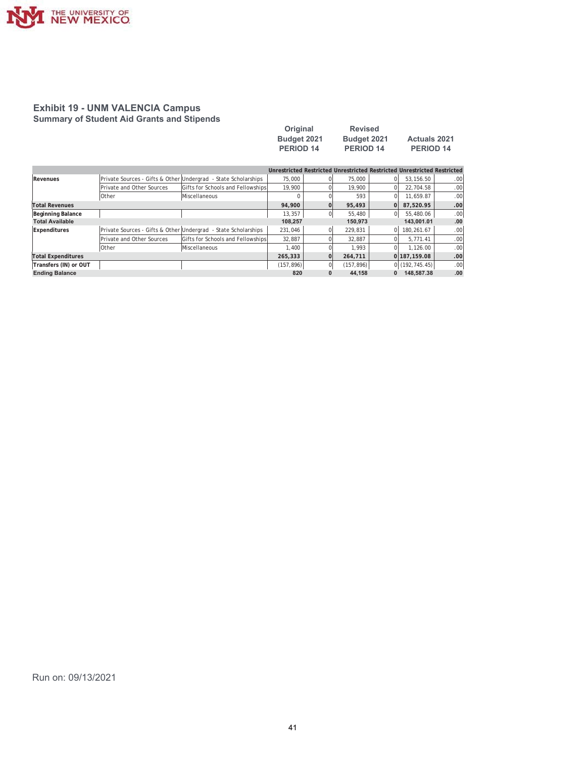## Exhibit 19 - UNM VALENCIA Campus

### Summary of Student Aid Grants and Stipends

| | | | Original Budget 2021 PERIOD 14 | | Revised Budget 2021 PERIOD 14 | | Actuals 2021 PERIOD 14 | |
|---|---|---|---|---|---|---|---|---|
| | | | Unrestricted | Restricted | Unrestricted | Restricted | Unrestricted | Restricted |
| **Revenues** | Private Sources - Gifts & Other | Undergrad - State Scholarships | 75,000 | 0 | 75,000 | 0 | 53,156.50 | .00 |
| | Private and Other Sources | Gifts for Schools and Fellowships | 19,900 | 0 | 19,900 | 0 | 22,704.58 | .00 |
| | Other | Miscellaneous | 0 | 0 | 593 | 0 | 11,659.87 | .00 |
| **Total Revenues** | | | **94,900** | **0** | **95,493** | **0** | **87,520.95** | **.00** |
| **Beginning Balance** | | | 13,357 | 0 | 55,480 | 0 | 55,480.06 | .00 |
| **Total Available** | | | **108,257** | | **150,973** | | **143,001.01** | **.00** |
| **Expenditures** | Private Sources - Gifts & Other | Undergrad - State Scholarships | 231,046 | 0 | 229,831 | 0 | 180,261.67 | .00 |
| | Private and Other Sources | Gifts for Schools and Fellowships | 32,887 | 0 | 32,887 | 0 | 5,771.41 | .00 |
| | Other | Miscellaneous | 1,400 | 0 | 1,993 | 0 | 1,126.00 | .00 |
| **Total Expenditures** | | | **265,333** | **0** | **264,711** | **0** | **187,159.08** | **.00** |
| **Transfers (IN) or OUT** | | | (157,896) | 0 | (157,896) | 0 | (192,745.45) | .00 |
| **Ending Balance** | | | **820** | **0** | **44,158** | **0** | **148,587.38** | **.00** |

Run on: 09/13/2021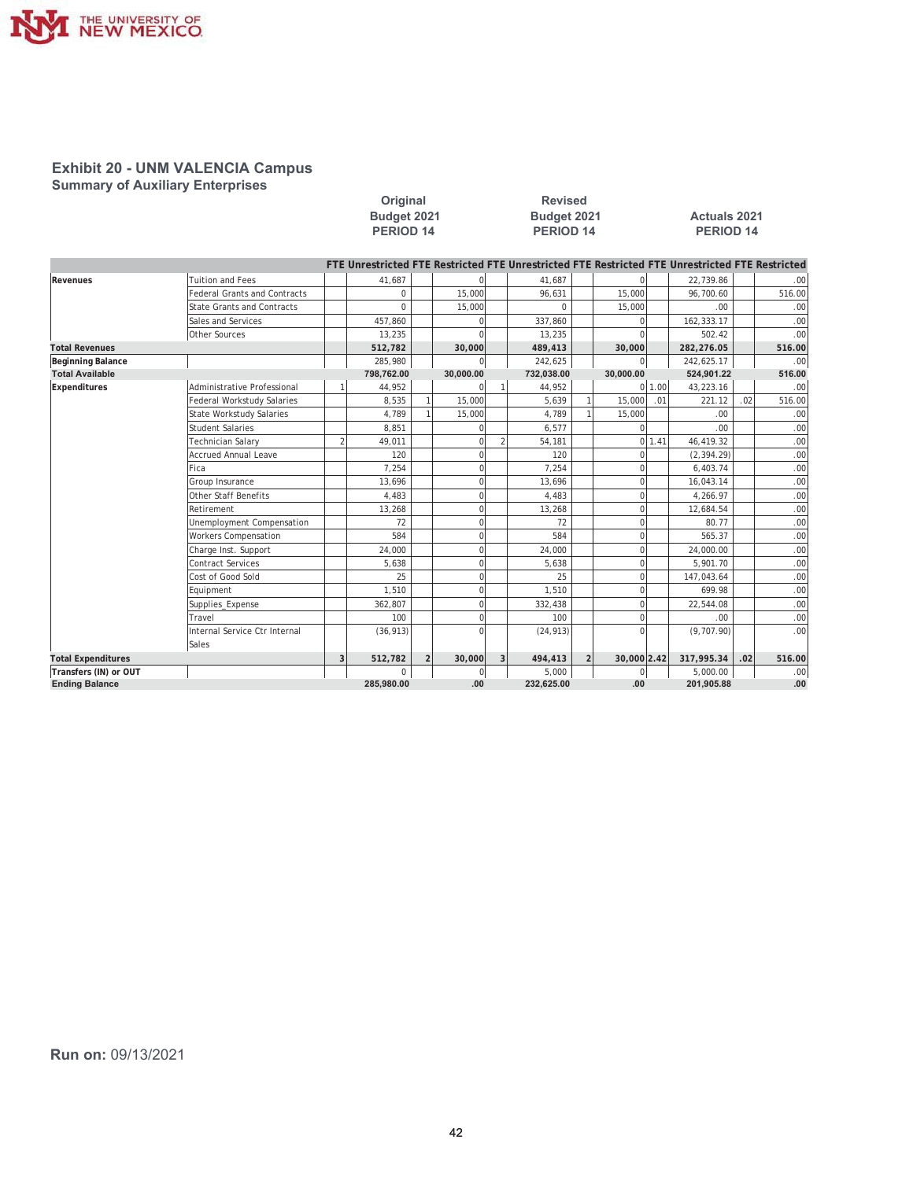## Exhibit 20 - UNM VALENCIA Campus

### Summary of Auxiliary Enterprises

| | | Original Budget 2021 PERIOD 14 | | | | Revised Budget 2021 PERIOD 14 | | | | Actuals 2021 PERIOD 14 | | | |
|---|---|---|---|---|---|---|---|---|---|---|---|---|---|
| | | FTE | Unrestricted | FTE | Restricted | FTE | Unrestricted | FTE | Restricted | FTE | Unrestricted | FTE | Restricted |
| **Revenues** | Tuition and Fees | | 41,687 | | 0 | | 41,687 | | 0 | | 22,739.86 | | .00 |
| | Federal Grants and Contracts | | 0 | | 15,000 | | 96,631 | | 15,000 | | 96,700.60 | | 516.00 |
| | State Grants and Contracts | | 0 | | 15,000 | | 0 | | 15,000 | | .00 | | .00 |
| | Sales and Services | | 457,860 | | 0 | | 337,860 | | 0 | | 162,333.17 | | .00 |
| | Other Sources | | 13,235 | | 0 | | 13,235 | | 0 | | 502.42 | | .00 |
| **Total Revenues** | | | **512,782** | | **30,000** | | **489,413** | | **30,000** | | **282,276.05** | | **516.00** |
| **Beginning Balance** | | | 285,980 | | 0 | | 242,625 | | 0 | | 242,625.17 | | .00 |
| **Total Available** | | | **798,762.00** | | **30,000.00** | | **732,038.00** | | **30,000.00** | | **524,901.22** | | **516.00** |
| **Expenditures** | Administrative Professional | 1 | 44,952 | | 0 | 1 | 44,952 | | 0 | 1.00 | 43,223.16 | | .00 |
| | Federal Workstudy Salaries | | 8,535 | 1 | 15,000 | | 5,639 | 1 | 15,000 | .01 | 221.12 | .02 | 516.00 |
| | State Workstudy Salaries | | 4,789 | 1 | 15,000 | | 4,789 | 1 | 15,000 | | .00 | | .00 |
| | Student Salaries | | 8,851 | | 0 | | 6,577 | | 0 | | .00 | | .00 |
| | Technician Salary | 2 | 49,011 | | 0 | 2 | 54,181 | | 0 | 1.41 | 46,419.32 | | .00 |
| | Accrued Annual Leave | | 120 | | 0 | | 120 | | 0 | | (2,394.29) | | .00 |
| | Fica | | 7,254 | | 0 | | 7,254 | | 0 | | 6,403.74 | | .00 |
| | Group Insurance | | 13,696 | | 0 | | 13,696 | | 0 | | 16,043.14 | | .00 |
| | Other Staff Benefits | | 4,483 | | 0 | | 4,483 | | 0 | | 4,266.97 | | .00 |
| | Retirement | | 13,268 | | 0 | | 13,268 | | 0 | | 12,684.54 | | .00 |
| | Unemployment Compensation | | 72 | | 0 | | 72 | | 0 | | 80.77 | | .00 |
| | Workers Compensation | | 584 | | 0 | | 584 | | 0 | | 565.37 | | .00 |
| | Charge Inst. Support | | 24,000 | | 0 | | 24,000 | | 0 | | 24,000.00 | | .00 |
| | Contract Services | | 5,638 | | 0 | | 5,638 | | 0 | | 5,901.70 | | .00 |
| | Cost of Good Sold | | 25 | | 0 | | 25 | | 0 | | 147,043.64 | | .00 |
| | Equipment | | 1,510 | | 0 | | 1,510 | | 0 | | 699.98 | | .00 |
| | Supplies_Expense | | 362,807 | | 0 | | 332,438 | | 0 | | 22,544.08 | | .00 |
| | Travel | | 100 | | 0 | | 100 | | 0 | | .00 | | .00 |
| | Internal Service Ctr Internal Sales | | (36,913) | | 0 | | (24,913) | | 0 | | (9,707.90) | | .00 |
| **Total Expenditures** | | 3 | **512,782** | 2 | **30,000** | 3 | **494,413** | 2 | **30,000** | 2.42 | **317,995.34** | .02 | **516.00** |
| **Transfers (IN) or OUT** | | | 0 | | 0 | | 5,000 | | 0 | | 5,000.00 | | .00 |
| **Ending Balance** | | | **285,980.00** | | **.00** | | **232,625.00** | | **.00** | | **201,905.88** | | **.00** |

**Run on:** 09/13/2021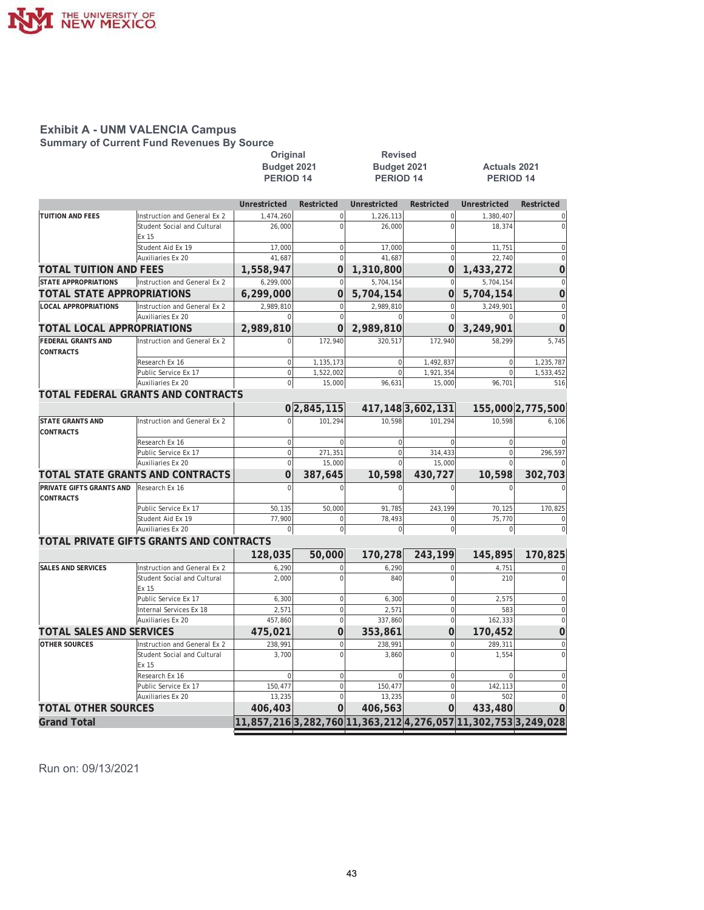## Exhibit A - UNM VALENCIA Campus

### Summary of Current Fund Revenues By Source

| | | Original Budget 2021 PERIOD 14 | | Revised Budget 2021 PERIOD 14 | | Actuals 2021 PERIOD 14 | |
|---|---|---|---|---|---|---|---|
| | | Unrestricted | Restricted | Unrestricted | Restricted | Unrestricted | Restricted |
| TUITION AND FEES | Instruction and General Ex 2 | 1,474,260 | 0 | 1,226,113 | 0 | 1,380,407 | 0 |
| | Student Social and Cultural Ex 15 | 26,000 | 0 | 26,000 | 0 | 18,374 | 0 |
| | Student Aid Ex 19 | 17,000 | 0 | 17,000 | 0 | 11,751 | 0 |
| | Auxiliaries Ex 20 | 41,687 | 0 | 41,687 | 0 | 22,740 | 0 |
| **TOTAL TUITION AND FEES** | | **1,558,947** | **0** | **1,310,800** | **0** | **1,433,272** | **0** |
| STATE APPROPRIATIONS | Instruction and General Ex 2 | 6,299,000 | 0 | 5,704,154 | 0 | 5,704,154 | 0 |
| **TOTAL STATE APPROPRIATIONS** | | **6,299,000** | **0** | **5,704,154** | **0** | **5,704,154** | **0** |
| LOCAL APPROPRIATIONS | Instruction and General Ex 2 | 2,989,810 | 0 | 2,989,810 | 0 | 3,249,901 | 0 |
| | Auxiliaries Ex 20 | 0 | 0 | 0 | 0 | 0 | 0 |
| **TOTAL LOCAL APPROPRIATIONS** | | **2,989,810** | **0** | **2,989,810** | **0** | **3,249,901** | **0** |
| FEDERAL GRANTS AND CONTRACTS | Instruction and General Ex 2 | 0 | 172,940 | 320,517 | 172,940 | 58,299 | 5,745 |
| | Research Ex 16 | 0 | 1,135,173 | 0 | 1,492,837 | 0 | 1,235,787 |
| | Public Service Ex 17 | 0 | 1,522,002 | 0 | 1,921,354 | 0 | 1,533,452 |
| | Auxiliaries Ex 20 | 0 | 15,000 | 96,631 | 15,000 | 96,701 | 516 |
| **TOTAL FEDERAL GRANTS AND CONTRACTS** | | **0** | **2,845,115** | **417,148** | **3,602,131** | **155,000** | **2,775,500** |
| STATE GRANTS AND CONTRACTS | Instruction and General Ex 2 | 0 | 101,294 | 10,598 | 101,294 | 10,598 | 6,106 |
| | Research Ex 16 | 0 | 0 | 0 | 0 | 0 | 0 |
| | Public Service Ex 17 | 0 | 271,351 | 0 | 314,433 | 0 | 296,597 |
| | Auxiliaries Ex 20 | 0 | 15,000 | 0 | 15,000 | 0 | 0 |
| **TOTAL STATE GRANTS AND CONTRACTS** | | **0** | **387,645** | **10,598** | **430,727** | **10,598** | **302,703** |
| PRIVATE GIFTS GRANTS AND CONTRACTS | Research Ex 16 | 0 | 0 | 0 | 0 | 0 | 0 |
| | Public Service Ex 17 | 50,135 | 50,000 | 91,785 | 243,199 | 70,125 | 170,825 |
| | Student Aid Ex 19 | 77,900 | 0 | 78,493 | 0 | 75,770 | 0 |
| | Auxiliaries Ex 20 | 0 | 0 | 0 | 0 | 0 | 0 |
| **TOTAL PRIVATE GIFTS GRANTS AND CONTRACTS** | | **128,035** | **50,000** | **170,278** | **243,199** | **145,895** | **170,825** |
| SALES AND SERVICES | Instruction and General Ex 2 | 6,290 | 0 | 6,290 | 0 | 4,751 | 0 |
| | Student Social and Cultural Ex 15 | 2,000 | 0 | 840 | 0 | 210 | 0 |
| | Public Service Ex 17 | 6,300 | 0 | 6,300 | 0 | 2,575 | 0 |
| | Internal Services Ex 18 | 2,571 | 0 | 2,571 | 0 | 583 | 0 |
| | Auxiliaries Ex 20 | 457,860 | 0 | 337,860 | 0 | 162,333 | 0 |
| **TOTAL SALES AND SERVICES** | | **475,021** | **0** | **353,861** | **0** | **170,452** | **0** |
| OTHER SOURCES | Instruction and General Ex 2 | 238,991 | 0 | 238,991 | 0 | 289,311 | 0 |
| | Student Social and Cultural Ex 15 | 3,700 | 0 | 3,860 | 0 | 1,554 | 0 |
| | Research Ex 16 | 0 | 0 | 0 | 0 | 0 | 0 |
| | Public Service Ex 17 | 150,477 | 0 | 150,477 | 0 | 142,113 | 0 |
| | Auxiliaries Ex 20 | 13,235 | 0 | 13,235 | 0 | 502 | 0 |
| **TOTAL OTHER SOURCES** | | **406,403** | **0** | **406,563** | **0** | **433,480** | **0** |
| **Grand Total** | | **11,857,216** | **3,282,760** | **11,363,212** | **4,276,057** | **11,302,753** | **3,249,028** |

Run on: 09/13/2021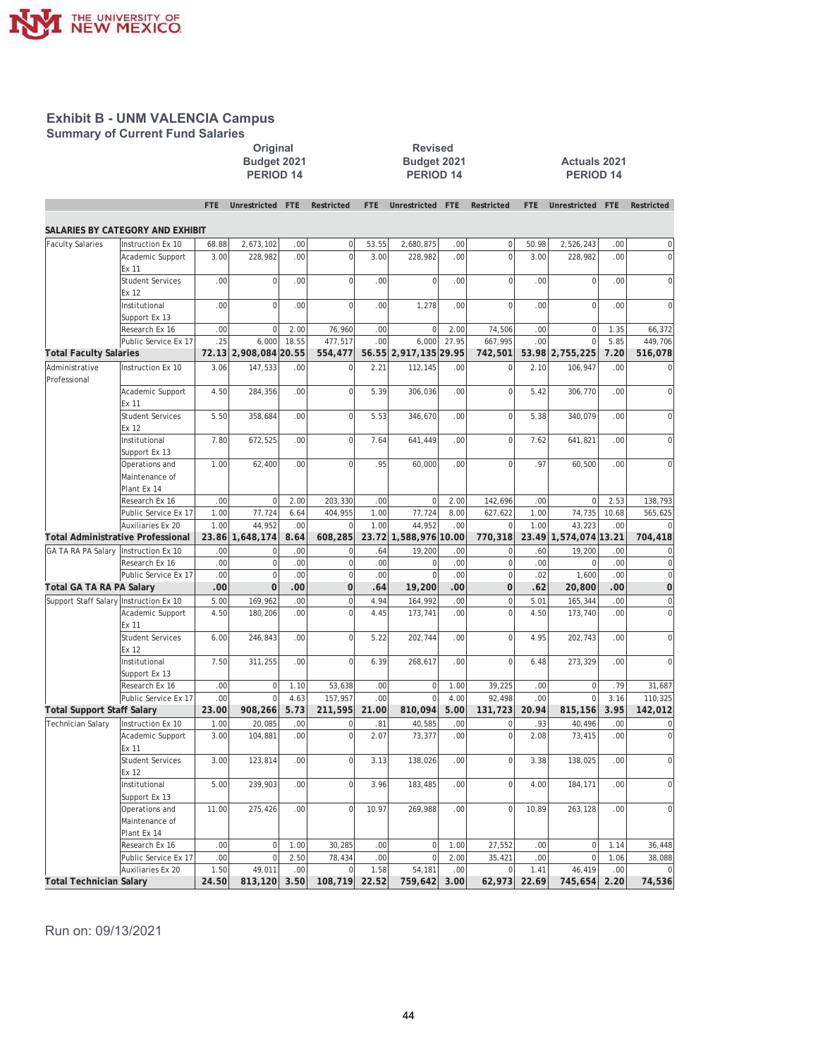# Exhibit B - UNM VALENCIA Campus

## Summary of Current Fund Salaries

| | | Original Budget 2021 PERIOD 14 | | | | Revised Budget 2021 PERIOD 14 | | | | Actuals 2021 PERIOD 14 | | | |
|---|---|---|---|---|---|---|---|---|---|---|---|---|---|
| | | FTE | Unrestricted | FTE | Restricted | FTE | Unrestricted | FTE | Restricted | FTE | Unrestricted | FTE | Restricted |
| **SALARIES BY CATEGORY AND EXHIBIT** | | | | | | | | | | | | | |
| Faculty Salaries | Instruction Ex 10 | 68.88 | 2,673,102 | .00 | 0 | 53.55 | 2,680,875 | .00 | 0 | 50.98 | 2,526,243 | .00 | 0 |
| | Academic Support Ex 11 | 3.00 | 228,982 | .00 | 0 | 3.00 | 228,982 | .00 | 0 | 3.00 | 228,982 | .00 | 0 |
| | Student Services Ex 12 | .00 | 0 | .00 | 0 | .00 | 0 | .00 | 0 | .00 | 0 | .00 | 0 |
| | Institutional Support Ex 13 | .00 | 0 | .00 | 0 | .00 | 1,278 | .00 | 0 | .00 | 0 | .00 | 0 |
| | Research Ex 16 | .00 | 0 | 2.00 | 76,960 | .00 | 0 | 2.00 | 74,506 | .00 | 0 | 1.35 | 66,372 |
| | Public Service Ex 17 | .25 | 6,000 | 18.55 | 477,517 | .00 | 6,000 | 27.95 | 667,995 | .00 | 0 | 5.85 | 449,706 |
| **Total Faculty Salaries** | | **72.13** | **2,908,084** | **20.55** | **554,477** | **56.55** | **2,917,135** | **29.95** | **742,501** | **53.98** | **2,755,225** | **7.20** | **516,078** |
| Administrative Professional | Instruction Ex 10 | 3.06 | 147,533 | .00 | 0 | 2.21 | 112,145 | .00 | 0 | 2.10 | 106,947 | .00 | 0 |
| | Academic Support Ex 11 | 4.50 | 284,356 | .00 | 0 | 5.39 | 306,036 | .00 | 0 | 5.42 | 306,770 | .00 | 0 |
| | Student Services Ex 12 | 5.50 | 358,684 | .00 | 0 | 5.53 | 346,670 | .00 | 0 | 5.38 | 340,079 | .00 | 0 |
| | Institutional Support Ex 13 | 7.80 | 672,525 | .00 | 0 | 7.64 | 641,449 | .00 | 0 | 7.62 | 641,821 | .00 | 0 |
| | Operations and Maintenance of Plant Ex 14 | 1.00 | 62,400 | .00 | 0 | .95 | 60,000 | .00 | 0 | .97 | 60,500 | .00 | 0 |
| | Research Ex 16 | .00 | 0 | 2.00 | 203,330 | .00 | 0 | 2.00 | 142,696 | .00 | 0 | 2.53 | 138,793 |
| | Public Service Ex 17 | 1.00 | 77,724 | 6.64 | 404,955 | 1.00 | 77,724 | 8.00 | 627,622 | 1.00 | 74,735 | 10.68 | 565,625 |
| | Auxiliaries Ex 20 | 1.00 | 44,952 | .00 | 0 | 1.00 | 44,952 | .00 | 0 | 1.00 | 43,223 | .00 | 0 |
| **Total Administrative Professional** | | **23.86** | **1,648,174** | **8.64** | **608,285** | **23.72** | **1,588,976** | **10.00** | **770,318** | **23.49** | **1,574,074** | **13.21** | **704,418** |
| GA TA RA PA Salary | Instruction Ex 10 | .00 | 0 | .00 | 0 | .64 | 19,200 | .00 | 0 | .60 | 19,200 | .00 | 0 |
| | Research Ex 16 | .00 | 0 | .00 | 0 | .00 | 0 | .00 | 0 | .00 | 0 | .00 | 0 |
| | Public Service Ex 17 | .00 | 0 | .00 | 0 | .00 | 0 | .00 | 0 | .02 | 1,600 | .00 | 0 |
| **Total GA TA RA PA Salary** | | **.00** | **0** | **.00** | **0** | **.64** | **19,200** | **.00** | **0** | **.62** | **20,800** | **.00** | **0** |
| Support Staff Salary | Instruction Ex 10 | 5.00 | 169,962 | .00 | 0 | 4.94 | 164,992 | .00 | 0 | 5.01 | 165,344 | .00 | 0 |
| | Academic Support Ex 11 | 4.50 | 180,206 | .00 | 0 | 4.45 | 173,741 | .00 | 0 | 4.50 | 173,740 | .00 | 0 |
| | Student Services Ex 12 | 6.00 | 246,843 | .00 | 0 | 5.22 | 202,744 | .00 | 0 | 4.95 | 202,743 | .00 | 0 |
| | Institutional Support Ex 13 | 7.50 | 311,255 | .00 | 0 | 6.39 | 268,617 | .00 | 0 | 6.48 | 273,329 | .00 | 0 |
| | Research Ex 16 | .00 | 0 | 1.10 | 53,638 | .00 | 0 | 1.00 | 39,225 | .00 | 0 | .79 | 31,687 |
| | Public Service Ex 17 | .00 | 0 | 4.63 | 157,957 | .00 | 0 | 4.00 | 92,498 | .00 | 0 | 3.16 | 110,325 |
| **Total Support Staff Salary** | | **23.00** | **908,266** | **5.73** | **211,595** | **21.00** | **810,094** | **5.00** | **131,723** | **20.94** | **815,156** | **3.95** | **142,012** |
| Technician Salary | Instruction Ex 10 | 1.00 | 20,085 | .00 | 0 | .81 | 40,585 | .00 | 0 | .93 | 40,496 | .00 | 0 |
| | Academic Support Ex 11 | 3.00 | 104,881 | .00 | 0 | 2.07 | 73,377 | .00 | 0 | 2.08 | 73,415 | .00 | 0 |
| | Student Services Ex 12 | 3.00 | 123,814 | .00 | 0 | 3.13 | 138,026 | .00 | 0 | 3.38 | 138,025 | .00 | 0 |
| | Institutional Support Ex 13 | 5.00 | 239,903 | .00 | 0 | 3.96 | 183,485 | .00 | 0 | 4.00 | 184,171 | .00 | 0 |
| | Operations and Maintenance of Plant Ex 14 | 11.00 | 275,426 | .00 | 0 | 10.97 | 269,988 | .00 | 0 | 10.89 | 263,128 | .00 | 0 |
| | Research Ex 16 | .00 | 0 | 1.00 | 30,285 | .00 | 0 | 1.00 | 27,552 | .00 | 0 | 1.14 | 36,448 |
| | Public Service Ex 17 | .00 | 0 | 2.50 | 78,434 | .00 | 0 | 2.00 | 35,421 | .00 | 0 | 1.06 | 38,088 |
| | Auxiliaries Ex 20 | 1.50 | 49,011 | .00 | 0 | 1.58 | 54,181 | .00 | 0 | 1.41 | 46,419 | .00 | 0 |
| **Total Technician Salary** | | **24.50** | **813,120** | **3.50** | **108,719** | **22.52** | **759,642** | **3.00** | **62,973** | **22.69** | **745,654** | **2.20** | **74,536** |

Run on: 09/13/2021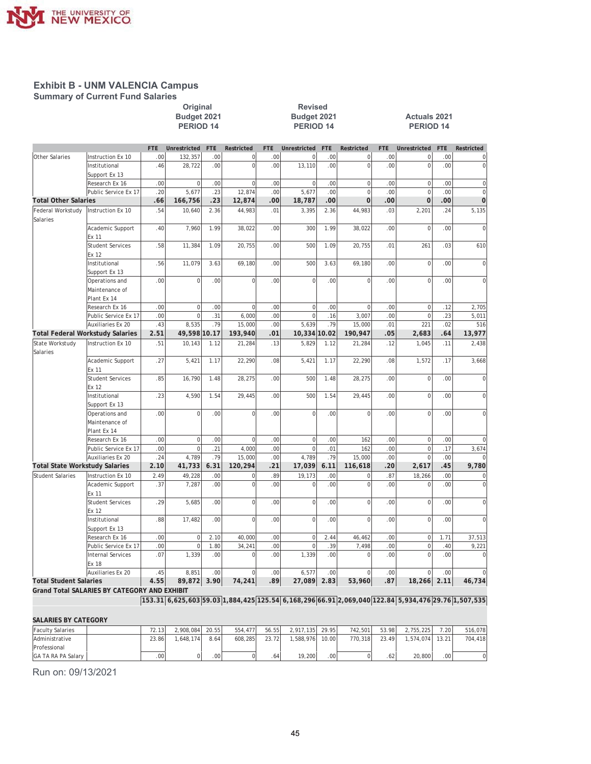# Exhibit B - UNM VALENCIA Campus

## Summary of Current Fund Salaries

| | | Original Budget 2021 PERIOD 14 | | | | Revised Budget 2021 PERIOD 14 | | | | Actuals 2021 PERIOD 14 | | | |
|---|---|---|---|---|---|---|---|---|---|---|---|---|---|
| | | FTE | Unrestricted | FTE | Restricted | FTE | Unrestricted | FTE | Restricted | FTE | Unrestricted | FTE | Restricted |
| Other Salaries | Instruction Ex 10 | .00 | 132,357 | .00 | 0 | .00 | 0 | .00 | 0 | .00 | 0 | .00 | 0 |
| | Institutional Support Ex 13 | .46 | 28,722 | .00 | 0 | .00 | 13,110 | .00 | 0 | .00 | 0 | .00 | 0 |
| | Research Ex 16 | .00 | 0 | .00 | 0 | .00 | 0 | .00 | 0 | .00 | 0 | .00 | 0 |
| | Public Service Ex 17 | .20 | 5,677 | .23 | 12,874 | .00 | 5,677 | .00 | 0 | .00 | 0 | .00 | 0 |
| **Total Other Salaries** | | **.66** | **166,756** | **.23** | **12,874** | **.00** | **18,787** | **.00** | **0** | **.00** | **0** | **.00** | **0** |
| Federal Workstudy Salaries | Instruction Ex 10 | .54 | 10,640 | 2.36 | 44,983 | .01 | 3,395 | 2.36 | 44,983 | .03 | 2,201 | .24 | 5,135 |
| | Academic Support Ex 11 | .40 | 7,960 | 1.99 | 38,022 | .00 | 300 | 1.99 | 38,022 | .00 | 0 | .00 | 0 |
| | Student Services Ex 12 | .58 | 11,384 | 1.09 | 20,755 | .00 | 500 | 1.09 | 20,755 | .01 | 261 | .03 | 610 |
| | Institutional Support Ex 13 | .56 | 11,079 | 3.63 | 69,180 | .00 | 500 | 3.63 | 69,180 | .00 | 0 | .00 | 0 |
| | Operations and Maintenance of Plant Ex 14 | .00 | 0 | .00 | 0 | .00 | 0 | .00 | 0 | .00 | 0 | .00 | 0 |
| | Research Ex 16 | .00 | 0 | .00 | 0 | .00 | 0 | .00 | 0 | .00 | 0 | .12 | 2,705 |
| | Public Service Ex 17 | .00 | 0 | .31 | 6,000 | .00 | 0 | .16 | 3,007 | .00 | 0 | .23 | 5,011 |
| | Auxiliaries Ex 20 | .43 | 8,535 | .79 | 15,000 | .00 | 5,639 | .79 | 15,000 | .01 | 221 | .02 | 516 |
| **Total Federal Workstudy Salaries** | | **2.51** | **49,598** | **10.17** | **193,940** | **.01** | **10,334** | **10.02** | **190,947** | **.05** | **2,683** | **.64** | **13,977** |
| State Workstudy Salaries | Instruction Ex 10 | .51 | 10,143 | 1.12 | 21,284 | .13 | 5,829 | 1.12 | 21,284 | .12 | 1,045 | .11 | 2,438 |
| | Academic Support Ex 11 | .27 | 5,421 | 1.17 | 22,290 | .08 | 5,421 | 1.17 | 22,290 | .08 | 1,572 | .17 | 3,668 |
| | Student Services Ex 12 | .85 | 16,790 | 1.48 | 28,275 | .00 | 500 | 1.48 | 28,275 | .00 | 0 | .00 | 0 |
| | Institutional Support Ex 13 | .23 | 4,590 | 1.54 | 29,445 | .00 | 500 | 1.54 | 29,445 | .00 | 0 | .00 | 0 |
| | Operations and Maintenance of Plant Ex 14 | .00 | 0 | .00 | 0 | .00 | 0 | .00 | 0 | .00 | 0 | .00 | 0 |
| | Research Ex 16 | .00 | 0 | .00 | 0 | .00 | 0 | .00 | 162 | .00 | 0 | .00 | 0 |
| | Public Service Ex 17 | .00 | 0 | .21 | 4,000 | .00 | 0 | .01 | 162 | .00 | 0 | .17 | 3,674 |
| | Auxiliaries Ex 20 | .24 | 4,789 | .79 | 15,000 | .00 | 4,789 | .79 | 15,000 | .00 | 0 | .00 | 0 |
| **Total State Workstudy Salaries** | | **2.10** | **41,733** | **6.31** | **120,294** | **.21** | **17,039** | **6.11** | **116,618** | **.20** | **2,617** | **.45** | **9,780** |
| Student Salaries | Instruction Ex 10 | 2.49 | 49,228 | .00 | 0 | .89 | 19,173 | .00 | 0 | .87 | 18,266 | .00 | 0 |
| | Academic Support Ex 11 | .37 | 7,287 | .00 | 0 | .00 | 0 | .00 | 0 | .00 | 0 | .00 | 0 |
| | Student Services Ex 12 | .29 | 5,685 | .00 | 0 | .00 | 0 | .00 | 0 | .00 | 0 | .00 | 0 |
| | Institutional Support Ex 13 | .88 | 17,482 | .00 | 0 | .00 | 0 | .00 | 0 | .00 | 0 | .00 | 0 |
| | Research Ex 16 | .00 | 0 | 2.10 | 40,000 | .00 | 0 | 2.44 | 46,462 | .00 | 0 | 1.71 | 37,513 |
| | Public Service Ex 17 | .00 | 0 | 1.80 | 34,241 | .00 | 0 | .39 | 7,498 | .00 | 0 | .40 | 9,221 |
| | Internal Services Ex 18 | .07 | 1,339 | .00 | 0 | .00 | 1,339 | .00 | 0 | .00 | 0 | .00 | 0 |
| | Auxiliaries Ex 20 | .45 | 8,851 | .00 | 0 | .00 | 6,577 | .00 | 0 | .00 | 0 | .00 | 0 |
| **Total Student Salaries** | | **4.55** | **89,872** | **3.90** | **74,241** | **.89** | **27,089** | **2.83** | **53,960** | **.87** | **18,266** | **2.11** | **46,734** |
| **Grand Total SALARIES BY CATEGORY AND EXHIBIT** | | **153.31** | **6,625,603** | **59.03** | **1,884,425** | **125.54** | **6,168,296** | **66.91** | **2,069,040** | **122.84** | **5,934,476** | **29.76** | **1,507,535** |

**SALARIES BY CATEGORY**

| | | FTE | Unrestricted | FTE | Restricted | FTE | Unrestricted | FTE | Restricted | FTE | Unrestricted | FTE | Restricted |
|---|---|---|---|---|---|---|---|---|---|---|---|---|---|
| Faculty Salaries | | 72.13 | 2,908,084 | 20.55 | 554,477 | 56.55 | 2,917,135 | 29.95 | 742,501 | 53.98 | 2,755,225 | 7.20 | 516,078 |
| Administrative Professional | | 23.86 | 1,648,174 | 8.64 | 608,285 | 23.72 | 1,588,976 | 10.00 | 770,318 | 23.49 | 1,574,074 | 13.21 | 704,418 |
| GA TA RA PA Salary | | .00 | 0 | .00 | 0 | .64 | 19,200 | .00 | 0 | .62 | 20,800 | .00 | 0 |

Run on: 09/13/2021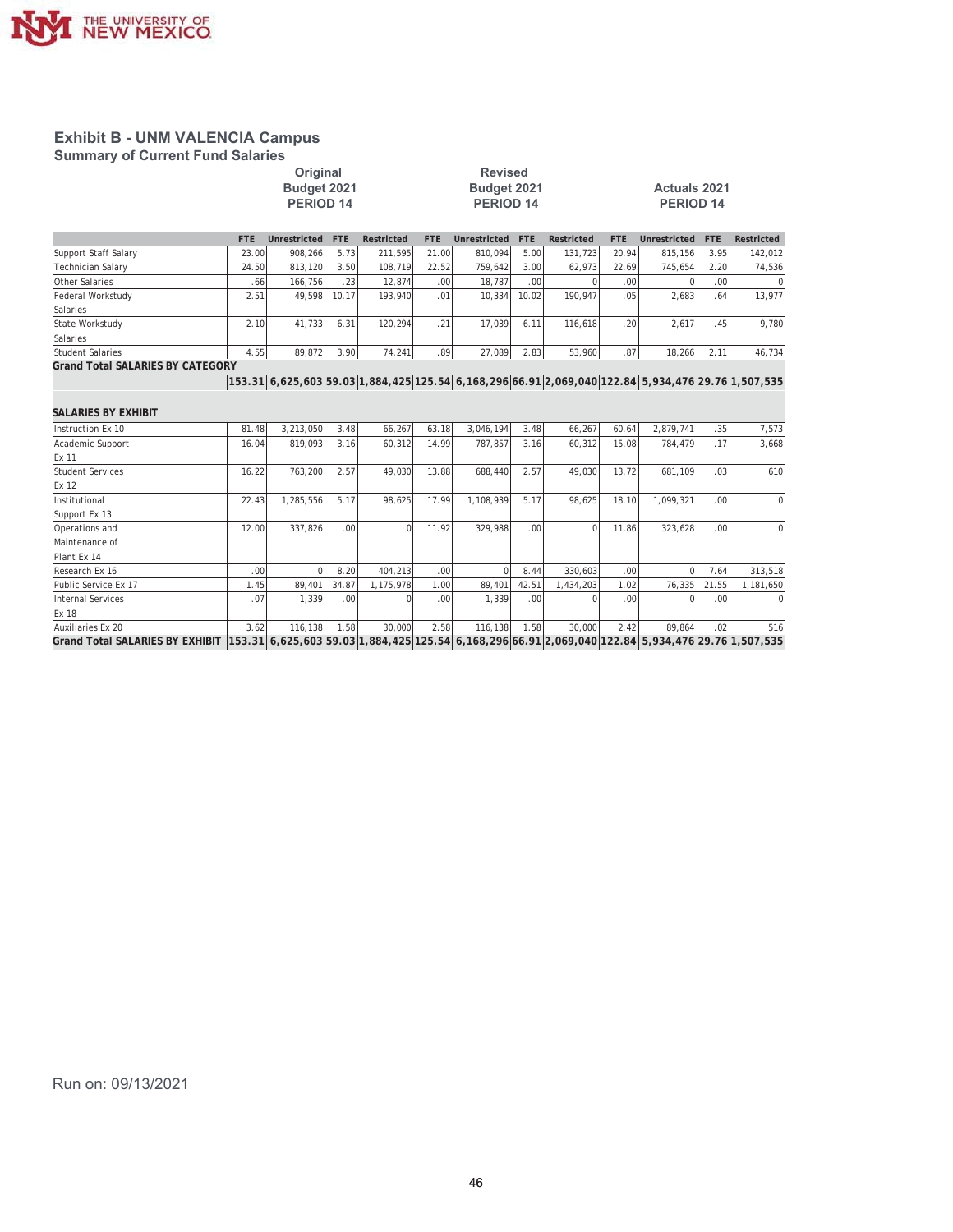## Exhibit B - UNM VALENCIA Campus

### Summary of Current Fund Salaries

| | Original Budget 2021 PERIOD 14 | | | | Revised Budget 2021 PERIOD 14 | | | | Actuals 2021 PERIOD 14 | | | |
|---|---|---|---|---|---|---|---|---|---|---|---|---|
| | FTE | Unrestricted | FTE | Restricted | FTE | Unrestricted | FTE | Restricted | FTE | Unrestricted | FTE | Restricted |
| Support Staff Salary | 23.00 | 908,266 | 5.73 | 211,595 | 21.00 | 810,094 | 5.00 | 131,723 | 20.94 | 815,156 | 3.95 | 142,012 |
| Technician Salary | 24.50 | 813,120 | 3.50 | 108,719 | 22.52 | 759,642 | 3.00 | 62,973 | 22.69 | 745,654 | 2.20 | 74,536 |
| Other Salaries | .66 | 166,756 | .23 | 12,874 | .00 | 18,787 | .00 | 0 | .00 | 0 | .00 | 0 |
| Federal Workstudy Salaries | 2.51 | 49,598 | 10.17 | 193,940 | .01 | 10,334 | 10.02 | 190,947 | .05 | 2,683 | .64 | 13,977 |
| State Workstudy Salaries | 2.10 | 41,733 | 6.31 | 120,294 | .21 | 17,039 | 6.11 | 116,618 | .20 | 2,617 | .45 | 9,780 |
| Student Salaries | 4.55 | 89,872 | 3.90 | 74,241 | .89 | 27,089 | 2.83 | 53,960 | .87 | 18,266 | 2.11 | 46,734 |
| **Grand Total SALARIES BY CATEGORY** | **153.31** | **6,625,603** | **59.03** | **1,884,425** | **125.54** | **6,168,296** | **66.91** | **2,069,040** | **122.84** | **5,934,476** | **29.76** | **1,507,535** |
| **SALARIES BY EXHIBIT** | | | | | | | | | | | | |
| Instruction Ex 10 | 81.48 | 3,213,050 | 3.48 | 66,267 | 63.18 | 3,046,194 | 3.48 | 66,267 | 60.64 | 2,879,741 | .35 | 7,573 |
| Academic Support Ex 11 | 16.04 | 819,093 | 3.16 | 60,312 | 14.99 | 787,857 | 3.16 | 60,312 | 15.08 | 784,479 | .17 | 3,668 |
| Student Services Ex 12 | 16.22 | 763,200 | 2.57 | 49,030 | 13.88 | 688,440 | 2.57 | 49,030 | 13.72 | 681,109 | .03 | 610 |
| Institutional Support Ex 13 | 22.43 | 1,285,556 | 5.17 | 98,625 | 17.99 | 1,108,939 | 5.17 | 98,625 | 18.10 | 1,099,321 | .00 | 0 |
| Operations and Maintenance of Plant Ex 14 | 12.00 | 337,826 | .00 | 0 | 11.92 | 329,988 | .00 | 0 | 11.86 | 323,628 | .00 | 0 |
| Research Ex 16 | .00 | 0 | 8.20 | 404,213 | .00 | 0 | 8.44 | 330,603 | .00 | 0 | 7.64 | 313,518 |
| Public Service Ex 17 | 1.45 | 89,401 | 34.87 | 1,175,978 | 1.00 | 89,401 | 42.51 | 1,434,203 | 1.02 | 76,335 | 21.55 | 1,181,650 |
| Internal Services Ex 18 | .07 | 1,339 | .00 | 0 | .00 | 1,339 | .00 | 0 | .00 | 0 | .00 | 0 |
| Auxiliaries Ex 20 | 3.62 | 116,138 | 1.58 | 30,000 | 2.58 | 116,138 | 1.58 | 30,000 | 2.42 | 89,864 | .02 | 516 |
| **Grand Total SALARIES BY EXHIBIT** | **153.31** | **6,625,603** | **59.03** | **1,884,425** | **125.54** | **6,168,296** | **66.91** | **2,069,040** | **122.84** | **5,934,476** | **29.76** | **1,507,535** |

Run on: 09/13/2021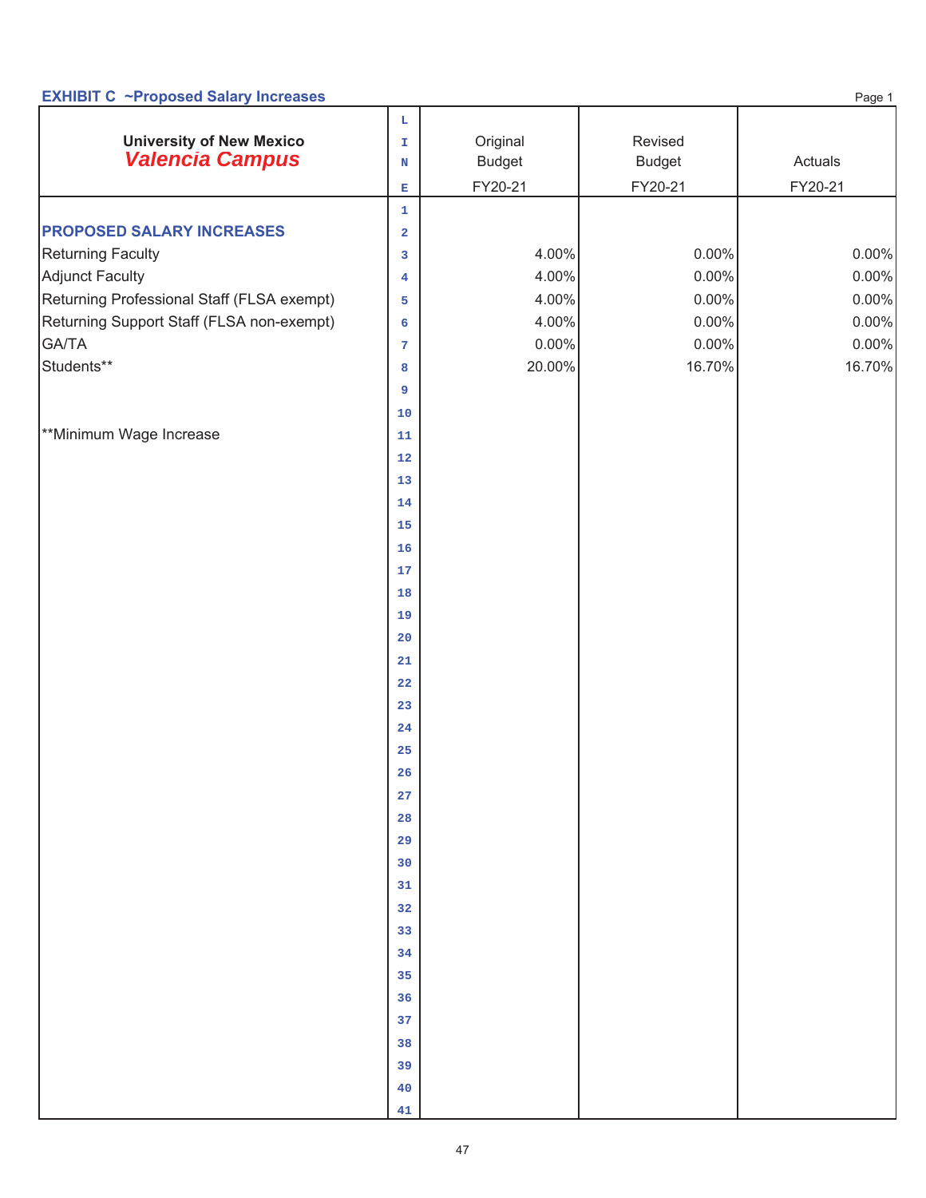## EXHIBIT C ~Proposed Salary Increases

| University of New Mexico *Valencia Campus* | LINE | Original Budget FY20-21 | Revised Budget FY20-21 | Actuals FY20-21 |
|---|---|---|---|---|
| | 1 | | | |
| **PROPOSED SALARY INCREASES** | 2 | | | |
| Returning Faculty | 3 | 4.00% | 0.00% | 0.00% |
| Adjunct Faculty | 4 | 4.00% | 0.00% | 0.00% |
| Returning Professional Staff (FLSA exempt) | 5 | 4.00% | 0.00% | 0.00% |
| Returning Support Staff (FLSA non-exempt) | 6 | 4.00% | 0.00% | 0.00% |
| GA/TA | 7 | 0.00% | 0.00% | 0.00% |
| Students** | 8 | 20.00% | 16.70% | 16.70% |
| | 9 | | | |
| | 10 | | | |
| **Minimum Wage Increase | 11 | | | |
| | 12 | | | |
| | 13 | | | |
| | 14 | | | |
| | 15 | | | |
| | 16 | | | |
| | 17 | | | |
| | 18 | | | |
| | 19 | | | |
| | 20 | | | |
| | 21 | | | |
| | 22 | | | |
| | 23 | | | |
| | 24 | | | |
| | 25 | | | |
| | 26 | | | |
| | 27 | | | |
| | 28 | | | |
| | 29 | | | |
| | 30 | | | |
| | 31 | | | |
| | 32 | | | |
| | 33 | | | |
| | 34 | | | |
| | 35 | | | |
| | 36 | | | |
| | 37 | | | |
| | 38 | | | |
| | 39 | | | |
| | 40 | | | |
| | 41 | | | |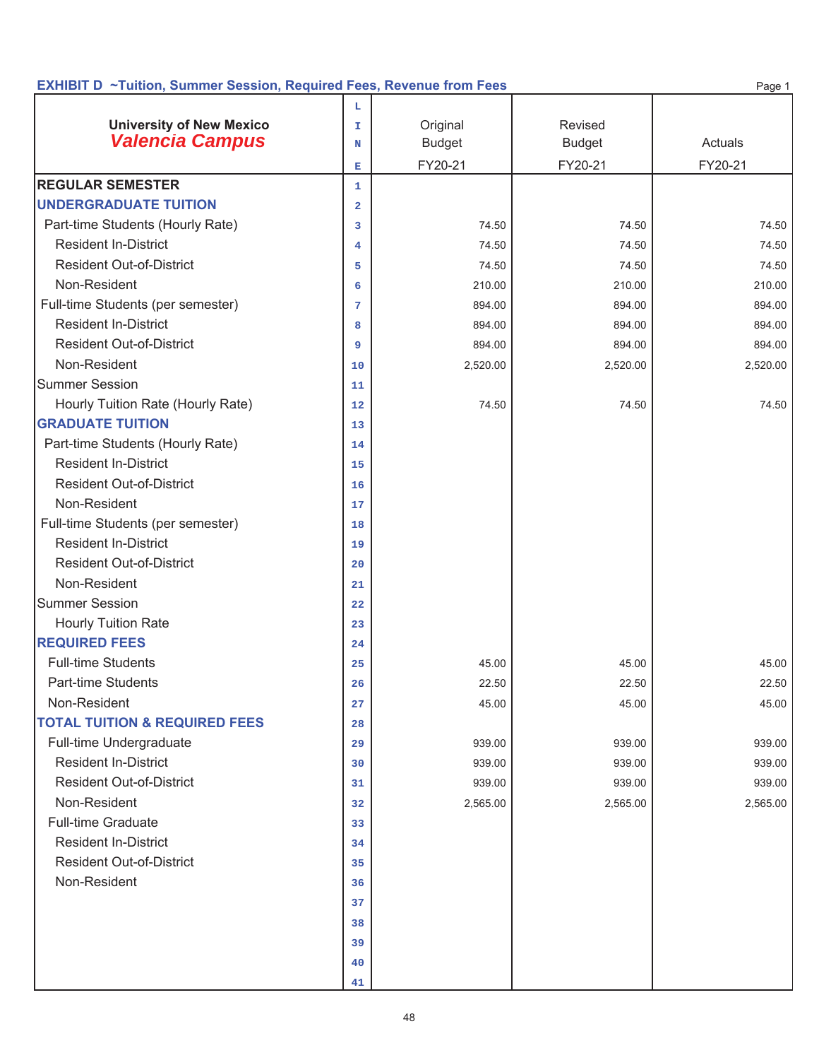## EXHIBIT D ~Tuition, Summer Session, Required Fees, Revenue from Fees

Page 1

| University of New Mexico *Valencia Campus* | LINE | Original Budget FY20-21 | Revised Budget FY20-21 | Actuals FY20-21 |
|---|---|---|---|---|
| **REGULAR SEMESTER** | 1 | | | |
| **UNDERGRADUATE TUITION** | 2 | | | |
| Part-time Students (Hourly Rate) | 3 | 74.50 | 74.50 | 74.50 |
| Resident In-District | 4 | 74.50 | 74.50 | 74.50 |
| Resident Out-of-District | 5 | 74.50 | 74.50 | 74.50 |
| Non-Resident | 6 | 210.00 | 210.00 | 210.00 |
| Full-time Students (per semester) | 7 | 894.00 | 894.00 | 894.00 |
| Resident In-District | 8 | 894.00 | 894.00 | 894.00 |
| Resident Out-of-District | 9 | 894.00 | 894.00 | 894.00 |
| Non-Resident | 10 | 2,520.00 | 2,520.00 | 2,520.00 |
| Summer Session | 11 | | | |
| Hourly Tuition Rate (Hourly Rate) | 12 | 74.50 | 74.50 | 74.50 |
| **GRADUATE TUITION** | 13 | | | |
| Part-time Students (Hourly Rate) | 14 | | | |
| Resident In-District | 15 | | | |
| Resident Out-of-District | 16 | | | |
| Non-Resident | 17 | | | |
| Full-time Students (per semester) | 18 | | | |
| Resident In-District | 19 | | | |
| Resident Out-of-District | 20 | | | |
| Non-Resident | 21 | | | |
| Summer Session | 22 | | | |
| Hourly Tuition Rate | 23 | | | |
| **REQUIRED FEES** | 24 | | | |
| Full-time Students | 25 | 45.00 | 45.00 | 45.00 |
| Part-time Students | 26 | 22.50 | 22.50 | 22.50 |
| Non-Resident | 27 | 45.00 | 45.00 | 45.00 |
| **TOTAL TUITION & REQUIRED FEES** | 28 | | | |
| Full-time Undergraduate | 29 | 939.00 | 939.00 | 939.00 |
| Resident In-District | 30 | 939.00 | 939.00 | 939.00 |
| Resident Out-of-District | 31 | 939.00 | 939.00 | 939.00 |
| Non-Resident | 32 | 2,565.00 | 2,565.00 | 2,565.00 |
| Full-time Graduate | 33 | | | |
| Resident In-District | 34 | | | |
| Resident Out-of-District | 35 | | | |
| Non-Resident | 36 | | | |
| | 37 | | | |
| | 38 | | | |
| | 39 | | | |
| | 40 | | | |
| | 41 | | | |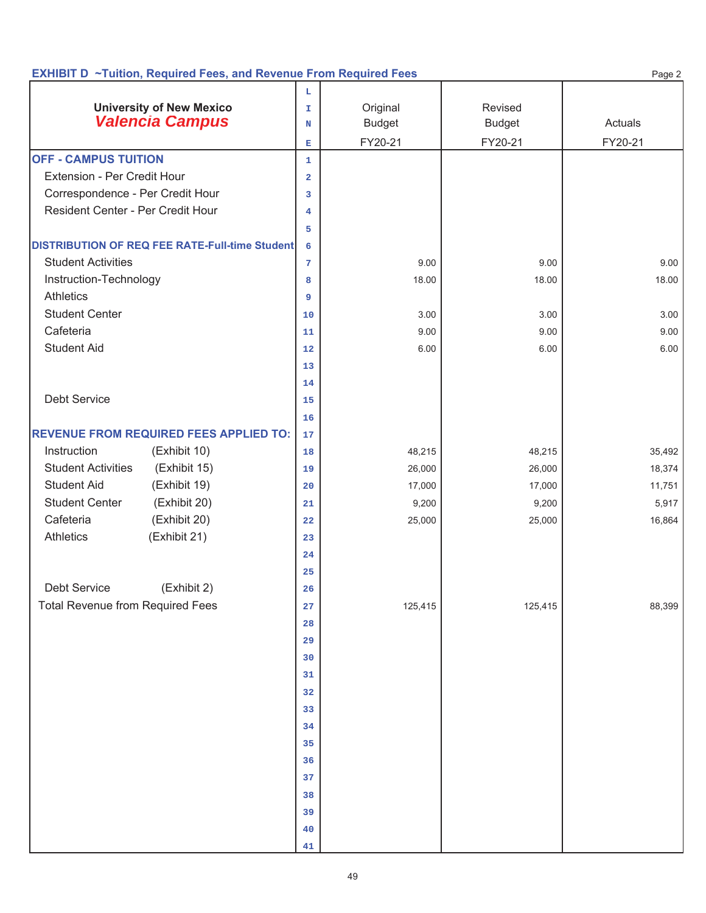## EXHIBIT D ~Tuition, Required Fees, and Revenue From Required Fees

Page 2

| University of New Mexico *Valencia Campus* | LINE | Original Budget FY20-21 | Revised Budget FY20-21 | Actuals FY20-21 |
|---|---|---|---|---|
| **OFF - CAMPUS TUITION** | 1 | | | |
| Extension - Per Credit Hour | 2 | | | |
| Correspondence - Per Credit Hour | 3 | | | |
| Resident Center - Per Credit Hour | 4 | | | |
| | 5 | | | |
| **DISTRIBUTION OF REQ FEE RATE-Full-time Student** | 6 | | | |
| Student Activities | 7 | 9.00 | 9.00 | 9.00 |
| Instruction-Technology | 8 | 18.00 | 18.00 | 18.00 |
| Athletics | 9 | | | |
| Student Center | 10 | 3.00 | 3.00 | 3.00 |
| Cafeteria | 11 | 9.00 | 9.00 | 9.00 |
| Student Aid | 12 | 6.00 | 6.00 | 6.00 |
| | 13 | | | |
| | 14 | | | |
| Debt Service | 15 | | | |
| | 16 | | | |
| **REVENUE FROM REQUIRED FEES APPLIED TO:** | 17 | | | |
| Instruction (Exhibit 10) | 18 | 48,215 | 48,215 | 35,492 |
| Student Activities (Exhibit 15) | 19 | 26,000 | 26,000 | 18,374 |
| Student Aid (Exhibit 19) | 20 | 17,000 | 17,000 | 11,751 |
| Student Center (Exhibit 20) | 21 | 9,200 | 9,200 | 5,917 |
| Cafeteria (Exhibit 20) | 22 | 25,000 | 25,000 | 16,864 |
| Athletics (Exhibit 21) | 23 | | | |
| | 24 | | | |
| | 25 | | | |
| Debt Service (Exhibit 2) | 26 | | | |
| Total Revenue from Required Fees | 27 | 125,415 | 125,415 | 88,399 |
| | 28 | | | |
| | 29 | | | |
| | 30 | | | |
| | 31 | | | |
| | 32 | | | |
| | 33 | | | |
| | 34 | | | |
| | 35 | | | |
| | 36 | | | |
| | 37 | | | |
| | 38 | | | |
| | 39 | | | |
| | 40 | | | |
| | 41 | | | |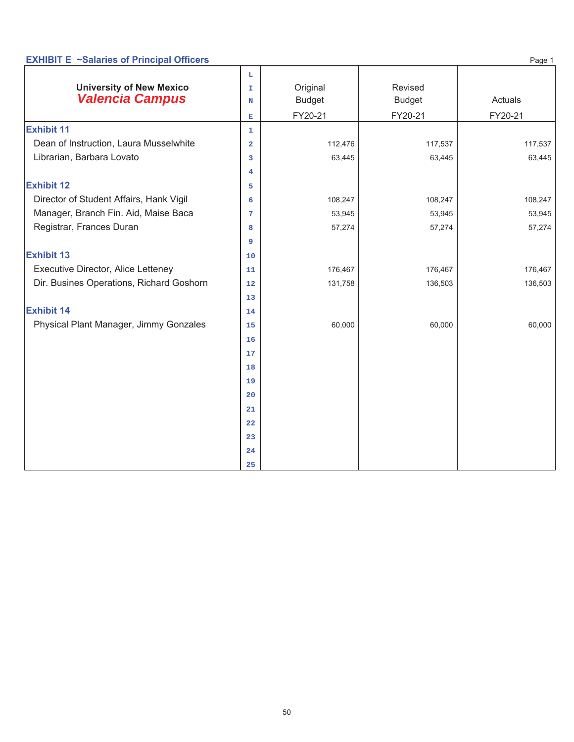## EXHIBIT E ~Salaries of Principal Officers

| University of New Mexico *Valencia Campus* | LINE | Original Budget FY20-21 | Revised Budget FY20-21 | Actuals FY20-21 |
|---|---|---|---|---|
| **Exhibit 11** | 1 | | | |
| Dean of Instruction, Laura Musselwhite | 2 | 112,476 | 117,537 | 117,537 |
| Librarian, Barbara Lovato | 3 | 63,445 | 63,445 | 63,445 |
| | 4 | | | |
| **Exhibit 12** | 5 | | | |
| Director of Student Affairs, Hank Vigil | 6 | 108,247 | 108,247 | 108,247 |
| Manager, Branch Fin. Aid, Maise Baca | 7 | 53,945 | 53,945 | 53,945 |
| Registrar, Frances Duran | 8 | 57,274 | 57,274 | 57,274 |
| | 9 | | | |
| **Exhibit 13** | 10 | | | |
| Executive Director, Alice Letteney | 11 | 176,467 | 176,467 | 176,467 |
| Dir. Busines Operations, Richard Goshorn | 12 | 131,758 | 136,503 | 136,503 |
| | 13 | | | |
| **Exhibit 14** | 14 | | | |
| Physical Plant Manager, Jimmy Gonzales | 15 | 60,000 | 60,000 | 60,000 |
| | 16 | | | |
| | 17 | | | |
| | 18 | | | |
| | 19 | | | |
| | 20 | | | |
| | 21 | | | |
| | 22 | | | |
| | 23 | | | |
| | 24 | | | |
| | 25 | | | |